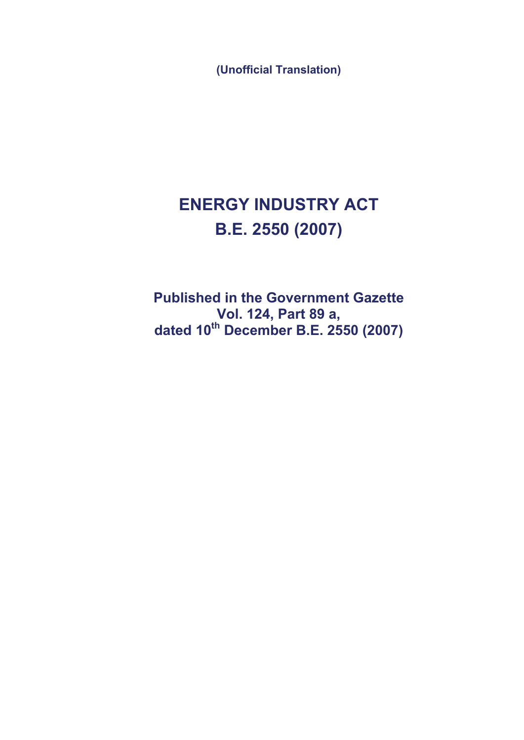**(Unofficial Translation)**

# ENERGY INDUSTRY ACT
# B.E. 2550 (2007)

**Published in the Government Gazette**
**Vol. 124, Part 89 a,**
**dated 10th December B.E. 2550 (2007)**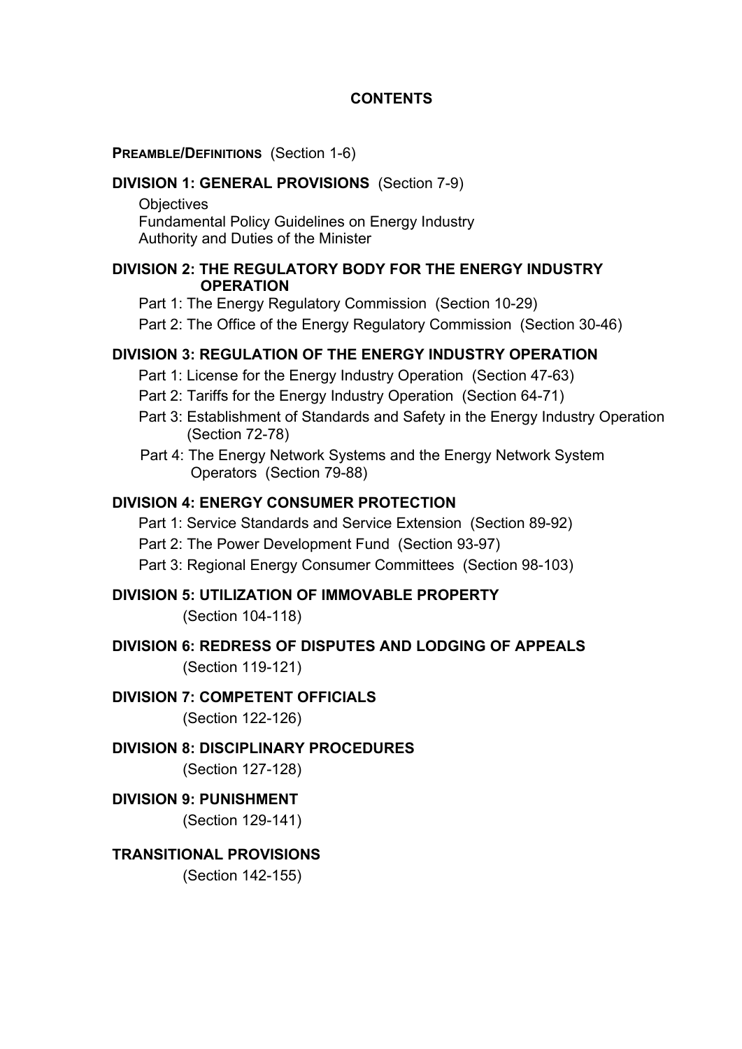# CONTENTS

**PREAMBLE/DEFINITIONS** (Section 1-6)

**DIVISION 1: GENERAL PROVISIONS** (Section 7-9)

Objectives
Fundamental Policy Guidelines on Energy Industry
Authority and Duties of the Minister

**DIVISION 2: THE REGULATORY BODY FOR THE ENERGY INDUSTRY OPERATION**

Part 1: The Energy Regulatory Commission (Section 10-29)

Part 2: The Office of the Energy Regulatory Commission (Section 30-46)

**DIVISION 3: REGULATION OF THE ENERGY INDUSTRY OPERATION**

Part 1: License for the Energy Industry Operation (Section 47-63)

Part 2: Tariffs for the Energy Industry Operation (Section 64-71)

Part 3: Establishment of Standards and Safety in the Energy Industry Operation (Section 72-78)

Part 4: The Energy Network Systems and the Energy Network System Operators (Section 79-88)

**DIVISION 4: ENERGY CONSUMER PROTECTION**

Part 1: Service Standards and Service Extension (Section 89-92)

Part 2: The Power Development Fund (Section 93-97)

Part 3: Regional Energy Consumer Committees (Section 98-103)

**DIVISION 5: UTILIZATION OF IMMOVABLE PROPERTY**

(Section 104-118)

**DIVISION 6: REDRESS OF DISPUTES AND LODGING OF APPEALS**

(Section 119-121)

**DIVISION 7: COMPETENT OFFICIALS**

(Section 122-126)

**DIVISION 8: DISCIPLINARY PROCEDURES**

(Section 127-128)

**DIVISION 9: PUNISHMENT**

(Section 129-141)

**TRANSITIONAL PROVISIONS**

(Section 142-155)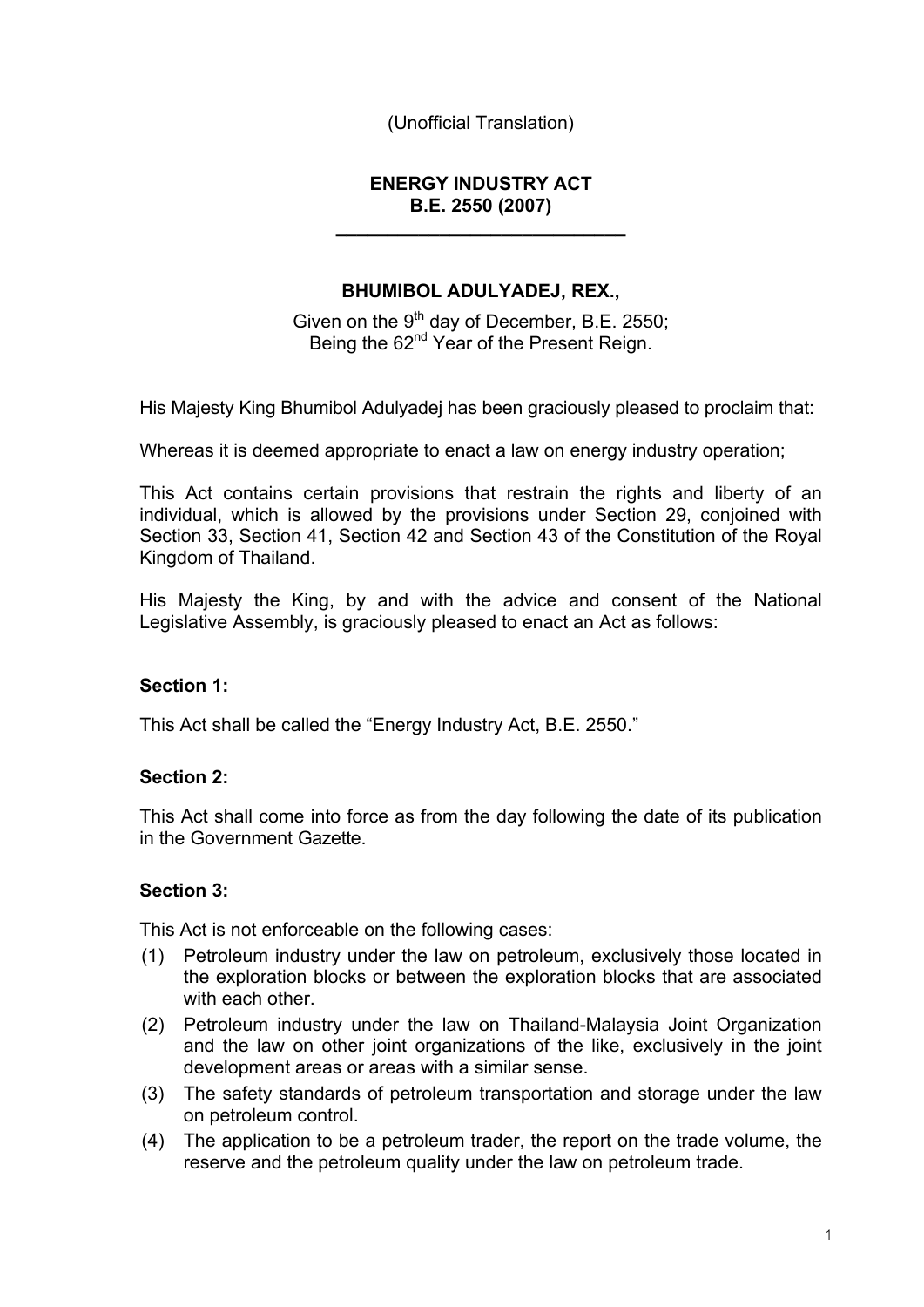(Unofficial Translation)

**ENERGY INDUSTRY ACT**
**B.E. 2550 (2007)**

---

**BHUMIBOL ADULYADEJ, REX.,**

Given on the 9th day of December, B.E. 2550;
Being the 62nd Year of the Present Reign.

His Majesty King Bhumibol Adulyadej has been graciously pleased to proclaim that:

Whereas it is deemed appropriate to enact a law on energy industry operation;

This Act contains certain provisions that restrain the rights and liberty of an individual, which is allowed by the provisions under Section 29, conjoined with Section 33, Section 41, Section 42 and Section 43 of the Constitution of the Royal Kingdom of Thailand.

His Majesty the King, by and with the advice and consent of the National Legislative Assembly, is graciously pleased to enact an Act as follows:

**Section 1:**

This Act shall be called the "Energy Industry Act, B.E. 2550."

**Section 2:**

This Act shall come into force as from the day following the date of its publication in the Government Gazette.

**Section 3:**

This Act is not enforceable on the following cases:

(1) Petroleum industry under the law on petroleum, exclusively those located in the exploration blocks or between the exploration blocks that are associated with each other.

(2) Petroleum industry under the law on Thailand-Malaysia Joint Organization and the law on other joint organizations of the like, exclusively in the joint development areas or areas with a similar sense.

(3) The safety standards of petroleum transportation and storage under the law on petroleum control.

(4) The application to be a petroleum trader, the report on the trade volume, the reserve and the petroleum quality under the law on petroleum trade.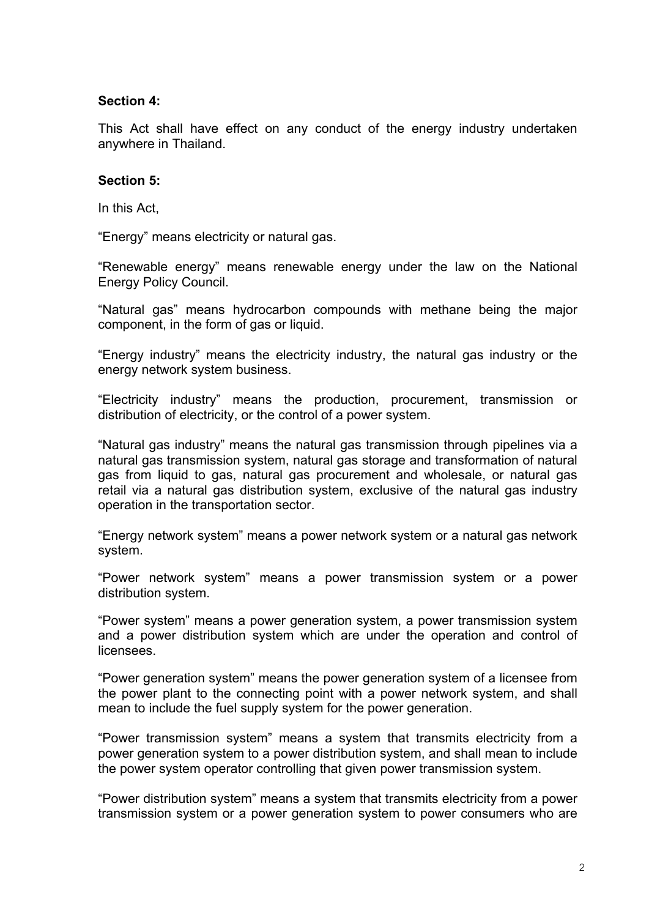**Section 4:**

This Act shall have effect on any conduct of the energy industry undertaken anywhere in Thailand.

**Section 5:**

In this Act,

"Energy" means electricity or natural gas.

"Renewable energy" means renewable energy under the law on the National Energy Policy Council.

"Natural gas" means hydrocarbon compounds with methane being the major component, in the form of gas or liquid.

"Energy industry" means the electricity industry, the natural gas industry or the energy network system business.

"Electricity industry" means the production, procurement, transmission or distribution of electricity, or the control of a power system.

"Natural gas industry" means the natural gas transmission through pipelines via a natural gas transmission system, natural gas storage and transformation of natural gas from liquid to gas, natural gas procurement and wholesale, or natural gas retail via a natural gas distribution system, exclusive of the natural gas industry operation in the transportation sector.

"Energy network system" means a power network system or a natural gas network system.

"Power network system" means a power transmission system or a power distribution system.

"Power system" means a power generation system, a power transmission system and a power distribution system which are under the operation and control of licensees.

"Power generation system" means the power generation system of a licensee from the power plant to the connecting point with a power network system, and shall mean to include the fuel supply system for the power generation.

"Power transmission system" means a system that transmits electricity from a power generation system to a power distribution system, and shall mean to include the power system operator controlling that given power transmission system.

"Power distribution system" means a system that transmits electricity from a power transmission system or a power generation system to power consumers who are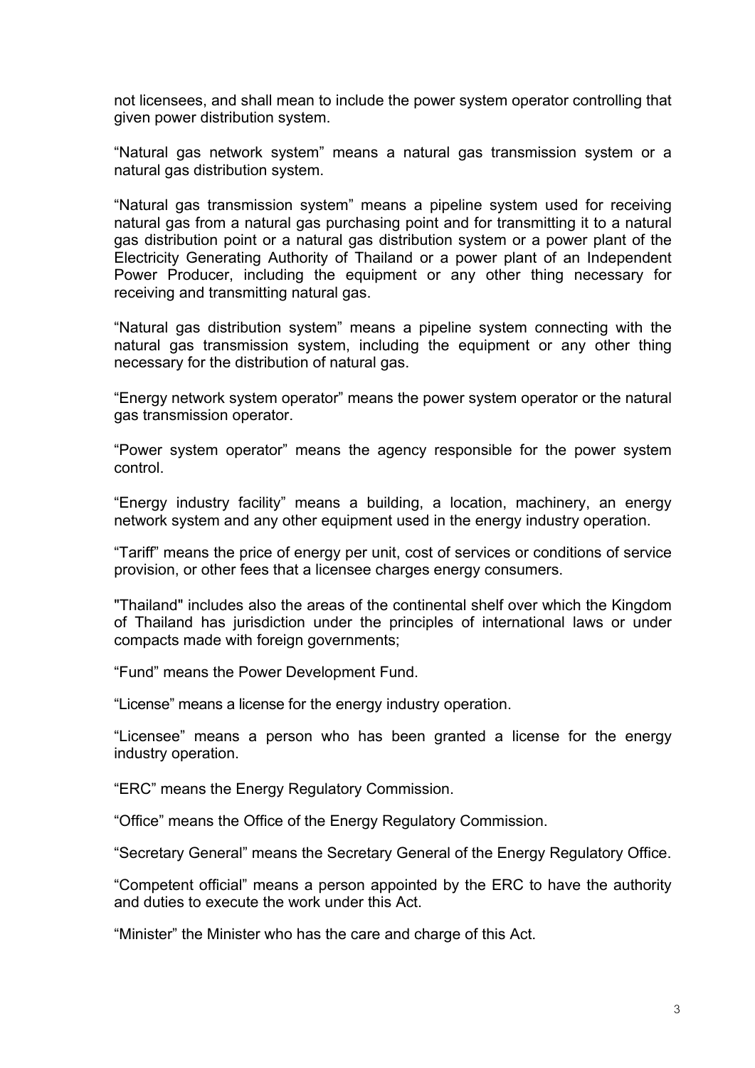not licensees, and shall mean to include the power system operator controlling that given power distribution system.

"Natural gas network system" means a natural gas transmission system or a natural gas distribution system.

"Natural gas transmission system" means a pipeline system used for receiving natural gas from a natural gas purchasing point and for transmitting it to a natural gas distribution point or a natural gas distribution system or a power plant of the Electricity Generating Authority of Thailand or a power plant of an Independent Power Producer, including the equipment or any other thing necessary for receiving and transmitting natural gas.

"Natural gas distribution system" means a pipeline system connecting with the natural gas transmission system, including the equipment or any other thing necessary for the distribution of natural gas.

"Energy network system operator" means the power system operator or the natural gas transmission operator.

"Power system operator" means the agency responsible for the power system control.

"Energy industry facility" means a building, a location, machinery, an energy network system and any other equipment used in the energy industry operation.

"Tariff" means the price of energy per unit, cost of services or conditions of service provision, or other fees that a licensee charges energy consumers.

"Thailand" includes also the areas of the continental shelf over which the Kingdom of Thailand has jurisdiction under the principles of international laws or under compacts made with foreign governments;

"Fund" means the Power Development Fund.

"License" means a license for the energy industry operation.

"Licensee" means a person who has been granted a license for the energy industry operation.

"ERC" means the Energy Regulatory Commission.

"Office" means the Office of the Energy Regulatory Commission.

"Secretary General" means the Secretary General of the Energy Regulatory Office.

"Competent official" means a person appointed by the ERC to have the authority and duties to execute the work under this Act.

"Minister" the Minister who has the care and charge of this Act.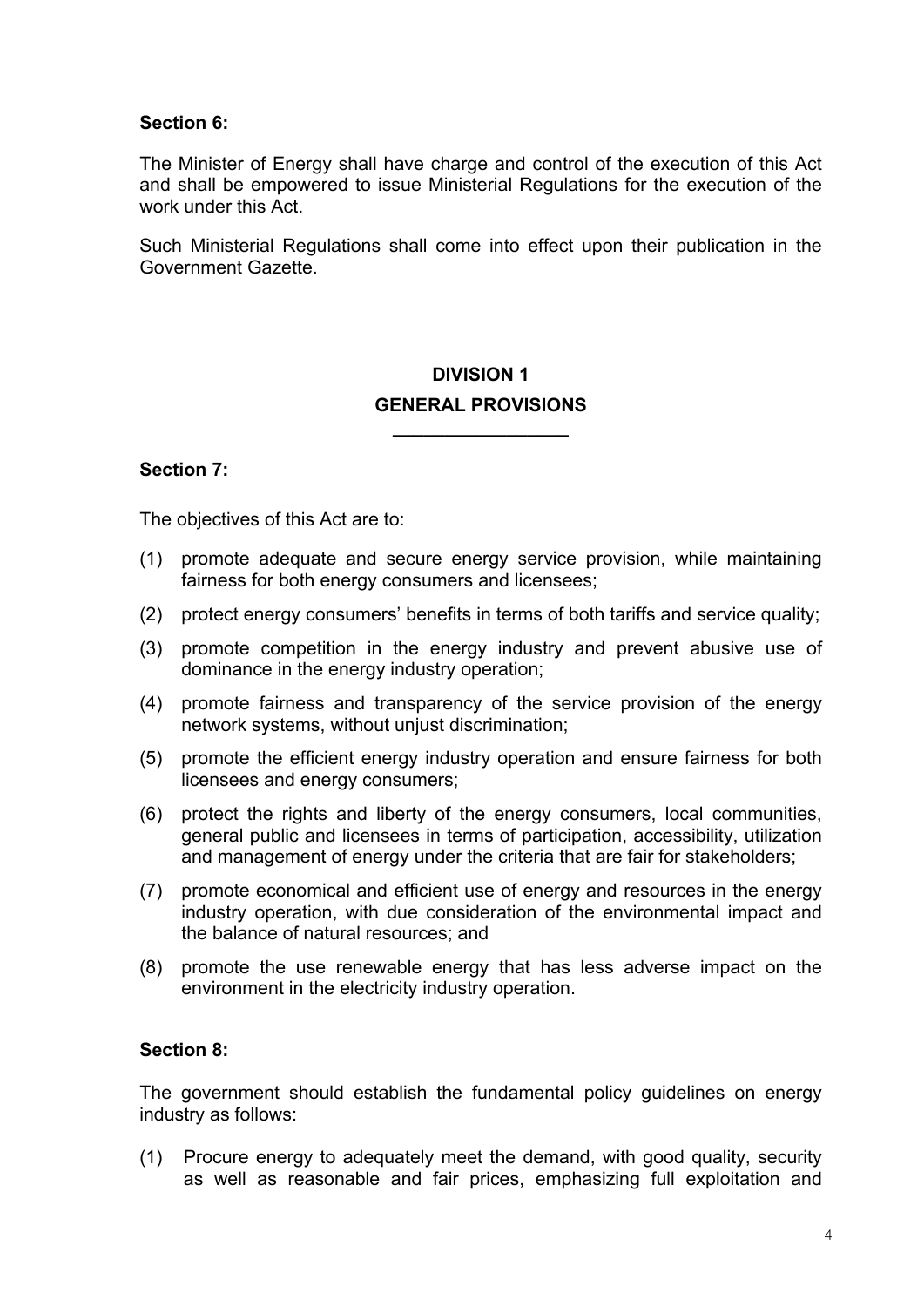**Section 6:**

The Minister of Energy shall have charge and control of the execution of this Act and shall be empowered to issue Ministerial Regulations for the execution of the work under this Act.

Such Ministerial Regulations shall come into effect upon their publication in the Government Gazette.

## DIVISION 1
## GENERAL PROVISIONS

**Section 7:**

The objectives of this Act are to:

(1) promote adequate and secure energy service provision, while maintaining fairness for both energy consumers and licensees;

(2) protect energy consumers' benefits in terms of both tariffs and service quality;

(3) promote competition in the energy industry and prevent abusive use of dominance in the energy industry operation;

(4) promote fairness and transparency of the service provision of the energy network systems, without unjust discrimination;

(5) promote the efficient energy industry operation and ensure fairness for both licensees and energy consumers;

(6) protect the rights and liberty of the energy consumers, local communities, general public and licensees in terms of participation, accessibility, utilization and management of energy under the criteria that are fair for stakeholders;

(7) promote economical and efficient use of energy and resources in the energy industry operation, with due consideration of the environmental impact and the balance of natural resources; and

(8) promote the use renewable energy that has less adverse impact on the environment in the electricity industry operation.

**Section 8:**

The government should establish the fundamental policy guidelines on energy industry as follows:

(1) Procure energy to adequately meet the demand, with good quality, security as well as reasonable and fair prices, emphasizing full exploitation and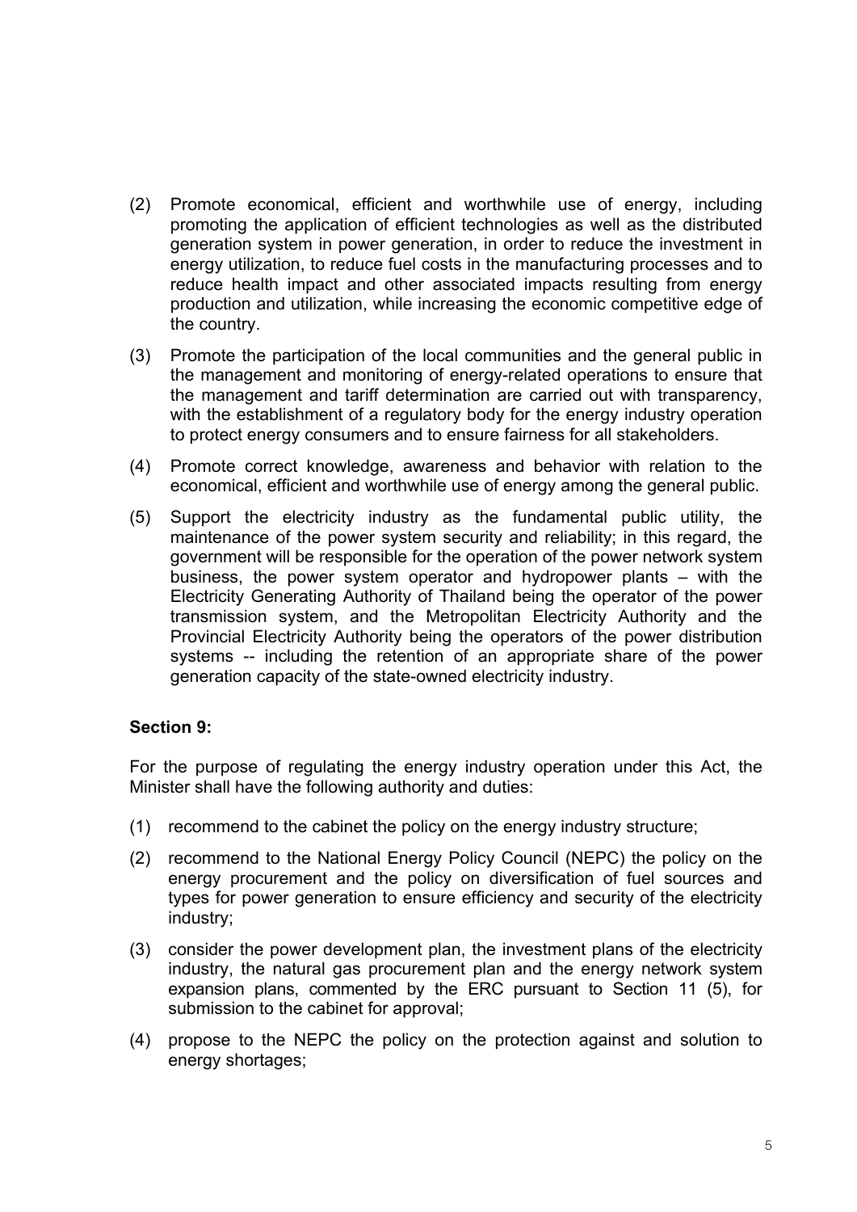(2) Promote economical, efficient and worthwhile use of energy, including promoting the application of efficient technologies as well as the distributed generation system in power generation, in order to reduce the investment in energy utilization, to reduce fuel costs in the manufacturing processes and to reduce health impact and other associated impacts resulting from energy production and utilization, while increasing the economic competitive edge of the country.

(3) Promote the participation of the local communities and the general public in the management and monitoring of energy-related operations to ensure that the management and tariff determination are carried out with transparency, with the establishment of a regulatory body for the energy industry operation to protect energy consumers and to ensure fairness for all stakeholders.

(4) Promote correct knowledge, awareness and behavior with relation to the economical, efficient and worthwhile use of energy among the general public.

(5) Support the electricity industry as the fundamental public utility, the maintenance of the power system security and reliability; in this regard, the government will be responsible for the operation of the power network system business, the power system operator and hydropower plants – with the Electricity Generating Authority of Thailand being the operator of the power transmission system, and the Metropolitan Electricity Authority and the Provincial Electricity Authority being the operators of the power distribution systems -- including the retention of an appropriate share of the power generation capacity of the state-owned electricity industry.

**Section 9:**

For the purpose of regulating the energy industry operation under this Act, the Minister shall have the following authority and duties:

(1) recommend to the cabinet the policy on the energy industry structure;

(2) recommend to the National Energy Policy Council (NEPC) the policy on the energy procurement and the policy on diversification of fuel sources and types for power generation to ensure efficiency and security of the electricity industry;

(3) consider the power development plan, the investment plans of the electricity industry, the natural gas procurement plan and the energy network system expansion plans, commented by the ERC pursuant to Section 11 (5), for submission to the cabinet for approval;

(4) propose to the NEPC the policy on the protection against and solution to energy shortages;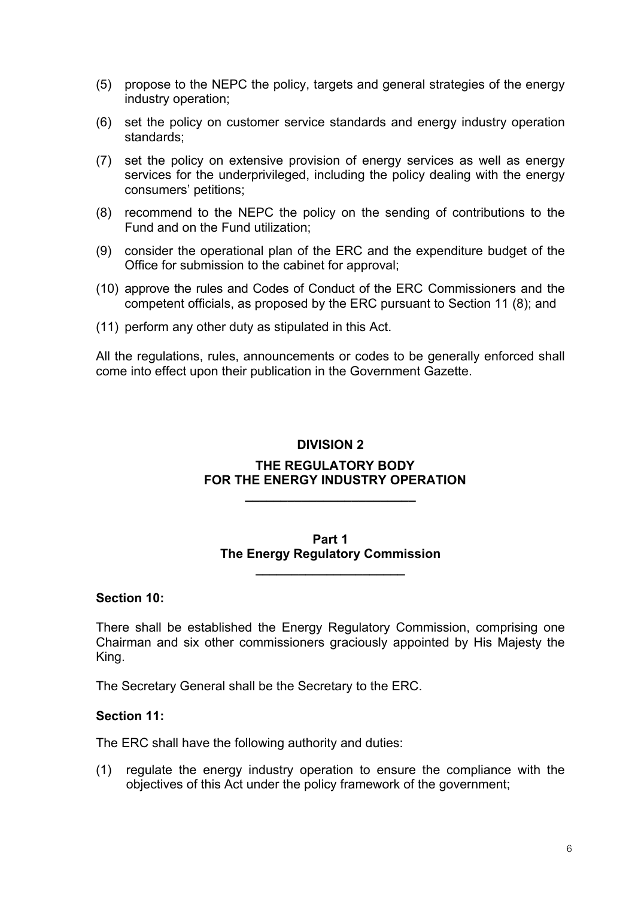(5) propose to the NEPC the policy, targets and general strategies of the energy industry operation;

(6) set the policy on customer service standards and energy industry operation standards;

(7) set the policy on extensive provision of energy services as well as energy services for the underprivileged, including the policy dealing with the energy consumers' petitions;

(8) recommend to the NEPC the policy on the sending of contributions to the Fund and on the Fund utilization;

(9) consider the operational plan of the ERC and the expenditure budget of the Office for submission to the cabinet for approval;

(10) approve the rules and Codes of Conduct of the ERC Commissioners and the competent officials, as proposed by the ERC pursuant to Section 11 (8); and

(11) perform any other duty as stipulated in this Act.

All the regulations, rules, announcements or codes to be generally enforced shall come into effect upon their publication in the Government Gazette.

## DIVISION 2

## THE REGULATORY BODY FOR THE ENERGY INDUSTRY OPERATION

### Part 1
### The Energy Regulatory Commission

**Section 10:**

There shall be established the Energy Regulatory Commission, comprising one Chairman and six other commissioners graciously appointed by His Majesty the King.

The Secretary General shall be the Secretary to the ERC.

**Section 11:**

The ERC shall have the following authority and duties:

(1) regulate the energy industry operation to ensure the compliance with the objectives of this Act under the policy framework of the government;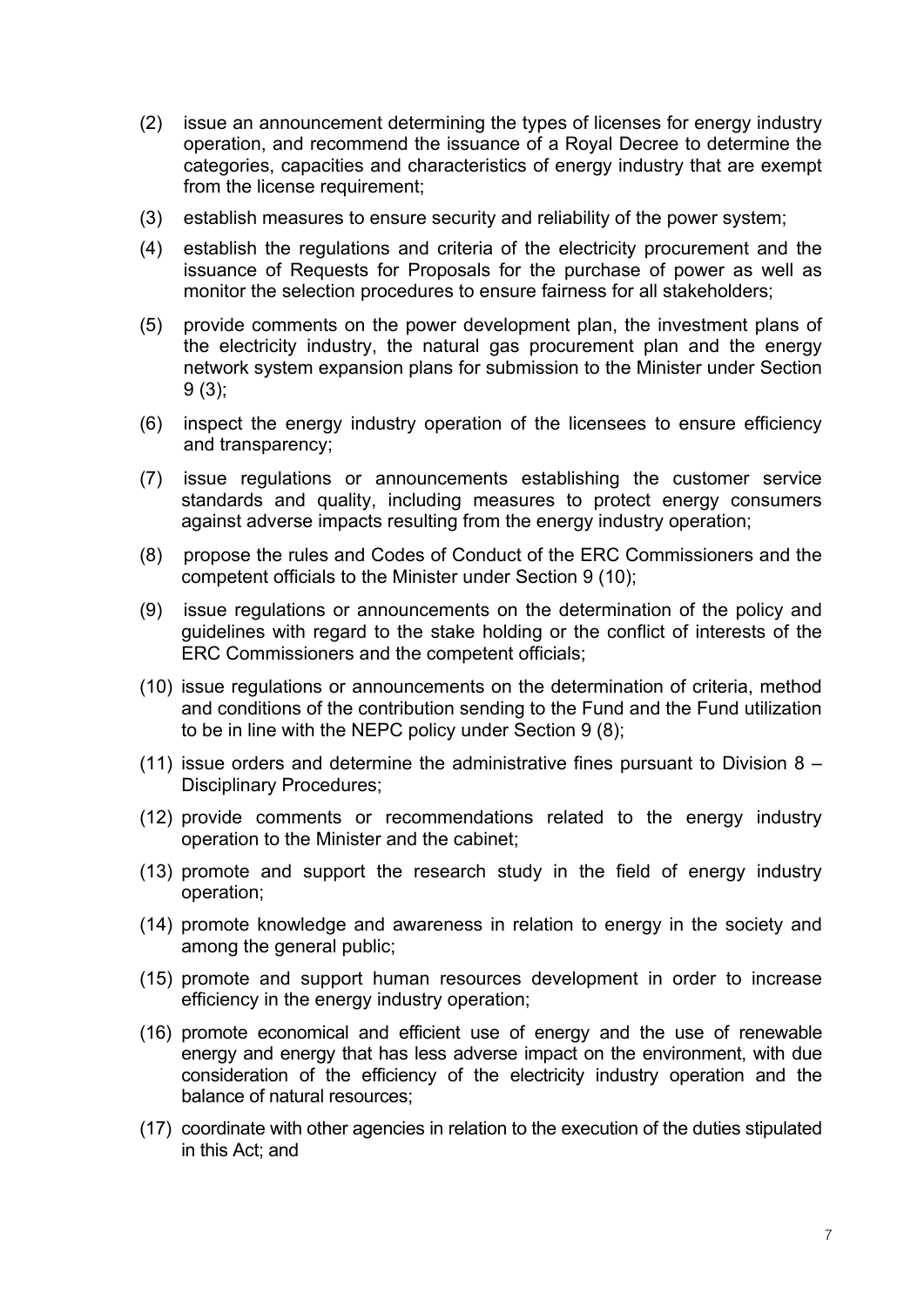(2) issue an announcement determining the types of licenses for energy industry operation, and recommend the issuance of a Royal Decree to determine the categories, capacities and characteristics of energy industry that are exempt from the license requirement;

(3) establish measures to ensure security and reliability of the power system;

(4) establish the regulations and criteria of the electricity procurement and the issuance of Requests for Proposals for the purchase of power as well as monitor the selection procedures to ensure fairness for all stakeholders;

(5) provide comments on the power development plan, the investment plans of the electricity industry, the natural gas procurement plan and the energy network system expansion plans for submission to the Minister under Section 9 (3);

(6) inspect the energy industry operation of the licensees to ensure efficiency and transparency;

(7) issue regulations or announcements establishing the customer service standards and quality, including measures to protect energy consumers against adverse impacts resulting from the energy industry operation;

(8) propose the rules and Codes of Conduct of the ERC Commissioners and the competent officials to the Minister under Section 9 (10);

(9) issue regulations or announcements on the determination of the policy and guidelines with regard to the stake holding or the conflict of interests of the ERC Commissioners and the competent officials;

(10) issue regulations or announcements on the determination of criteria, method and conditions of the contribution sending to the Fund and the Fund utilization to be in line with the NEPC policy under Section 9 (8);

(11) issue orders and determine the administrative fines pursuant to Division 8 – Disciplinary Procedures;

(12) provide comments or recommendations related to the energy industry operation to the Minister and the cabinet;

(13) promote and support the research study in the field of energy industry operation;

(14) promote knowledge and awareness in relation to energy in the society and among the general public;

(15) promote and support human resources development in order to increase efficiency in the energy industry operation;

(16) promote economical and efficient use of energy and the use of renewable energy and energy that has less adverse impact on the environment, with due consideration of the efficiency of the electricity industry operation and the balance of natural resources;

(17) coordinate with other agencies in relation to the execution of the duties stipulated in this Act; and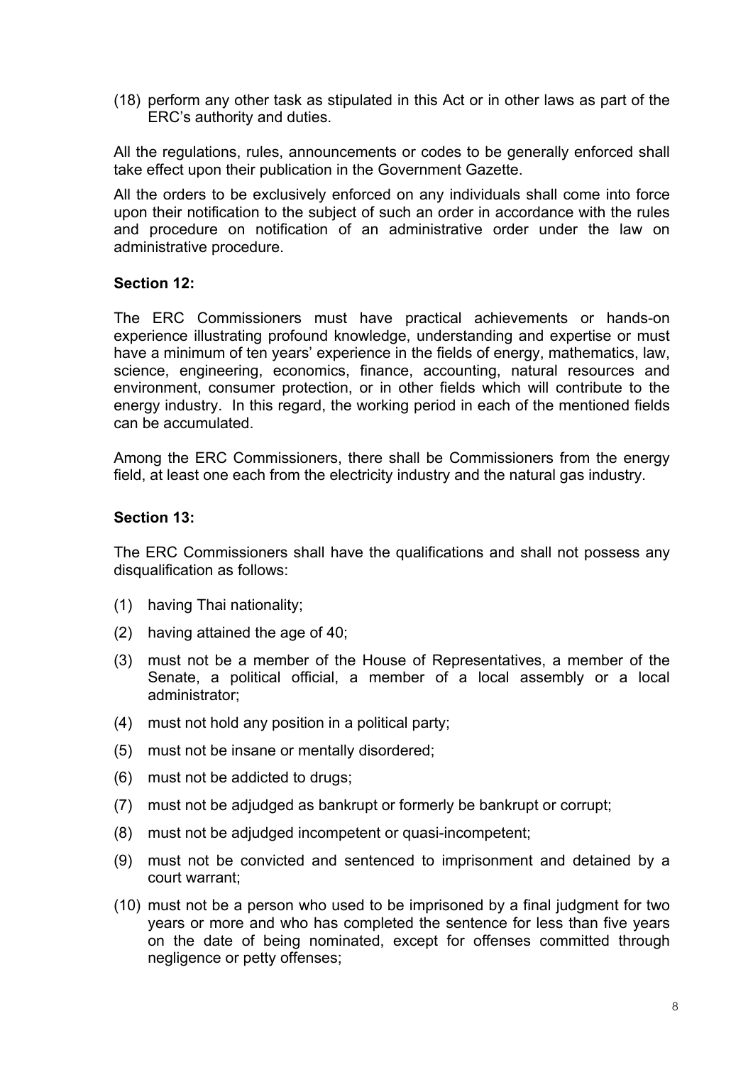(18) perform any other task as stipulated in this Act or in other laws as part of the ERC's authority and duties.

All the regulations, rules, announcements or codes to be generally enforced shall take effect upon their publication in the Government Gazette.

All the orders to be exclusively enforced on any individuals shall come into force upon their notification to the subject of such an order in accordance with the rules and procedure on notification of an administrative order under the law on administrative procedure.

**Section 12:**

The ERC Commissioners must have practical achievements or hands-on experience illustrating profound knowledge, understanding and expertise or must have a minimum of ten years' experience in the fields of energy, mathematics, law, science, engineering, economics, finance, accounting, natural resources and environment, consumer protection, or in other fields which will contribute to the energy industry. In this regard, the working period in each of the mentioned fields can be accumulated.

Among the ERC Commissioners, there shall be Commissioners from the energy field, at least one each from the electricity industry and the natural gas industry.

**Section 13:**

The ERC Commissioners shall have the qualifications and shall not possess any disqualification as follows:

(1) having Thai nationality;

(2) having attained the age of 40;

(3) must not be a member of the House of Representatives, a member of the Senate, a political official, a member of a local assembly or a local administrator;

(4) must not hold any position in a political party;

(5) must not be insane or mentally disordered;

(6) must not be addicted to drugs;

(7) must not be adjudged as bankrupt or formerly be bankrupt or corrupt;

(8) must not be adjudged incompetent or quasi-incompetent;

(9) must not be convicted and sentenced to imprisonment and detained by a court warrant;

(10) must not be a person who used to be imprisoned by a final judgment for two years or more and who has completed the sentence for less than five years on the date of being nominated, except for offenses committed through negligence or petty offenses;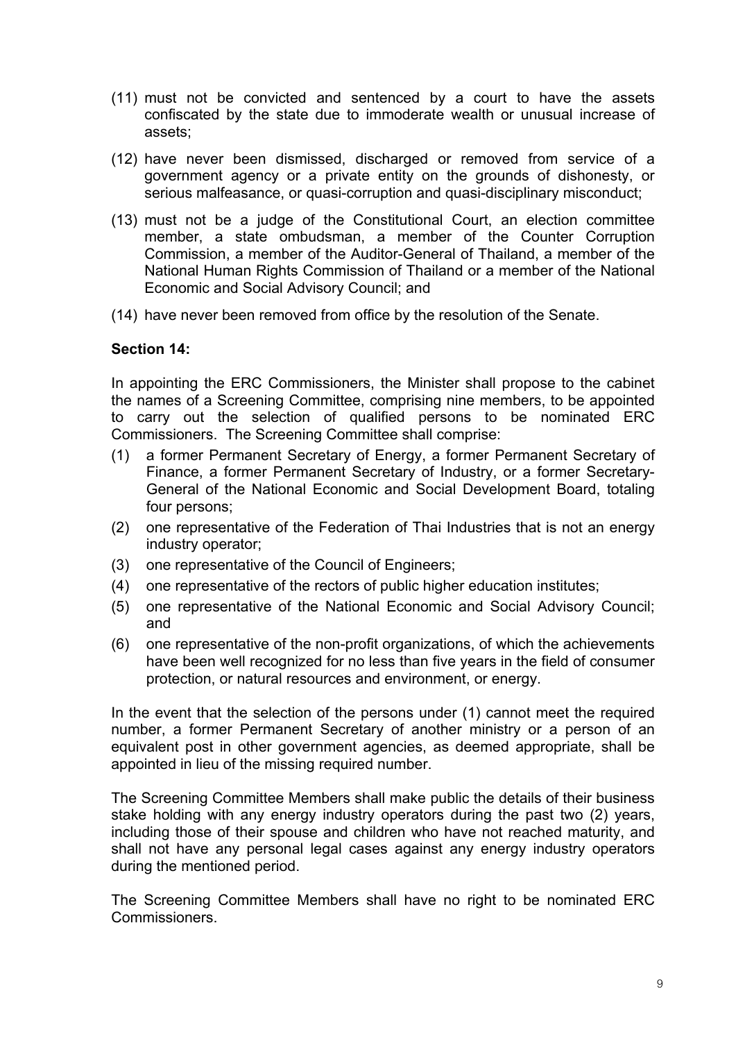(11) must not be convicted and sentenced by a court to have the assets confiscated by the state due to immoderate wealth or unusual increase of assets;

(12) have never been dismissed, discharged or removed from service of a government agency or a private entity on the grounds of dishonesty, or serious malfeasance, or quasi-corruption and quasi-disciplinary misconduct;

(13) must not be a judge of the Constitutional Court, an election committee member, a state ombudsman, a member of the Counter Corruption Commission, a member of the Auditor-General of Thailand, a member of the National Human Rights Commission of Thailand or a member of the National Economic and Social Advisory Council; and

(14) have never been removed from office by the resolution of the Senate.

**Section 14:**

In appointing the ERC Commissioners, the Minister shall propose to the cabinet the names of a Screening Committee, comprising nine members, to be appointed to carry out the selection of qualified persons to be nominated ERC Commissioners. The Screening Committee shall comprise:

(1) a former Permanent Secretary of Energy, a former Permanent Secretary of Finance, a former Permanent Secretary of Industry, or a former Secretary-General of the National Economic and Social Development Board, totaling four persons;

(2) one representative of the Federation of Thai Industries that is not an energy industry operator;

(3) one representative of the Council of Engineers;

(4) one representative of the rectors of public higher education institutes;

(5) one representative of the National Economic and Social Advisory Council; and

(6) one representative of the non-profit organizations, of which the achievements have been well recognized for no less than five years in the field of consumer protection, or natural resources and environment, or energy.

In the event that the selection of the persons under (1) cannot meet the required number, a former Permanent Secretary of another ministry or a person of an equivalent post in other government agencies, as deemed appropriate, shall be appointed in lieu of the missing required number.

The Screening Committee Members shall make public the details of their business stake holding with any energy industry operators during the past two (2) years, including those of their spouse and children who have not reached maturity, and shall not have any personal legal cases against any energy industry operators during the mentioned period.

The Screening Committee Members shall have no right to be nominated ERC Commissioners.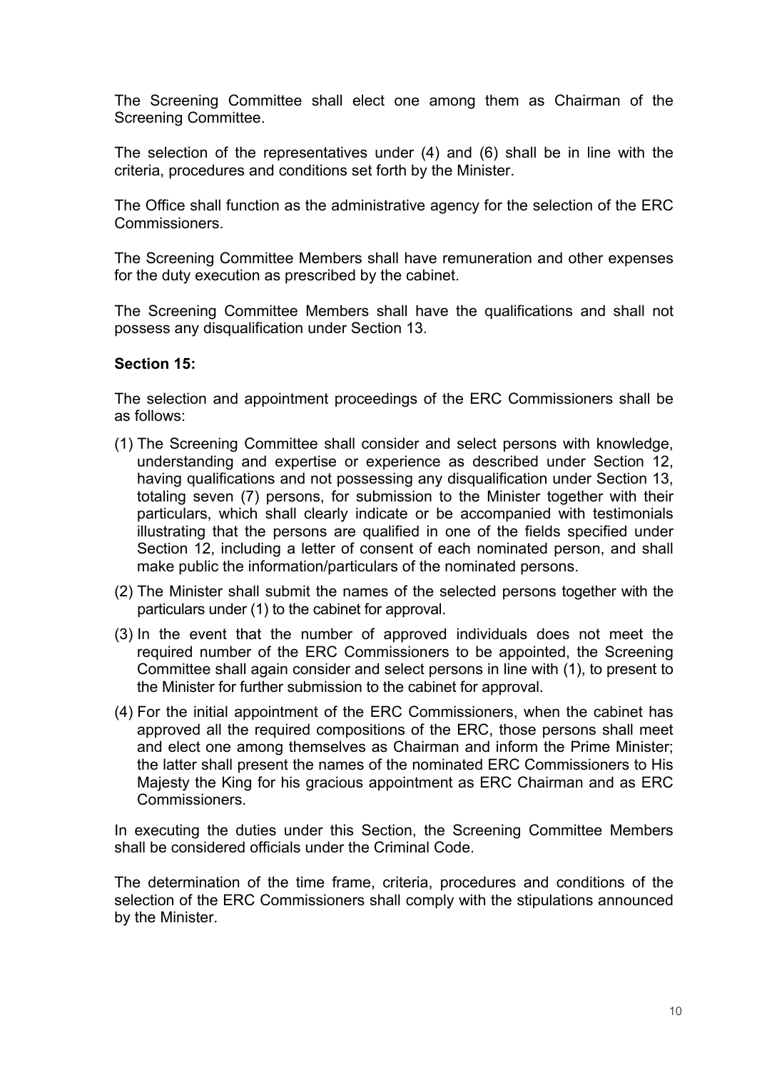The Screening Committee shall elect one among them as Chairman of the Screening Committee.

The selection of the representatives under (4) and (6) shall be in line with the criteria, procedures and conditions set forth by the Minister.

The Office shall function as the administrative agency for the selection of the ERC Commissioners.

The Screening Committee Members shall have remuneration and other expenses for the duty execution as prescribed by the cabinet.

The Screening Committee Members shall have the qualifications and shall not possess any disqualification under Section 13.

**Section 15:**

The selection and appointment proceedings of the ERC Commissioners shall be as follows:

(1) The Screening Committee shall consider and select persons with knowledge, understanding and expertise or experience as described under Section 12, having qualifications and not possessing any disqualification under Section 13, totaling seven (7) persons, for submission to the Minister together with their particulars, which shall clearly indicate or be accompanied with testimonials illustrating that the persons are qualified in one of the fields specified under Section 12, including a letter of consent of each nominated person, and shall make public the information/particulars of the nominated persons.

(2) The Minister shall submit the names of the selected persons together with the particulars under (1) to the cabinet for approval.

(3) In the event that the number of approved individuals does not meet the required number of the ERC Commissioners to be appointed, the Screening Committee shall again consider and select persons in line with (1), to present to the Minister for further submission to the cabinet for approval.

(4) For the initial appointment of the ERC Commissioners, when the cabinet has approved all the required compositions of the ERC, those persons shall meet and elect one among themselves as Chairman and inform the Prime Minister; the latter shall present the names of the nominated ERC Commissioners to His Majesty the King for his gracious appointment as ERC Chairman and as ERC Commissioners.

In executing the duties under this Section, the Screening Committee Members shall be considered officials under the Criminal Code.

The determination of the time frame, criteria, procedures and conditions of the selection of the ERC Commissioners shall comply with the stipulations announced by the Minister.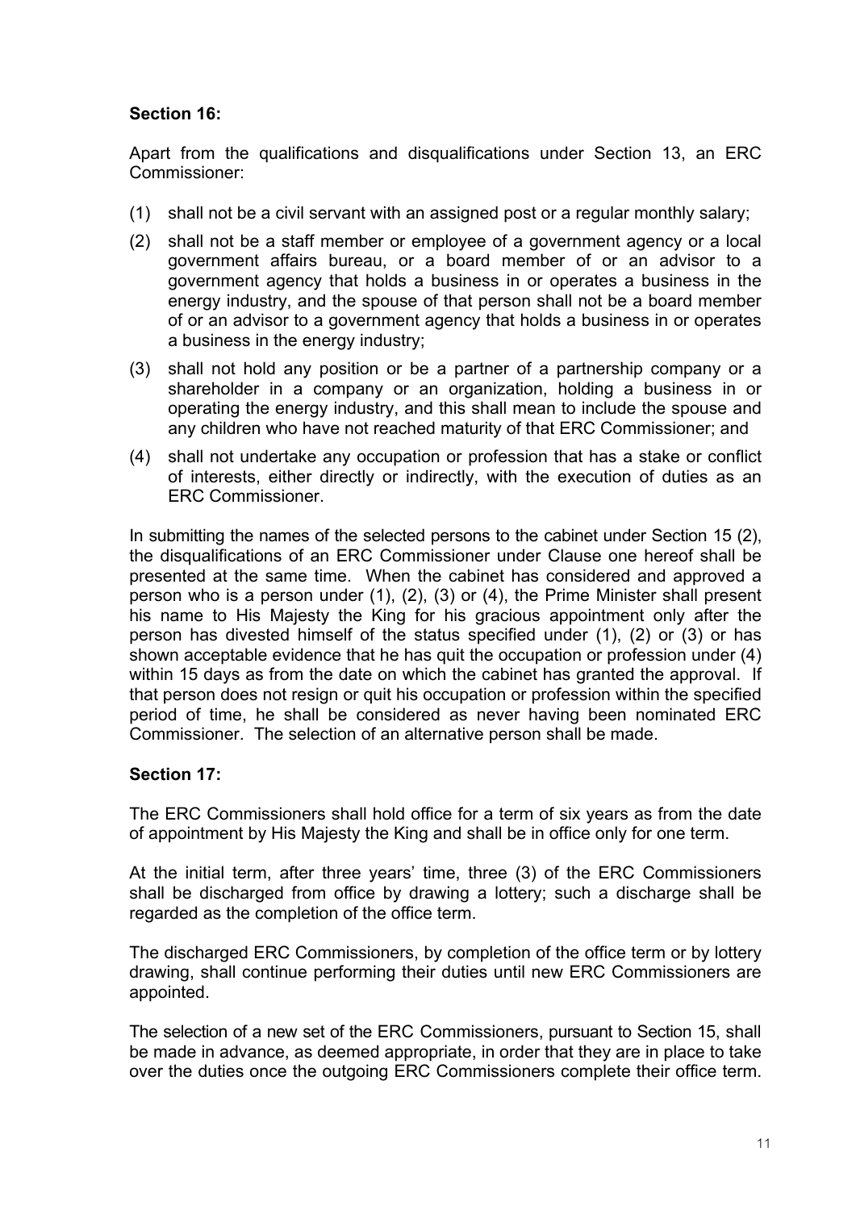**Section 16:**

Apart from the qualifications and disqualifications under Section 13, an ERC Commissioner:

(1) shall not be a civil servant with an assigned post or a regular monthly salary;

(2) shall not be a staff member or employee of a government agency or a local government affairs bureau, or a board member of or an advisor to a government agency that holds a business in or operates a business in the energy industry, and the spouse of that person shall not be a board member of or an advisor to a government agency that holds a business in or operates a business in the energy industry;

(3) shall not hold any position or be a partner of a partnership company or a shareholder in a company or an organization, holding a business in or operating the energy industry, and this shall mean to include the spouse and any children who have not reached maturity of that ERC Commissioner; and

(4) shall not undertake any occupation or profession that has a stake or conflict of interests, either directly or indirectly, with the execution of duties as an ERC Commissioner.

In submitting the names of the selected persons to the cabinet under Section 15 (2), the disqualifications of an ERC Commissioner under Clause one hereof shall be presented at the same time. When the cabinet has considered and approved a person who is a person under (1), (2), (3) or (4), the Prime Minister shall present his name to His Majesty the King for his gracious appointment only after the person has divested himself of the status specified under (1), (2) or (3) or has shown acceptable evidence that he has quit the occupation or profession under (4) within 15 days as from the date on which the cabinet has granted the approval. If that person does not resign or quit his occupation or profession within the specified period of time, he shall be considered as never having been nominated ERC Commissioner. The selection of an alternative person shall be made.

**Section 17:**

The ERC Commissioners shall hold office for a term of six years as from the date of appointment by His Majesty the King and shall be in office only for one term.

At the initial term, after three years' time, three (3) of the ERC Commissioners shall be discharged from office by drawing a lottery; such a discharge shall be regarded as the completion of the office term.

The discharged ERC Commissioners, by completion of the office term or by lottery drawing, shall continue performing their duties until new ERC Commissioners are appointed.

The selection of a new set of the ERC Commissioners, pursuant to Section 15, shall be made in advance, as deemed appropriate, in order that they are in place to take over the duties once the outgoing ERC Commissioners complete their office term.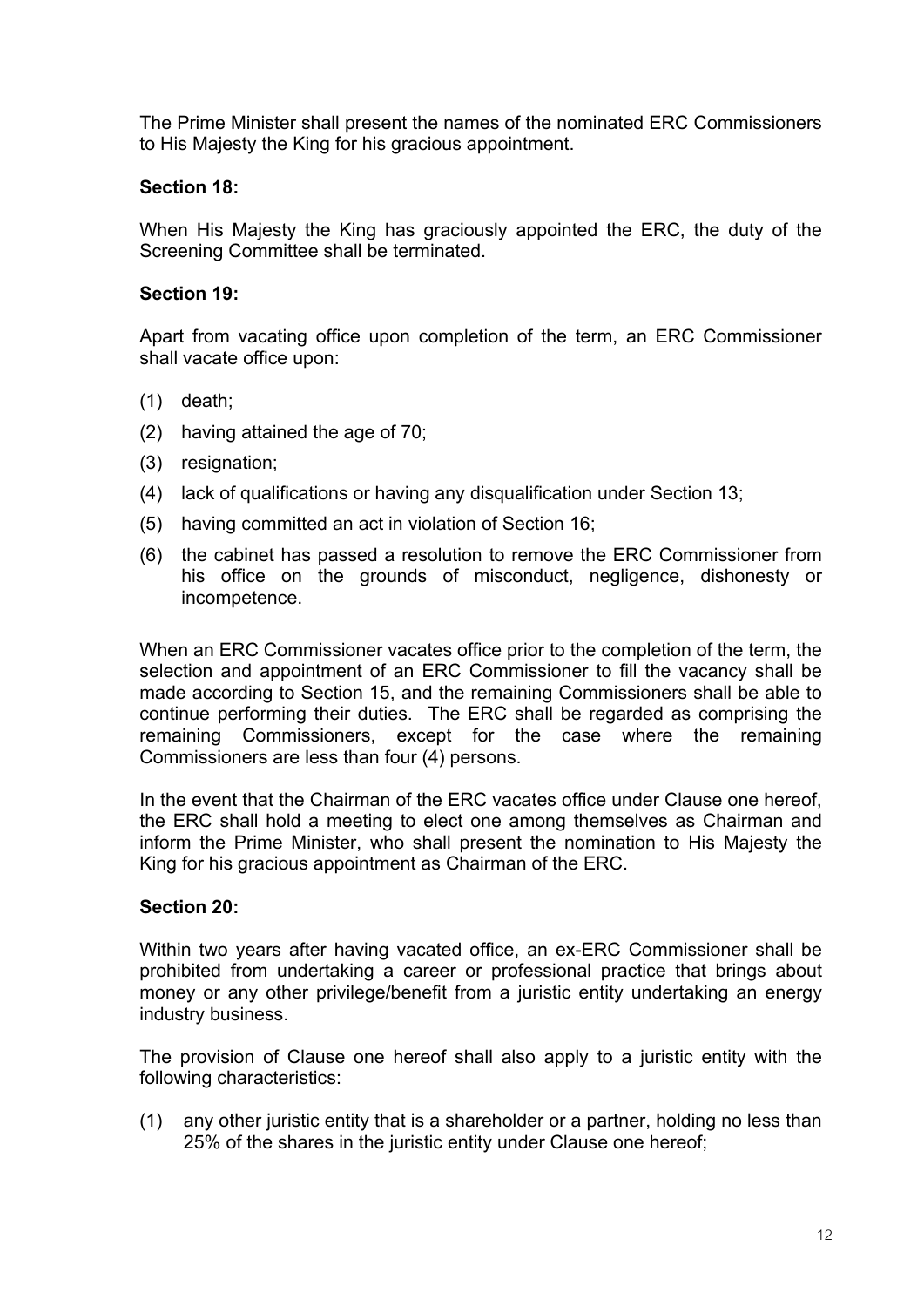The Prime Minister shall present the names of the nominated ERC Commissioners to His Majesty the King for his gracious appointment.

**Section 18:**

When His Majesty the King has graciously appointed the ERC, the duty of the Screening Committee shall be terminated.

**Section 19:**

Apart from vacating office upon completion of the term, an ERC Commissioner shall vacate office upon:

(1) death;

(2) having attained the age of 70;

(3) resignation;

(4) lack of qualifications or having any disqualification under Section 13;

(5) having committed an act in violation of Section 16;

(6) the cabinet has passed a resolution to remove the ERC Commissioner from his office on the grounds of misconduct, negligence, dishonesty or incompetence.

When an ERC Commissioner vacates office prior to the completion of the term, the selection and appointment of an ERC Commissioner to fill the vacancy shall be made according to Section 15, and the remaining Commissioners shall be able to continue performing their duties. The ERC shall be regarded as comprising the remaining Commissioners, except for the case where the remaining Commissioners are less than four (4) persons.

In the event that the Chairman of the ERC vacates office under Clause one hereof, the ERC shall hold a meeting to elect one among themselves as Chairman and inform the Prime Minister, who shall present the nomination to His Majesty the King for his gracious appointment as Chairman of the ERC.

**Section 20:**

Within two years after having vacated office, an ex-ERC Commissioner shall be prohibited from undertaking a career or professional practice that brings about money or any other privilege/benefit from a juristic entity undertaking an energy industry business.

The provision of Clause one hereof shall also apply to a juristic entity with the following characteristics:

(1) any other juristic entity that is a shareholder or a partner, holding no less than 25% of the shares in the juristic entity under Clause one hereof;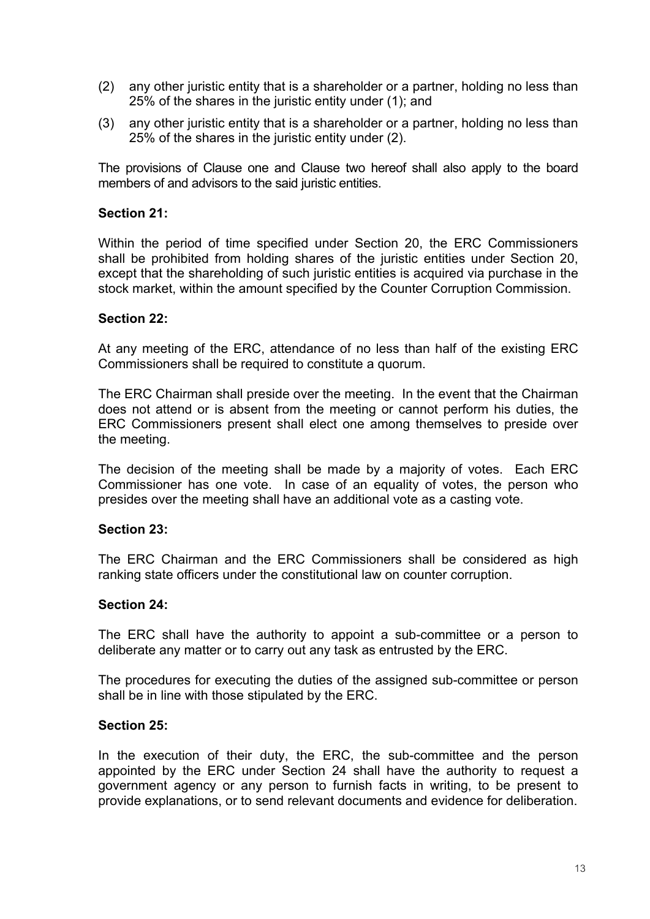(2) any other juristic entity that is a shareholder or a partner, holding no less than 25% of the shares in the juristic entity under (1); and

(3) any other juristic entity that is a shareholder or a partner, holding no less than 25% of the shares in the juristic entity under (2).

The provisions of Clause one and Clause two hereof shall also apply to the board members of and advisors to the said juristic entities.

**Section 21:**

Within the period of time specified under Section 20, the ERC Commissioners shall be prohibited from holding shares of the juristic entities under Section 20, except that the shareholding of such juristic entities is acquired via purchase in the stock market, within the amount specified by the Counter Corruption Commission.

**Section 22:**

At any meeting of the ERC, attendance of no less than half of the existing ERC Commissioners shall be required to constitute a quorum.

The ERC Chairman shall preside over the meeting. In the event that the Chairman does not attend or is absent from the meeting or cannot perform his duties, the ERC Commissioners present shall elect one among themselves to preside over the meeting.

The decision of the meeting shall be made by a majority of votes. Each ERC Commissioner has one vote. In case of an equality of votes, the person who presides over the meeting shall have an additional vote as a casting vote.

**Section 23:**

The ERC Chairman and the ERC Commissioners shall be considered as high ranking state officers under the constitutional law on counter corruption.

**Section 24:**

The ERC shall have the authority to appoint a sub-committee or a person to deliberate any matter or to carry out any task as entrusted by the ERC.

The procedures for executing the duties of the assigned sub-committee or person shall be in line with those stipulated by the ERC.

**Section 25:**

In the execution of their duty, the ERC, the sub-committee and the person appointed by the ERC under Section 24 shall have the authority to request a government agency or any person to furnish facts in writing, to be present to provide explanations, or to send relevant documents and evidence for deliberation.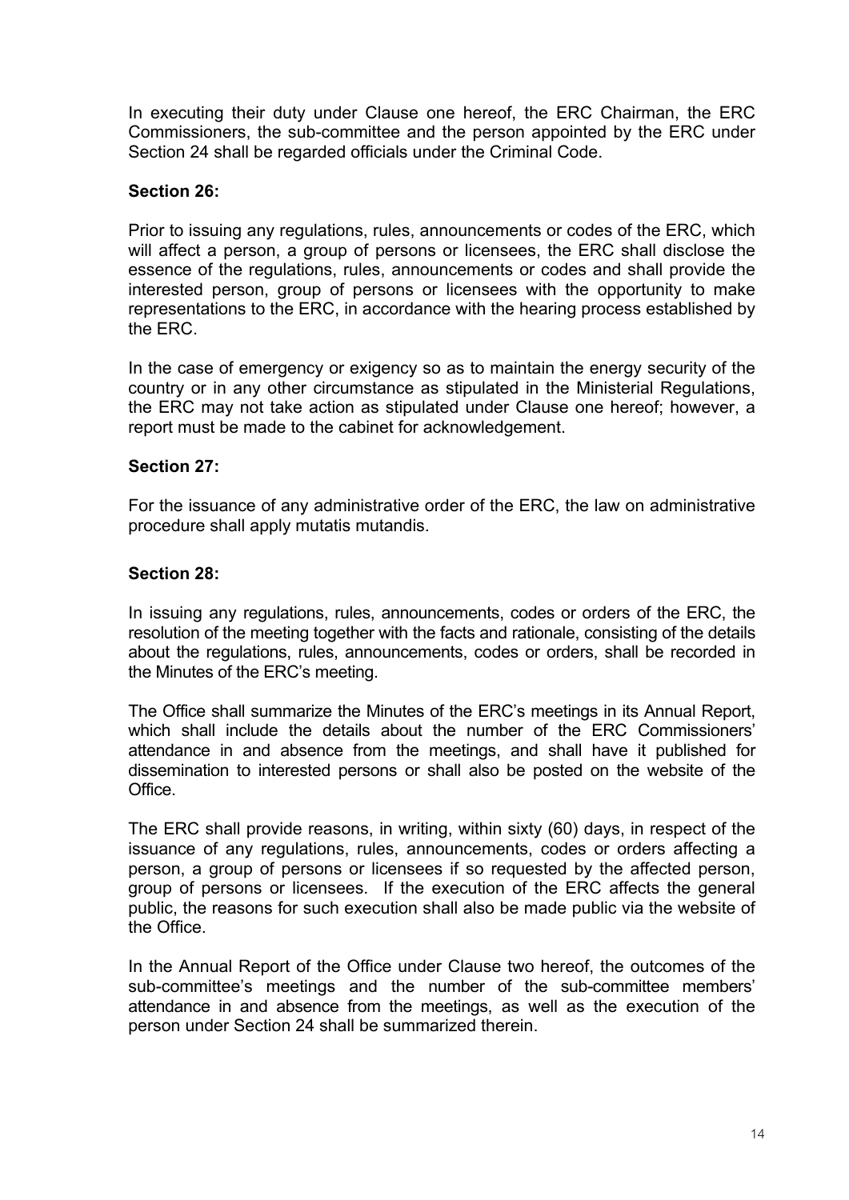In executing their duty under Clause one hereof, the ERC Chairman, the ERC Commissioners, the sub-committee and the person appointed by the ERC under Section 24 shall be regarded officials under the Criminal Code.

**Section 26:**

Prior to issuing any regulations, rules, announcements or codes of the ERC, which will affect a person, a group of persons or licensees, the ERC shall disclose the essence of the regulations, rules, announcements or codes and shall provide the interested person, group of persons or licensees with the opportunity to make representations to the ERC, in accordance with the hearing process established by the ERC.

In the case of emergency or exigency so as to maintain the energy security of the country or in any other circumstance as stipulated in the Ministerial Regulations, the ERC may not take action as stipulated under Clause one hereof; however, a report must be made to the cabinet for acknowledgement.

**Section 27:**

For the issuance of any administrative order of the ERC, the law on administrative procedure shall apply mutatis mutandis.

**Section 28:**

In issuing any regulations, rules, announcements, codes or orders of the ERC, the resolution of the meeting together with the facts and rationale, consisting of the details about the regulations, rules, announcements, codes or orders, shall be recorded in the Minutes of the ERC's meeting.

The Office shall summarize the Minutes of the ERC's meetings in its Annual Report, which shall include the details about the number of the ERC Commissioners' attendance in and absence from the meetings, and shall have it published for dissemination to interested persons or shall also be posted on the website of the Office.

The ERC shall provide reasons, in writing, within sixty (60) days, in respect of the issuance of any regulations, rules, announcements, codes or orders affecting a person, a group of persons or licensees if so requested by the affected person, group of persons or licensees. If the execution of the ERC affects the general public, the reasons for such execution shall also be made public via the website of the Office.

In the Annual Report of the Office under Clause two hereof, the outcomes of the sub-committee's meetings and the number of the sub-committee members' attendance in and absence from the meetings, as well as the execution of the person under Section 24 shall be summarized therein.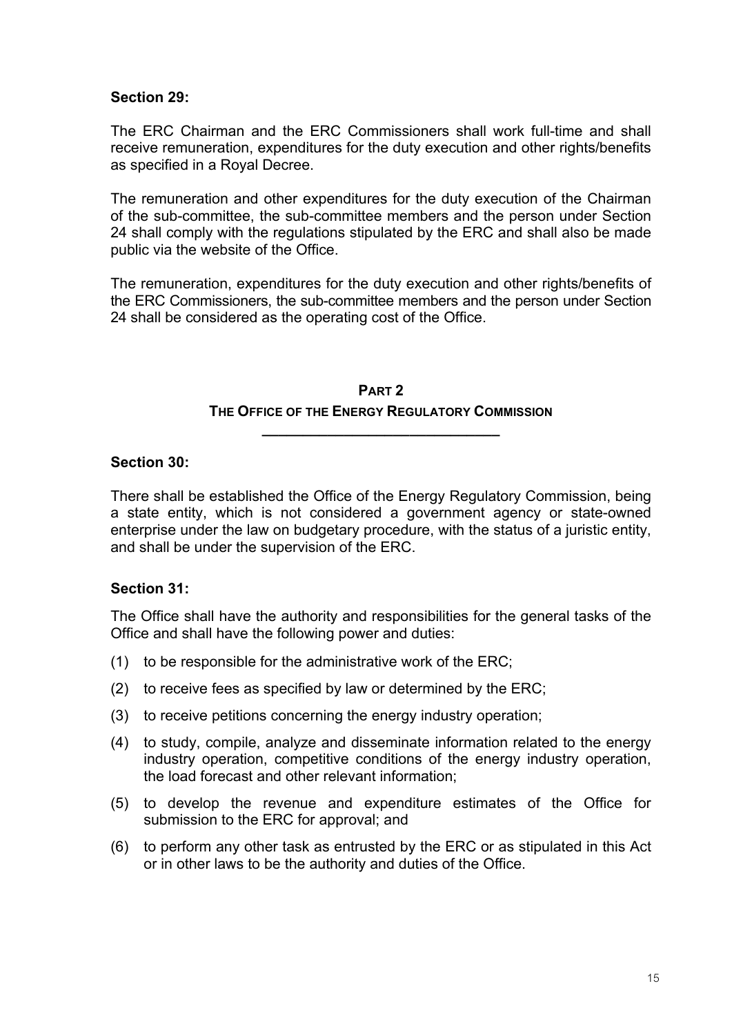### Section 29:

The ERC Chairman and the ERC Commissioners shall work full-time and shall receive remuneration, expenditures for the duty execution and other rights/benefits as specified in a Royal Decree.

The remuneration and other expenditures for the duty execution of the Chairman of the sub-committee, the sub-committee members and the person under Section 24 shall comply with the regulations stipulated by the ERC and shall also be made public via the website of the Office.

The remuneration, expenditures for the duty execution and other rights/benefits of the ERC Commissioners, the sub-committee members and the person under Section 24 shall be considered as the operating cost of the Office.

## PART 2
## THE OFFICE OF THE ENERGY REGULATORY COMMISSION

### Section 30:

There shall be established the Office of the Energy Regulatory Commission, being a state entity, which is not considered a government agency or state-owned enterprise under the law on budgetary procedure, with the status of a juristic entity, and shall be under the supervision of the ERC.

### Section 31:

The Office shall have the authority and responsibilities for the general tasks of the Office and shall have the following power and duties:

(1) to be responsible for the administrative work of the ERC;

(2) to receive fees as specified by law or determined by the ERC;

(3) to receive petitions concerning the energy industry operation;

(4) to study, compile, analyze and disseminate information related to the energy industry operation, competitive conditions of the energy industry operation, the load forecast and other relevant information;

(5) to develop the revenue and expenditure estimates of the Office for submission to the ERC for approval; and

(6) to perform any other task as entrusted by the ERC or as stipulated in this Act or in other laws to be the authority and duties of the Office.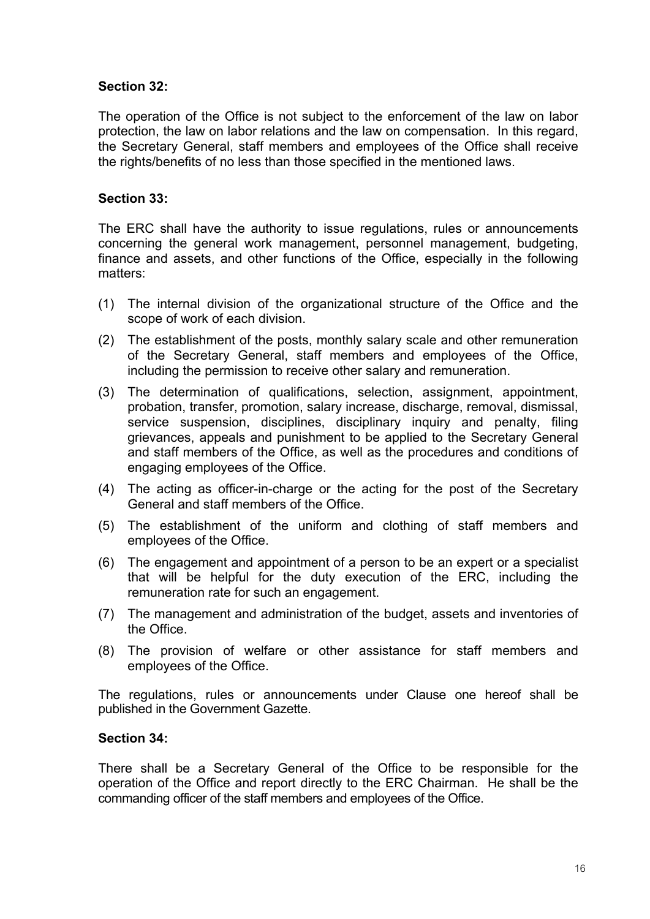**Section 32:**

The operation of the Office is not subject to the enforcement of the law on labor protection, the law on labor relations and the law on compensation. In this regard, the Secretary General, staff members and employees of the Office shall receive the rights/benefits of no less than those specified in the mentioned laws.

**Section 33:**

The ERC shall have the authority to issue regulations, rules or announcements concerning the general work management, personnel management, budgeting, finance and assets, and other functions of the Office, especially in the following matters:

(1) The internal division of the organizational structure of the Office and the scope of work of each division.

(2) The establishment of the posts, monthly salary scale and other remuneration of the Secretary General, staff members and employees of the Office, including the permission to receive other salary and remuneration.

(3) The determination of qualifications, selection, assignment, appointment, probation, transfer, promotion, salary increase, discharge, removal, dismissal, service suspension, disciplines, disciplinary inquiry and penalty, filing grievances, appeals and punishment to be applied to the Secretary General and staff members of the Office, as well as the procedures and conditions of engaging employees of the Office.

(4) The acting as officer-in-charge or the acting for the post of the Secretary General and staff members of the Office.

(5) The establishment of the uniform and clothing of staff members and employees of the Office.

(6) The engagement and appointment of a person to be an expert or a specialist that will be helpful for the duty execution of the ERC, including the remuneration rate for such an engagement.

(7) The management and administration of the budget, assets and inventories of the Office.

(8) The provision of welfare or other assistance for staff members and employees of the Office.

The regulations, rules or announcements under Clause one hereof shall be published in the Government Gazette.

**Section 34:**

There shall be a Secretary General of the Office to be responsible for the operation of the Office and report directly to the ERC Chairman. He shall be the commanding officer of the staff members and employees of the Office.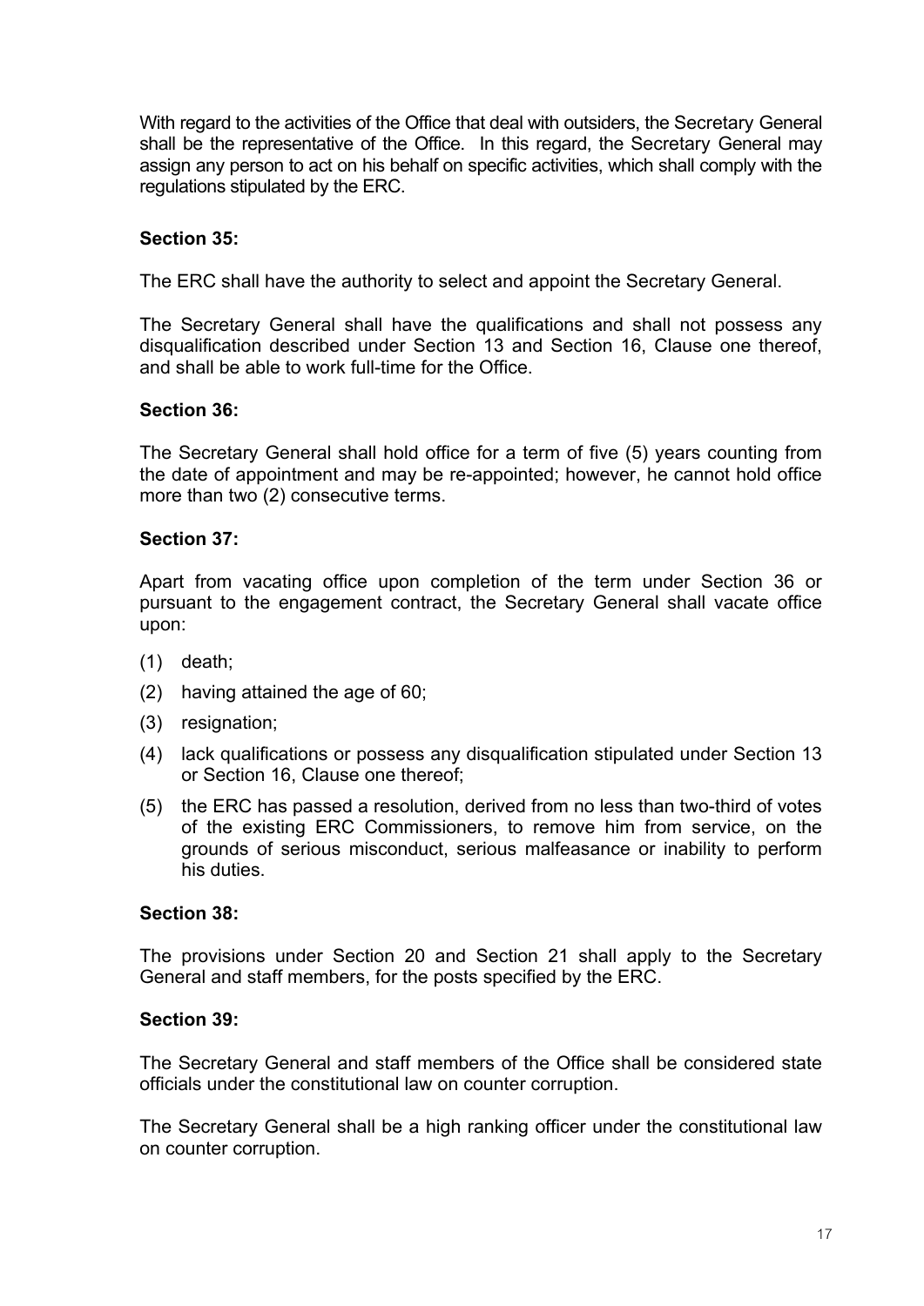With regard to the activities of the Office that deal with outsiders, the Secretary General shall be the representative of the Office. In this regard, the Secretary General may assign any person to act on his behalf on specific activities, which shall comply with the regulations stipulated by the ERC.

**Section 35:**

The ERC shall have the authority to select and appoint the Secretary General.

The Secretary General shall have the qualifications and shall not possess any disqualification described under Section 13 and Section 16, Clause one thereof, and shall be able to work full-time for the Office.

**Section 36:**

The Secretary General shall hold office for a term of five (5) years counting from the date of appointment and may be re-appointed; however, he cannot hold office more than two (2) consecutive terms.

**Section 37:**

Apart from vacating office upon completion of the term under Section 36 or pursuant to the engagement contract, the Secretary General shall vacate office upon:

(1) death;

(2) having attained the age of 60;

(3) resignation;

(4) lack qualifications or possess any disqualification stipulated under Section 13 or Section 16, Clause one thereof;

(5) the ERC has passed a resolution, derived from no less than two-third of votes of the existing ERC Commissioners, to remove him from service, on the grounds of serious misconduct, serious malfeasance or inability to perform his duties.

**Section 38:**

The provisions under Section 20 and Section 21 shall apply to the Secretary General and staff members, for the posts specified by the ERC.

**Section 39:**

The Secretary General and staff members of the Office shall be considered state officials under the constitutional law on counter corruption.

The Secretary General shall be a high ranking officer under the constitutional law on counter corruption.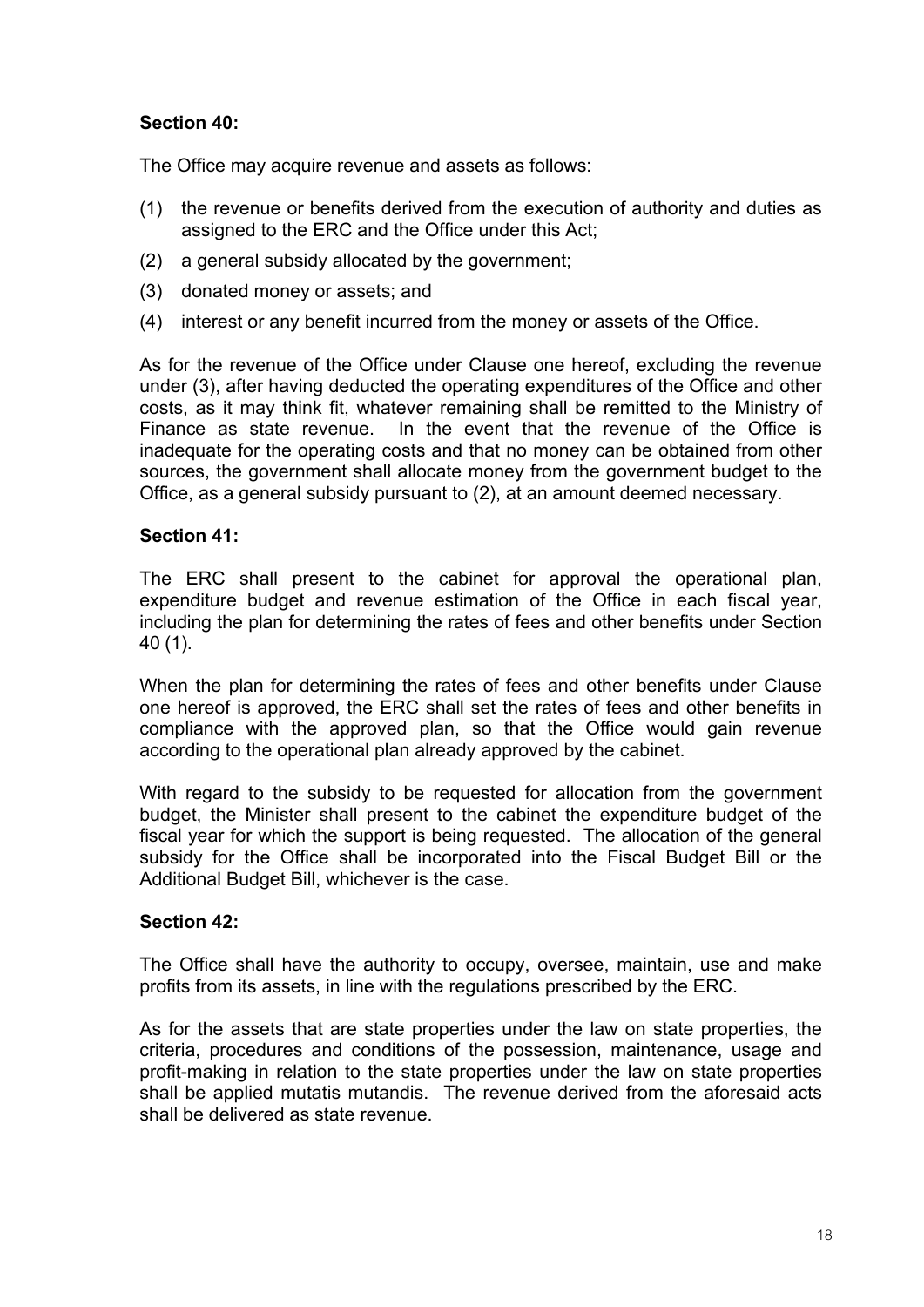**Section 40:**

The Office may acquire revenue and assets as follows:

(1) the revenue or benefits derived from the execution of authority and duties as assigned to the ERC and the Office under this Act;

(2) a general subsidy allocated by the government;

(3) donated money or assets; and

(4) interest or any benefit incurred from the money or assets of the Office.

As for the revenue of the Office under Clause one hereof, excluding the revenue under (3), after having deducted the operating expenditures of the Office and other costs, as it may think fit, whatever remaining shall be remitted to the Ministry of Finance as state revenue. In the event that the revenue of the Office is inadequate for the operating costs and that no money can be obtained from other sources, the government shall allocate money from the government budget to the Office, as a general subsidy pursuant to (2), at an amount deemed necessary.

**Section 41:**

The ERC shall present to the cabinet for approval the operational plan, expenditure budget and revenue estimation of the Office in each fiscal year, including the plan for determining the rates of fees and other benefits under Section 40 (1).

When the plan for determining the rates of fees and other benefits under Clause one hereof is approved, the ERC shall set the rates of fees and other benefits in compliance with the approved plan, so that the Office would gain revenue according to the operational plan already approved by the cabinet.

With regard to the subsidy to be requested for allocation from the government budget, the Minister shall present to the cabinet the expenditure budget of the fiscal year for which the support is being requested. The allocation of the general subsidy for the Office shall be incorporated into the Fiscal Budget Bill or the Additional Budget Bill, whichever is the case.

**Section 42:**

The Office shall have the authority to occupy, oversee, maintain, use and make profits from its assets, in line with the regulations prescribed by the ERC.

As for the assets that are state properties under the law on state properties, the criteria, procedures and conditions of the possession, maintenance, usage and profit-making in relation to the state properties under the law on state properties shall be applied mutatis mutandis. The revenue derived from the aforesaid acts shall be delivered as state revenue.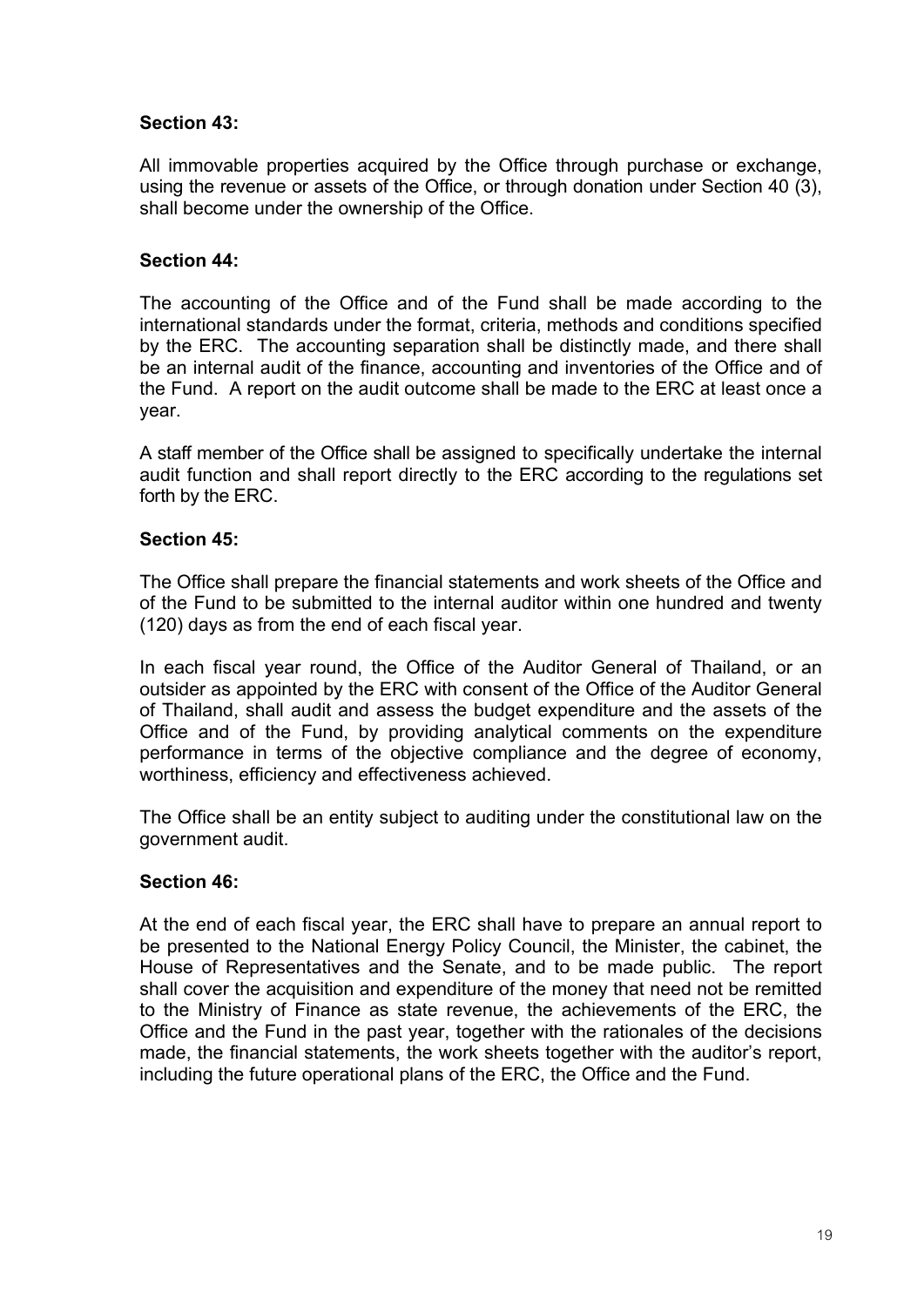**Section 43:**

All immovable properties acquired by the Office through purchase or exchange, using the revenue or assets of the Office, or through donation under Section 40 (3), shall become under the ownership of the Office.

**Section 44:**

The accounting of the Office and of the Fund shall be made according to the international standards under the format, criteria, methods and conditions specified by the ERC. The accounting separation shall be distinctly made, and there shall be an internal audit of the finance, accounting and inventories of the Office and of the Fund. A report on the audit outcome shall be made to the ERC at least once a year.

A staff member of the Office shall be assigned to specifically undertake the internal audit function and shall report directly to the ERC according to the regulations set forth by the ERC.

**Section 45:**

The Office shall prepare the financial statements and work sheets of the Office and of the Fund to be submitted to the internal auditor within one hundred and twenty (120) days as from the end of each fiscal year.

In each fiscal year round, the Office of the Auditor General of Thailand, or an outsider as appointed by the ERC with consent of the Office of the Auditor General of Thailand, shall audit and assess the budget expenditure and the assets of the Office and of the Fund, by providing analytical comments on the expenditure performance in terms of the objective compliance and the degree of economy, worthiness, efficiency and effectiveness achieved.

The Office shall be an entity subject to auditing under the constitutional law on the government audit.

**Section 46:**

At the end of each fiscal year, the ERC shall have to prepare an annual report to be presented to the National Energy Policy Council, the Minister, the cabinet, the House of Representatives and the Senate, and to be made public. The report shall cover the acquisition and expenditure of the money that need not be remitted to the Ministry of Finance as state revenue, the achievements of the ERC, the Office and the Fund in the past year, together with the rationales of the decisions made, the financial statements, the work sheets together with the auditor's report, including the future operational plans of the ERC, the Office and the Fund.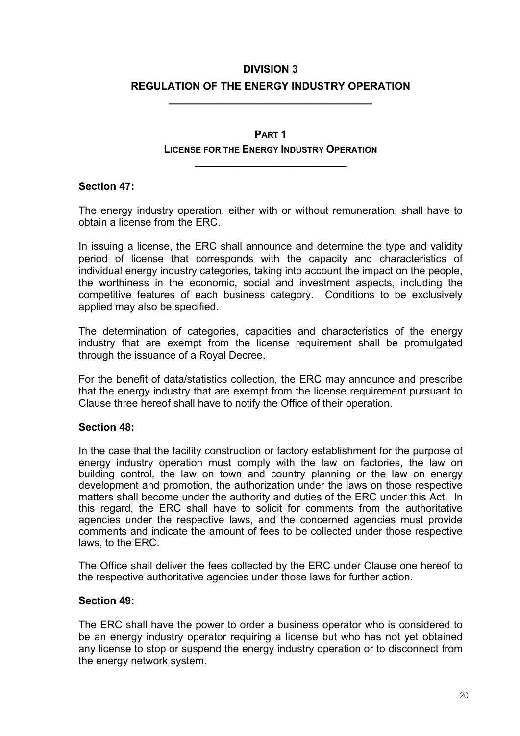# DIVISION 3

# REGULATION OF THE ENERGY INDUSTRY OPERATION

## PART 1

## LICENSE FOR THE ENERGY INDUSTRY OPERATION

### Section 47:

The energy industry operation, either with or without remuneration, shall have to obtain a license from the ERC.

In issuing a license, the ERC shall announce and determine the type and validity period of license that corresponds with the capacity and characteristics of individual energy industry categories, taking into account the impact on the people, the worthiness in the economic, social and investment aspects, including the competitive features of each business category. Conditions to be exclusively applied may also be specified.

The determination of categories, capacities and characteristics of the energy industry that are exempt from the license requirement shall be promulgated through the issuance of a Royal Decree.

For the benefit of data/statistics collection, the ERC may announce and prescribe that the energy industry that are exempt from the license requirement pursuant to Clause three hereof shall have to notify the Office of their operation.

### Section 48:

In the case that the facility construction or factory establishment for the purpose of energy industry operation must comply with the law on factories, the law on building control, the law on town and country planning or the law on energy development and promotion, the authorization under the laws on those respective matters shall become under the authority and duties of the ERC under this Act. In this regard, the ERC shall have to solicit for comments from the authoritative agencies under the respective laws, and the concerned agencies must provide comments and indicate the amount of fees to be collected under those respective laws, to the ERC.

The Office shall deliver the fees collected by the ERC under Clause one hereof to the respective authoritative agencies under those laws for further action.

### Section 49:

The ERC shall have the power to order a business operator who is considered to be an energy industry operator requiring a license but who has not yet obtained any license to stop or suspend the energy industry operation or to disconnect from the energy network system.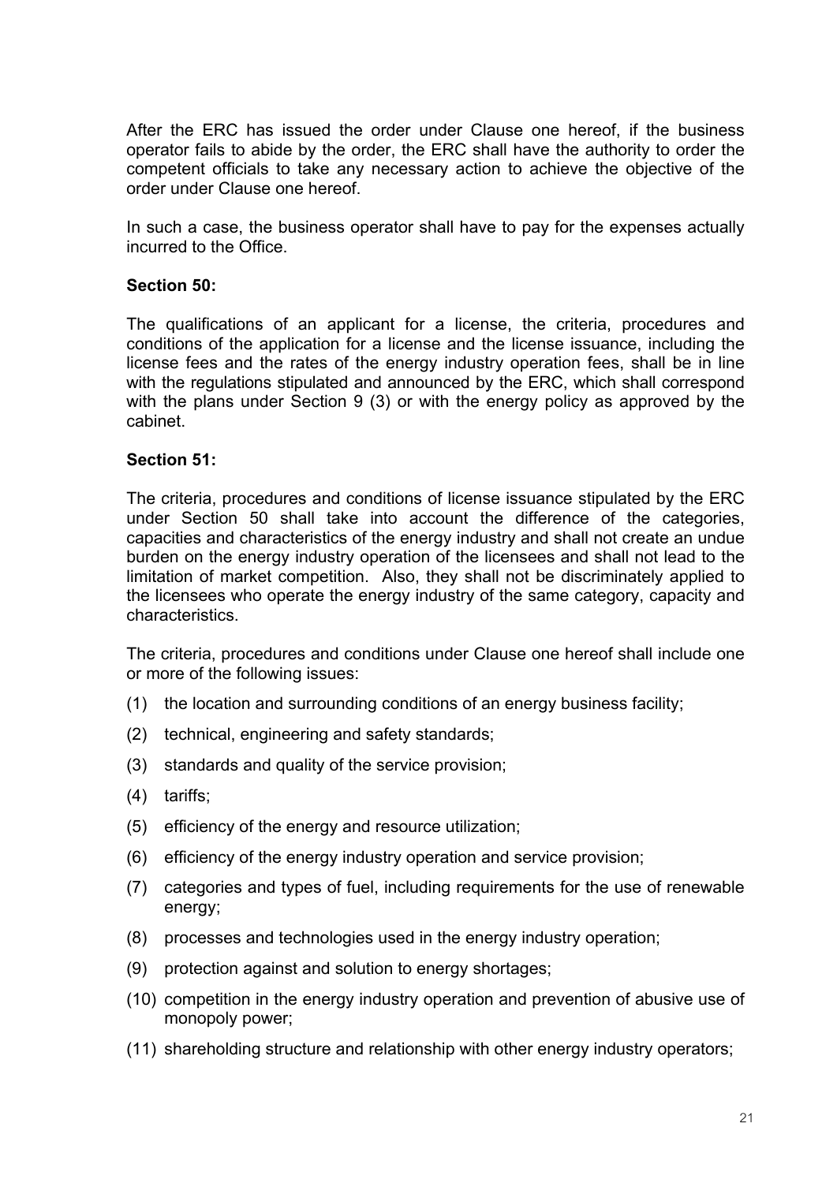After the ERC has issued the order under Clause one hereof, if the business operator fails to abide by the order, the ERC shall have the authority to order the competent officials to take any necessary action to achieve the objective of the order under Clause one hereof.

In such a case, the business operator shall have to pay for the expenses actually incurred to the Office.

**Section 50:**

The qualifications of an applicant for a license, the criteria, procedures and conditions of the application for a license and the license issuance, including the license fees and the rates of the energy industry operation fees, shall be in line with the regulations stipulated and announced by the ERC, which shall correspond with the plans under Section 9 (3) or with the energy policy as approved by the cabinet.

**Section 51:**

The criteria, procedures and conditions of license issuance stipulated by the ERC under Section 50 shall take into account the difference of the categories, capacities and characteristics of the energy industry and shall not create an undue burden on the energy industry operation of the licensees and shall not lead to the limitation of market competition. Also, they shall not be discriminately applied to the licensees who operate the energy industry of the same category, capacity and characteristics.

The criteria, procedures and conditions under Clause one hereof shall include one or more of the following issues:

(1) the location and surrounding conditions of an energy business facility;

(2) technical, engineering and safety standards;

(3) standards and quality of the service provision;

(4) tariffs;

(5) efficiency of the energy and resource utilization;

(6) efficiency of the energy industry operation and service provision;

(7) categories and types of fuel, including requirements for the use of renewable energy;

(8) processes and technologies used in the energy industry operation;

(9) protection against and solution to energy shortages;

(10) competition in the energy industry operation and prevention of abusive use of monopoly power;

(11) shareholding structure and relationship with other energy industry operators;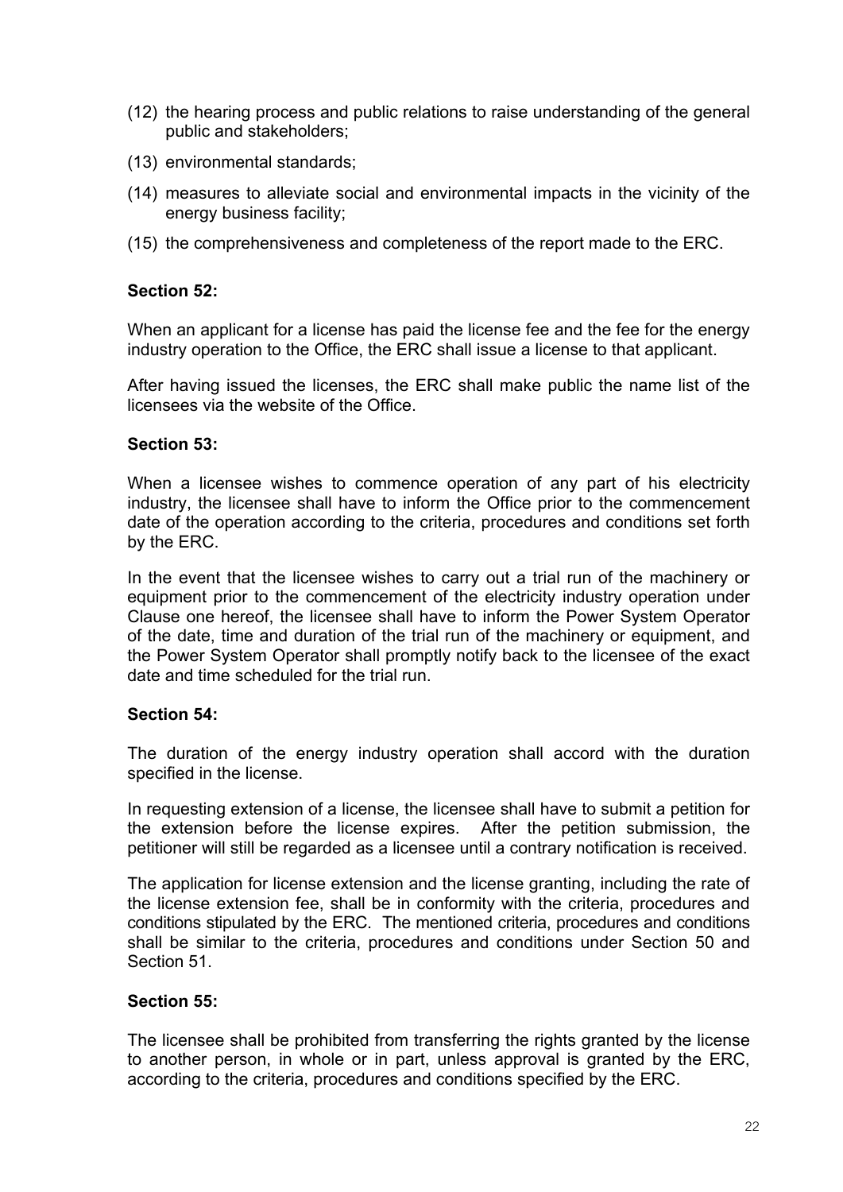(12) the hearing process and public relations to raise understanding of the general public and stakeholders;

(13) environmental standards;

(14) measures to alleviate social and environmental impacts in the vicinity of the energy business facility;

(15) the comprehensiveness and completeness of the report made to the ERC.

**Section 52:**

When an applicant for a license has paid the license fee and the fee for the energy industry operation to the Office, the ERC shall issue a license to that applicant.

After having issued the licenses, the ERC shall make public the name list of the licensees via the website of the Office.

**Section 53:**

When a licensee wishes to commence operation of any part of his electricity industry, the licensee shall have to inform the Office prior to the commencement date of the operation according to the criteria, procedures and conditions set forth by the ERC.

In the event that the licensee wishes to carry out a trial run of the machinery or equipment prior to the commencement of the electricity industry operation under Clause one hereof, the licensee shall have to inform the Power System Operator of the date, time and duration of the trial run of the machinery or equipment, and the Power System Operator shall promptly notify back to the licensee of the exact date and time scheduled for the trial run.

**Section 54:**

The duration of the energy industry operation shall accord with the duration specified in the license.

In requesting extension of a license, the licensee shall have to submit a petition for the extension before the license expires. After the petition submission, the petitioner will still be regarded as a licensee until a contrary notification is received.

The application for license extension and the license granting, including the rate of the license extension fee, shall be in conformity with the criteria, procedures and conditions stipulated by the ERC. The mentioned criteria, procedures and conditions shall be similar to the criteria, procedures and conditions under Section 50 and Section 51.

**Section 55:**

The licensee shall be prohibited from transferring the rights granted by the license to another person, in whole or in part, unless approval is granted by the ERC, according to the criteria, procedures and conditions specified by the ERC.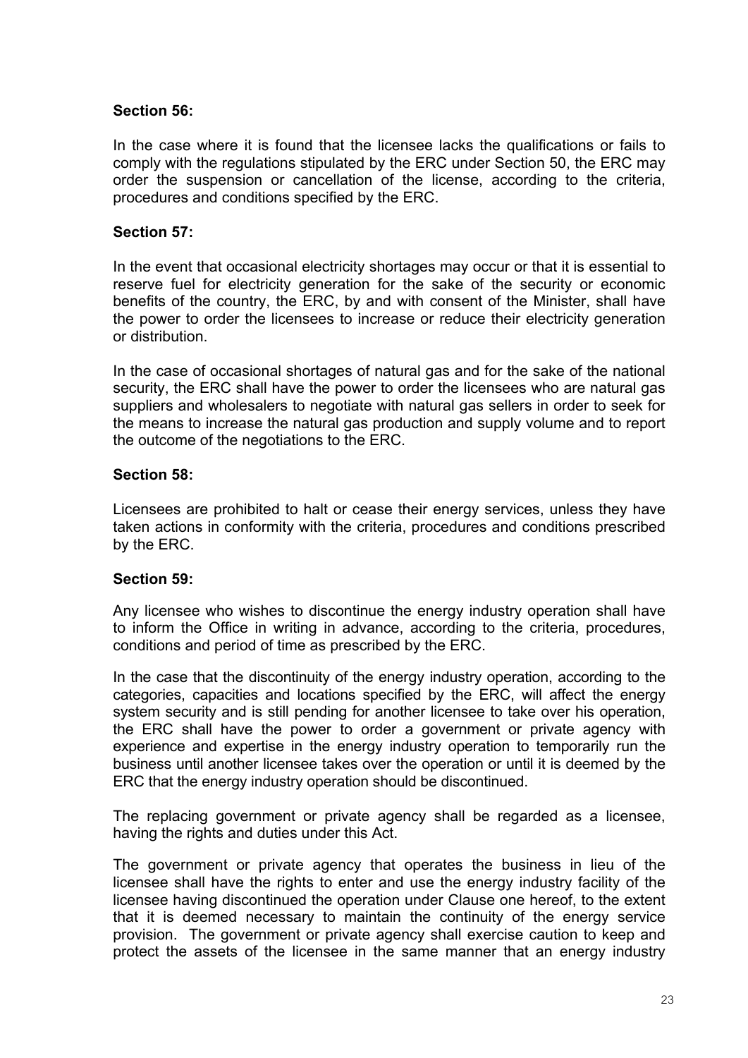**Section 56:**

In the case where it is found that the licensee lacks the qualifications or fails to comply with the regulations stipulated by the ERC under Section 50, the ERC may order the suspension or cancellation of the license, according to the criteria, procedures and conditions specified by the ERC.

**Section 57:**

In the event that occasional electricity shortages may occur or that it is essential to reserve fuel for electricity generation for the sake of the security or economic benefits of the country, the ERC, by and with consent of the Minister, shall have the power to order the licensees to increase or reduce their electricity generation or distribution.

In the case of occasional shortages of natural gas and for the sake of the national security, the ERC shall have the power to order the licensees who are natural gas suppliers and wholesalers to negotiate with natural gas sellers in order to seek for the means to increase the natural gas production and supply volume and to report the outcome of the negotiations to the ERC.

**Section 58:**

Licensees are prohibited to halt or cease their energy services, unless they have taken actions in conformity with the criteria, procedures and conditions prescribed by the ERC.

**Section 59:**

Any licensee who wishes to discontinue the energy industry operation shall have to inform the Office in writing in advance, according to the criteria, procedures, conditions and period of time as prescribed by the ERC.

In the case that the discontinuity of the energy industry operation, according to the categories, capacities and locations specified by the ERC, will affect the energy system security and is still pending for another licensee to take over his operation, the ERC shall have the power to order a government or private agency with experience and expertise in the energy industry operation to temporarily run the business until another licensee takes over the operation or until it is deemed by the ERC that the energy industry operation should be discontinued.

The replacing government or private agency shall be regarded as a licensee, having the rights and duties under this Act.

The government or private agency that operates the business in lieu of the licensee shall have the rights to enter and use the energy industry facility of the licensee having discontinued the operation under Clause one hereof, to the extent that it is deemed necessary to maintain the continuity of the energy service provision. The government or private agency shall exercise caution to keep and protect the assets of the licensee in the same manner that an energy industry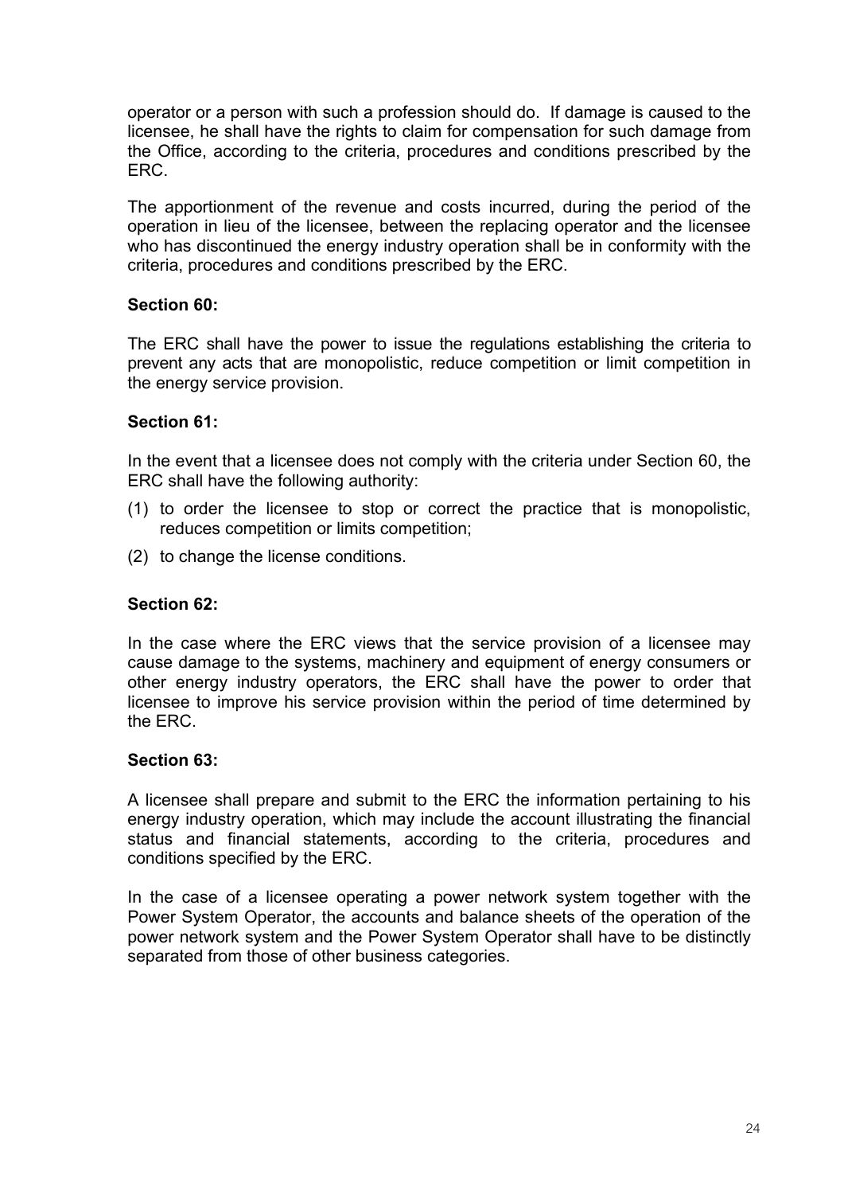operator or a person with such a profession should do. If damage is caused to the licensee, he shall have the rights to claim for compensation for such damage from the Office, according to the criteria, procedures and conditions prescribed by the ERC.

The apportionment of the revenue and costs incurred, during the period of the operation in lieu of the licensee, between the replacing operator and the licensee who has discontinued the energy industry operation shall be in conformity with the criteria, procedures and conditions prescribed by the ERC.

**Section 60:**

The ERC shall have the power to issue the regulations establishing the criteria to prevent any acts that are monopolistic, reduce competition or limit competition in the energy service provision.

**Section 61:**

In the event that a licensee does not comply with the criteria under Section 60, the ERC shall have the following authority:

(1) to order the licensee to stop or correct the practice that is monopolistic, reduces competition or limits competition;

(2) to change the license conditions.

**Section 62:**

In the case where the ERC views that the service provision of a licensee may cause damage to the systems, machinery and equipment of energy consumers or other energy industry operators, the ERC shall have the power to order that licensee to improve his service provision within the period of time determined by the ERC.

**Section 63:**

A licensee shall prepare and submit to the ERC the information pertaining to his energy industry operation, which may include the account illustrating the financial status and financial statements, according to the criteria, procedures and conditions specified by the ERC.

In the case of a licensee operating a power network system together with the Power System Operator, the accounts and balance sheets of the operation of the power network system and the Power System Operator shall have to be distinctly separated from those of other business categories.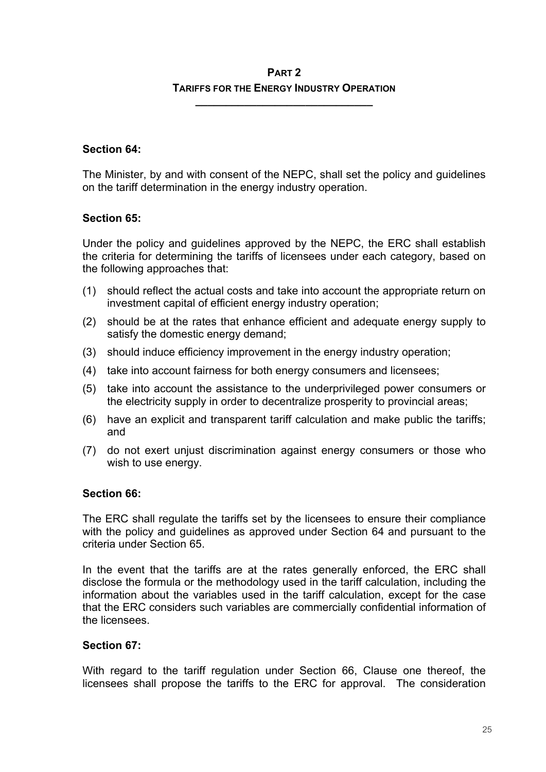## PART 2

## TARIFFS FOR THE ENERGY INDUSTRY OPERATION

---

**Section 64:**

The Minister, by and with consent of the NEPC, shall set the policy and guidelines on the tariff determination in the energy industry operation.

**Section 65:**

Under the policy and guidelines approved by the NEPC, the ERC shall establish the criteria for determining the tariffs of licensees under each category, based on the following approaches that:

(1) should reflect the actual costs and take into account the appropriate return on investment capital of efficient energy industry operation;

(2) should be at the rates that enhance efficient and adequate energy supply to satisfy the domestic energy demand;

(3) should induce efficiency improvement in the energy industry operation;

(4) take into account fairness for both energy consumers and licensees;

(5) take into account the assistance to the underprivileged power consumers or the electricity supply in order to decentralize prosperity to provincial areas;

(6) have an explicit and transparent tariff calculation and make public the tariffs; and

(7) do not exert unjust discrimination against energy consumers or those who wish to use energy.

**Section 66:**

The ERC shall regulate the tariffs set by the licensees to ensure their compliance with the policy and guidelines as approved under Section 64 and pursuant to the criteria under Section 65.

In the event that the tariffs are at the rates generally enforced, the ERC shall disclose the formula or the methodology used in the tariff calculation, including the information about the variables used in the tariff calculation, except for the case that the ERC considers such variables are commercially confidential information of the licensees.

**Section 67:**

With regard to the tariff regulation under Section 66, Clause one thereof, the licensees shall propose the tariffs to the ERC for approval. The consideration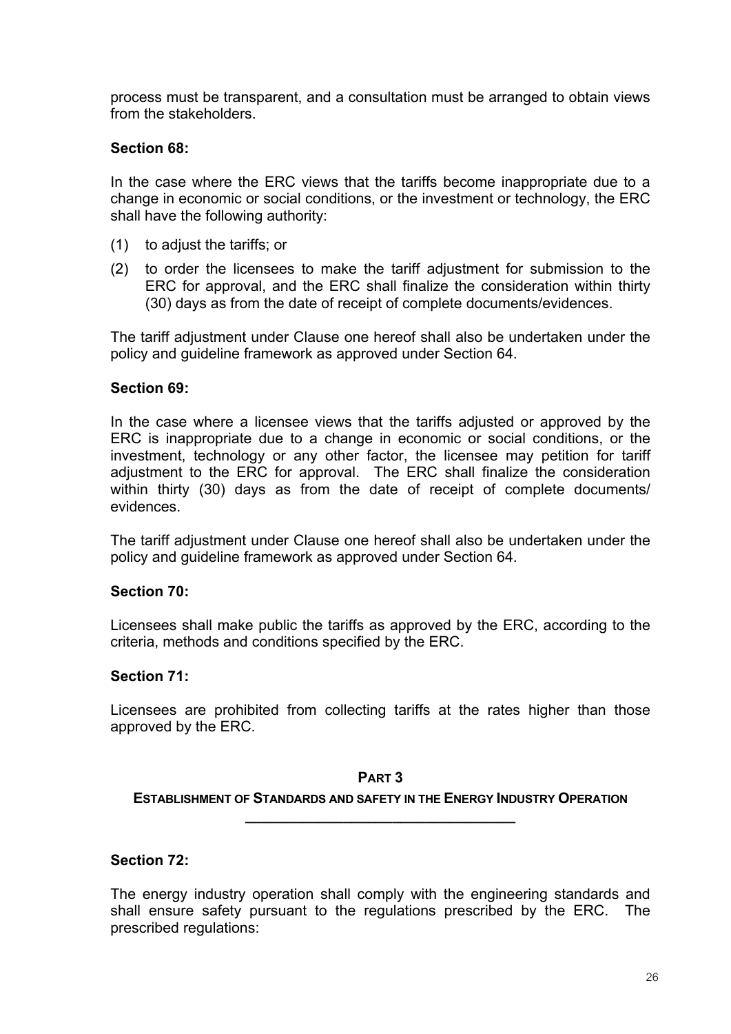process must be transparent, and a consultation must be arranged to obtain views from the stakeholders.

**Section 68:**

In the case where the ERC views that the tariffs become inappropriate due to a change in economic or social conditions, or the investment or technology, the ERC shall have the following authority:

(1) to adjust the tariffs; or

(2) to order the licensees to make the tariff adjustment for submission to the ERC for approval, and the ERC shall finalize the consideration within thirty (30) days as from the date of receipt of complete documents/evidences.

The tariff adjustment under Clause one hereof shall also be undertaken under the policy and guideline framework as approved under Section 64.

**Section 69:**

In the case where a licensee views that the tariffs adjusted or approved by the ERC is inappropriate due to a change in economic or social conditions, or the investment, technology or any other factor, the licensee may petition for tariff adjustment to the ERC for approval. The ERC shall finalize the consideration within thirty (30) days as from the date of receipt of complete documents/ evidences.

The tariff adjustment under Clause one hereof shall also be undertaken under the policy and guideline framework as approved under Section 64.

**Section 70:**

Licensees shall make public the tariffs as approved by the ERC, according to the criteria, methods and conditions specified by the ERC.

**Section 71:**

Licensees are prohibited from collecting tariffs at the rates higher than those approved by the ERC.

## PART 3

## ESTABLISHMENT OF STANDARDS AND SAFETY IN THE ENERGY INDUSTRY OPERATION

**Section 72:**

The energy industry operation shall comply with the engineering standards and shall ensure safety pursuant to the regulations prescribed by the ERC. The prescribed regulations: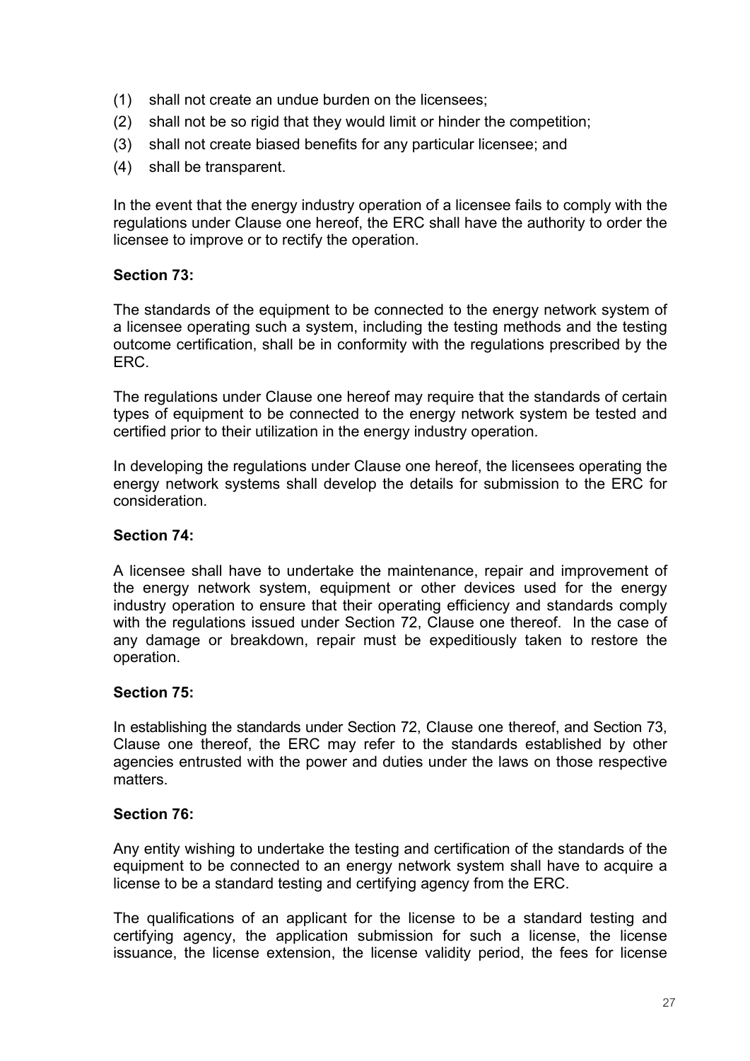(1) shall not create an undue burden on the licensees;
(2) shall not be so rigid that they would limit or hinder the competition;
(3) shall not create biased benefits for any particular licensee; and
(4) shall be transparent.

In the event that the energy industry operation of a licensee fails to comply with the regulations under Clause one hereof, the ERC shall have the authority to order the licensee to improve or to rectify the operation.

**Section 73:**

The standards of the equipment to be connected to the energy network system of a licensee operating such a system, including the testing methods and the testing outcome certification, shall be in conformity with the regulations prescribed by the ERC.

The regulations under Clause one hereof may require that the standards of certain types of equipment to be connected to the energy network system be tested and certified prior to their utilization in the energy industry operation.

In developing the regulations under Clause one hereof, the licensees operating the energy network systems shall develop the details for submission to the ERC for consideration.

**Section 74:**

A licensee shall have to undertake the maintenance, repair and improvement of the energy network system, equipment or other devices used for the energy industry operation to ensure that their operating efficiency and standards comply with the regulations issued under Section 72, Clause one thereof. In the case of any damage or breakdown, repair must be expeditiously taken to restore the operation.

**Section 75:**

In establishing the standards under Section 72, Clause one thereof, and Section 73, Clause one thereof, the ERC may refer to the standards established by other agencies entrusted with the power and duties under the laws on those respective matters.

**Section 76:**

Any entity wishing to undertake the testing and certification of the standards of the equipment to be connected to an energy network system shall have to acquire a license to be a standard testing and certifying agency from the ERC.

The qualifications of an applicant for the license to be a standard testing and certifying agency, the application submission for such a license, the license issuance, the license extension, the license validity period, the fees for license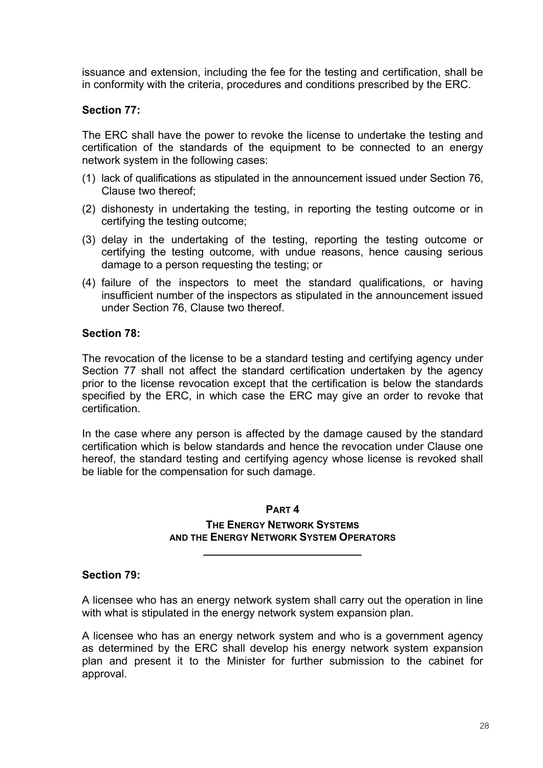issuance and extension, including the fee for the testing and certification, shall be in conformity with the criteria, procedures and conditions prescribed by the ERC.

**Section 77:**

The ERC shall have the power to revoke the license to undertake the testing and certification of the standards of the equipment to be connected to an energy network system in the following cases:

(1) lack of qualifications as stipulated in the announcement issued under Section 76, Clause two thereof;

(2) dishonesty in undertaking the testing, in reporting the testing outcome or in certifying the testing outcome;

(3) delay in the undertaking of the testing, reporting the testing outcome or certifying the testing outcome, with undue reasons, hence causing serious damage to a person requesting the testing; or

(4) failure of the inspectors to meet the standard qualifications, or having insufficient number of the inspectors as stipulated in the announcement issued under Section 76, Clause two thereof.

**Section 78:**

The revocation of the license to be a standard testing and certifying agency under Section 77 shall not affect the standard certification undertaken by the agency prior to the license revocation except that the certification is below the standards specified by the ERC, in which case the ERC may give an order to revoke that certification.

In the case where any person is affected by the damage caused by the standard certification which is below standards and hence the revocation under Clause one hereof, the standard testing and certifying agency whose license is revoked shall be liable for the compensation for such damage.

## PART 4

## THE ENERGY NETWORK SYSTEMS AND THE ENERGY NETWORK SYSTEM OPERATORS

**Section 79:**

A licensee who has an energy network system shall carry out the operation in line with what is stipulated in the energy network system expansion plan.

A licensee who has an energy network system and who is a government agency as determined by the ERC shall develop his energy network system expansion plan and present it to the Minister for further submission to the cabinet for approval.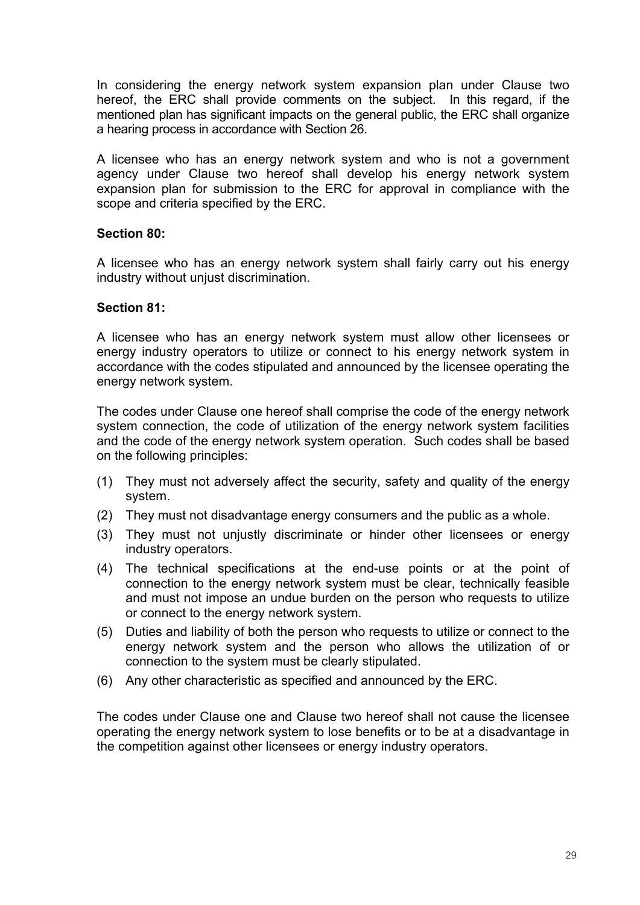In considering the energy network system expansion plan under Clause two hereof, the ERC shall provide comments on the subject. In this regard, if the mentioned plan has significant impacts on the general public, the ERC shall organize a hearing process in accordance with Section 26.

A licensee who has an energy network system and who is not a government agency under Clause two hereof shall develop his energy network system expansion plan for submission to the ERC for approval in compliance with the scope and criteria specified by the ERC.

**Section 80:**

A licensee who has an energy network system shall fairly carry out his energy industry without unjust discrimination.

**Section 81:**

A licensee who has an energy network system must allow other licensees or energy industry operators to utilize or connect to his energy network system in accordance with the codes stipulated and announced by the licensee operating the energy network system.

The codes under Clause one hereof shall comprise the code of the energy network system connection, the code of utilization of the energy network system facilities and the code of the energy network system operation. Such codes shall be based on the following principles:

(1) They must not adversely affect the security, safety and quality of the energy system.

(2) They must not disadvantage energy consumers and the public as a whole.

(3) They must not unjustly discriminate or hinder other licensees or energy industry operators.

(4) The technical specifications at the end-use points or at the point of connection to the energy network system must be clear, technically feasible and must not impose an undue burden on the person who requests to utilize or connect to the energy network system.

(5) Duties and liability of both the person who requests to utilize or connect to the energy network system and the person who allows the utilization of or connection to the system must be clearly stipulated.

(6) Any other characteristic as specified and announced by the ERC.

The codes under Clause one and Clause two hereof shall not cause the licensee operating the energy network system to lose benefits or to be at a disadvantage in the competition against other licensees or energy industry operators.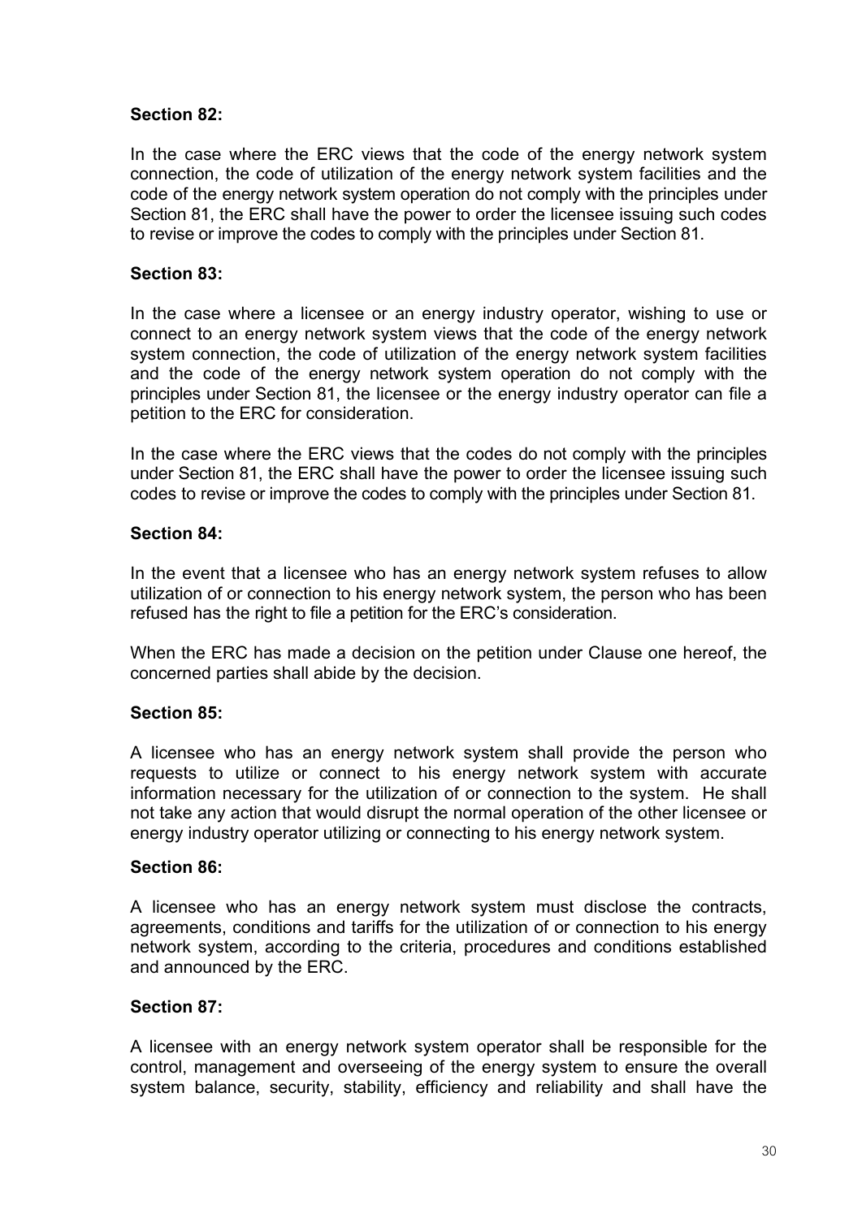**Section 82:**

In the case where the ERC views that the code of the energy network system connection, the code of utilization of the energy network system facilities and the code of the energy network system operation do not comply with the principles under Section 81, the ERC shall have the power to order the licensee issuing such codes to revise or improve the codes to comply with the principles under Section 81.

**Section 83:**

In the case where a licensee or an energy industry operator, wishing to use or connect to an energy network system views that the code of the energy network system connection, the code of utilization of the energy network system facilities and the code of the energy network system operation do not comply with the principles under Section 81, the licensee or the energy industry operator can file a petition to the ERC for consideration.

In the case where the ERC views that the codes do not comply with the principles under Section 81, the ERC shall have the power to order the licensee issuing such codes to revise or improve the codes to comply with the principles under Section 81.

**Section 84:**

In the event that a licensee who has an energy network system refuses to allow utilization of or connection to his energy network system, the person who has been refused has the right to file a petition for the ERC's consideration.

When the ERC has made a decision on the petition under Clause one hereof, the concerned parties shall abide by the decision.

**Section 85:**

A licensee who has an energy network system shall provide the person who requests to utilize or connect to his energy network system with accurate information necessary for the utilization of or connection to the system. He shall not take any action that would disrupt the normal operation of the other licensee or energy industry operator utilizing or connecting to his energy network system.

**Section 86:**

A licensee who has an energy network system must disclose the contracts, agreements, conditions and tariffs for the utilization of or connection to his energy network system, according to the criteria, procedures and conditions established and announced by the ERC.

**Section 87:**

A licensee with an energy network system operator shall be responsible for the control, management and overseeing of the energy system to ensure the overall system balance, security, stability, efficiency and reliability and shall have the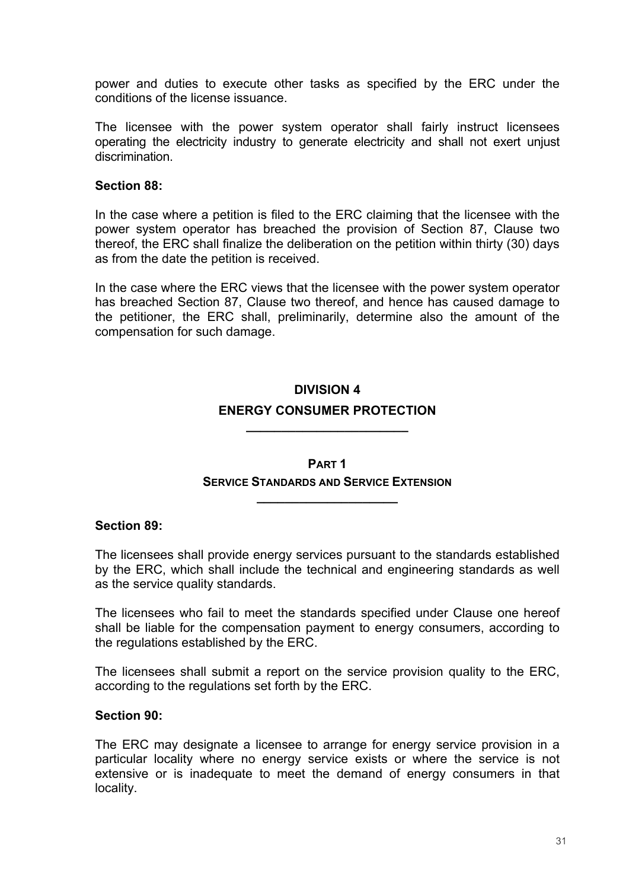power and duties to execute other tasks as specified by the ERC under the conditions of the license issuance.

The licensee with the power system operator shall fairly instruct licensees operating the electricity industry to generate electricity and shall not exert unjust discrimination.

**Section 88:**

In the case where a petition is filed to the ERC claiming that the licensee with the power system operator has breached the provision of Section 87, Clause two thereof, the ERC shall finalize the deliberation on the petition within thirty (30) days as from the date the petition is received.

In the case where the ERC views that the licensee with the power system operator has breached Section 87, Clause two thereof, and hence has caused damage to the petitioner, the ERC shall, preliminarily, determine also the amount of the compensation for such damage.

## DIVISION 4
## ENERGY CONSUMER PROTECTION

### PART 1
### SERVICE STANDARDS AND SERVICE EXTENSION

**Section 89:**

The licensees shall provide energy services pursuant to the standards established by the ERC, which shall include the technical and engineering standards as well as the service quality standards.

The licensees who fail to meet the standards specified under Clause one hereof shall be liable for the compensation payment to energy consumers, according to the regulations established by the ERC.

The licensees shall submit a report on the service provision quality to the ERC, according to the regulations set forth by the ERC.

**Section 90:**

The ERC may designate a licensee to arrange for energy service provision in a particular locality where no energy service exists or where the service is not extensive or is inadequate to meet the demand of energy consumers in that locality.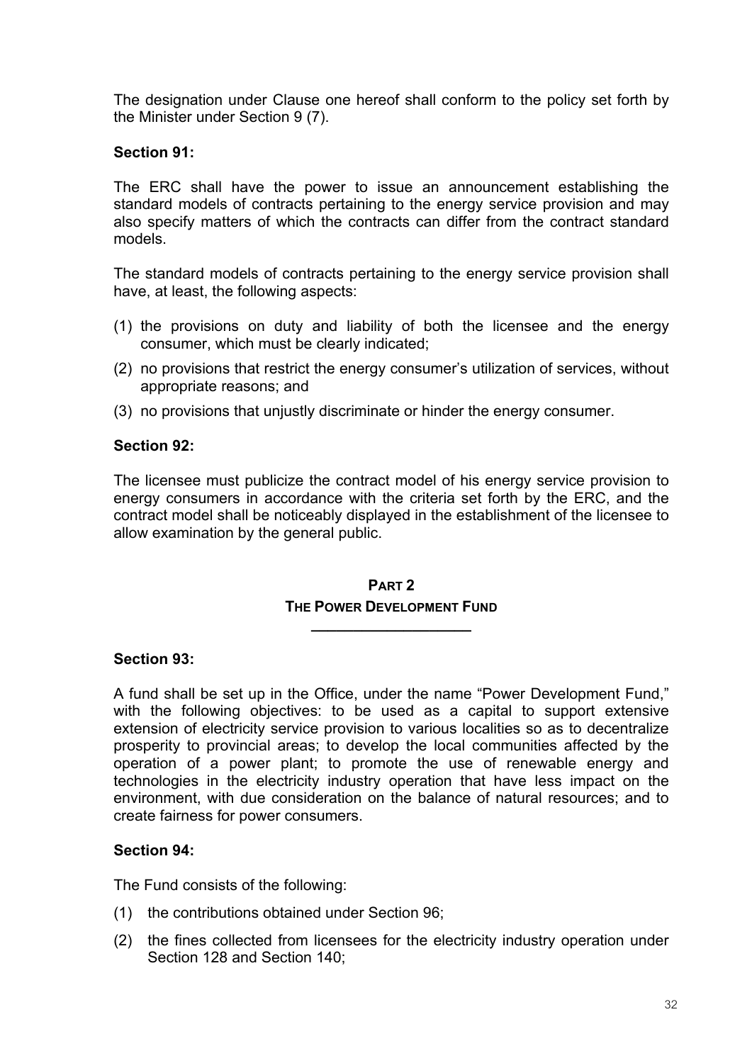The designation under Clause one hereof shall conform to the policy set forth by the Minister under Section 9 (7).

**Section 91:**

The ERC shall have the power to issue an announcement establishing the standard models of contracts pertaining to the energy service provision and may also specify matters of which the contracts can differ from the contract standard models.

The standard models of contracts pertaining to the energy service provision shall have, at least, the following aspects:

(1) the provisions on duty and liability of both the licensee and the energy consumer, which must be clearly indicated;

(2) no provisions that restrict the energy consumer's utilization of services, without appropriate reasons; and

(3) no provisions that unjustly discriminate or hinder the energy consumer.

**Section 92:**

The licensee must publicize the contract model of his energy service provision to energy consumers in accordance with the criteria set forth by the ERC, and the contract model shall be noticeably displayed in the establishment of the licensee to allow examination by the general public.

## PART 2
## THE POWER DEVELOPMENT FUND

**Section 93:**

A fund shall be set up in the Office, under the name "Power Development Fund," with the following objectives: to be used as a capital to support extensive extension of electricity service provision to various localities so as to decentralize prosperity to provincial areas; to develop the local communities affected by the operation of a power plant; to promote the use of renewable energy and technologies in the electricity industry operation that have less impact on the environment, with due consideration on the balance of natural resources; and to create fairness for power consumers.

**Section 94:**

The Fund consists of the following:

(1) the contributions obtained under Section 96;

(2) the fines collected from licensees for the electricity industry operation under Section 128 and Section 140;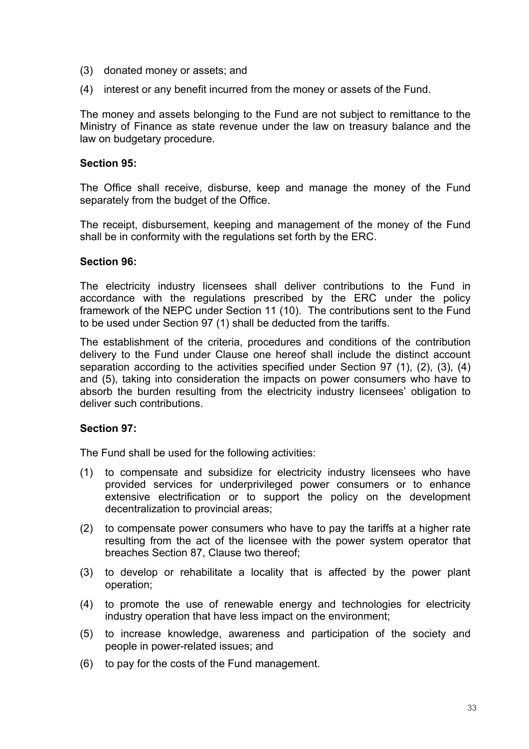(3) donated money or assets; and

(4) interest or any benefit incurred from the money or assets of the Fund.

The money and assets belonging to the Fund are not subject to remittance to the Ministry of Finance as state revenue under the law on treasury balance and the law on budgetary procedure.

**Section 95:**

The Office shall receive, disburse, keep and manage the money of the Fund separately from the budget of the Office.

The receipt, disbursement, keeping and management of the money of the Fund shall be in conformity with the regulations set forth by the ERC.

**Section 96:**

The electricity industry licensees shall deliver contributions to the Fund in accordance with the regulations prescribed by the ERC under the policy framework of the NEPC under Section 11 (10). The contributions sent to the Fund to be used under Section 97 (1) shall be deducted from the tariffs.

The establishment of the criteria, procedures and conditions of the contribution delivery to the Fund under Clause one hereof shall include the distinct account separation according to the activities specified under Section 97 (1), (2), (3), (4) and (5), taking into consideration the impacts on power consumers who have to absorb the burden resulting from the electricity industry licensees' obligation to deliver such contributions.

**Section 97:**

The Fund shall be used for the following activities:

(1) to compensate and subsidize for electricity industry licensees who have provided services for underprivileged power consumers or to enhance extensive electrification or to support the policy on the development decentralization to provincial areas;

(2) to compensate power consumers who have to pay the tariffs at a higher rate resulting from the act of the licensee with the power system operator that breaches Section 87, Clause two thereof;

(3) to develop or rehabilitate a locality that is affected by the power plant operation;

(4) to promote the use of renewable energy and technologies for electricity industry operation that have less impact on the environment;

(5) to increase knowledge, awareness and participation of the society and people in power-related issues; and

(6) to pay for the costs of the Fund management.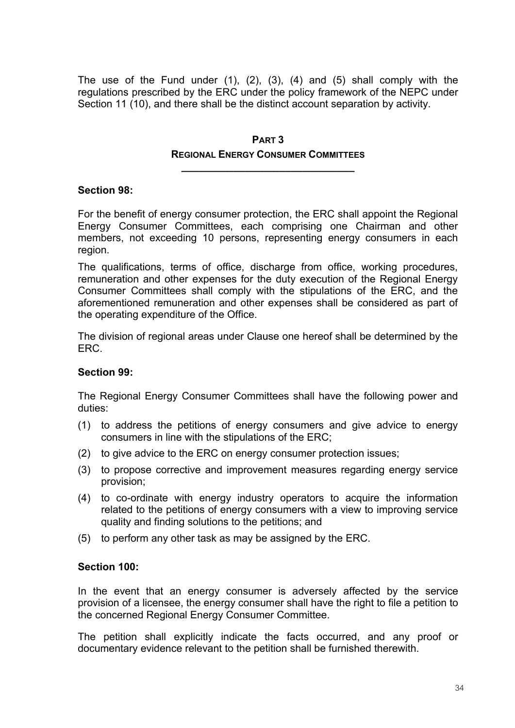The use of the Fund under (1), (2), (3), (4) and (5) shall comply with the regulations prescribed by the ERC under the policy framework of the NEPC under Section 11 (10), and there shall be the distinct account separation by activity.

## PART 3
## REGIONAL ENERGY CONSUMER COMMITTEES

---

### Section 98:

For the benefit of energy consumer protection, the ERC shall appoint the Regional Energy Consumer Committees, each comprising one Chairman and other members, not exceeding 10 persons, representing energy consumers in each region.

The qualifications, terms of office, discharge from office, working procedures, remuneration and other expenses for the duty execution of the Regional Energy Consumer Committees shall comply with the stipulations of the ERC, and the aforementioned remuneration and other expenses shall be considered as part of the operating expenditure of the Office.

The division of regional areas under Clause one hereof shall be determined by the ERC.

### Section 99:

The Regional Energy Consumer Committees shall have the following power and duties:

(1) to address the petitions of energy consumers and give advice to energy consumers in line with the stipulations of the ERC;

(2) to give advice to the ERC on energy consumer protection issues;

(3) to propose corrective and improvement measures regarding energy service provision;

(4) to co-ordinate with energy industry operators to acquire the information related to the petitions of energy consumers with a view to improving service quality and finding solutions to the petitions; and

(5) to perform any other task as may be assigned by the ERC.

### Section 100:

In the event that an energy consumer is adversely affected by the service provision of a licensee, the energy consumer shall have the right to file a petition to the concerned Regional Energy Consumer Committee.

The petition shall explicitly indicate the facts occurred, and any proof or documentary evidence relevant to the petition shall be furnished therewith.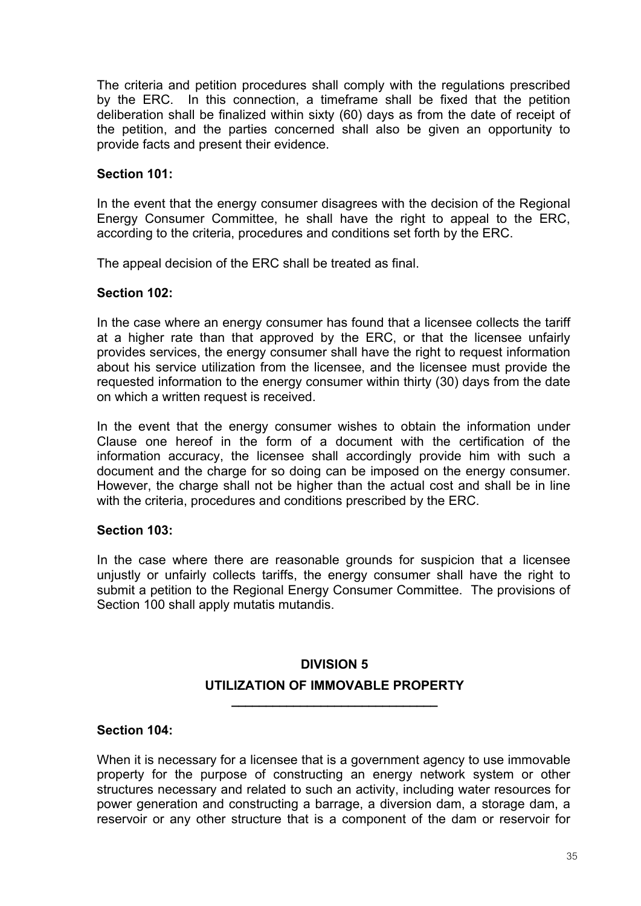The criteria and petition procedures shall comply with the regulations prescribed by the ERC. In this connection, a timeframe shall be fixed that the petition deliberation shall be finalized within sixty (60) days as from the date of receipt of the petition, and the parties concerned shall also be given an opportunity to provide facts and present their evidence.

**Section 101:**

In the event that the energy consumer disagrees with the decision of the Regional Energy Consumer Committee, he shall have the right to appeal to the ERC, according to the criteria, procedures and conditions set forth by the ERC.

The appeal decision of the ERC shall be treated as final.

**Section 102:**

In the case where an energy consumer has found that a licensee collects the tariff at a higher rate than that approved by the ERC, or that the licensee unfairly provides services, the energy consumer shall have the right to request information about his service utilization from the licensee, and the licensee must provide the requested information to the energy consumer within thirty (30) days from the date on which a written request is received.

In the event that the energy consumer wishes to obtain the information under Clause one hereof in the form of a document with the certification of the information accuracy, the licensee shall accordingly provide him with such a document and the charge for so doing can be imposed on the energy consumer. However, the charge shall not be higher than the actual cost and shall be in line with the criteria, procedures and conditions prescribed by the ERC.

**Section 103:**

In the case where there are reasonable grounds for suspicion that a licensee unjustly or unfairly collects tariffs, the energy consumer shall have the right to submit a petition to the Regional Energy Consumer Committee. The provisions of Section 100 shall apply mutatis mutandis.

## DIVISION 5

## UTILIZATION OF IMMOVABLE PROPERTY

**Section 104:**

When it is necessary for a licensee that is a government agency to use immovable property for the purpose of constructing an energy network system or other structures necessary and related to such an activity, including water resources for power generation and constructing a barrage, a diversion dam, a storage dam, a reservoir or any other structure that is a component of the dam or reservoir for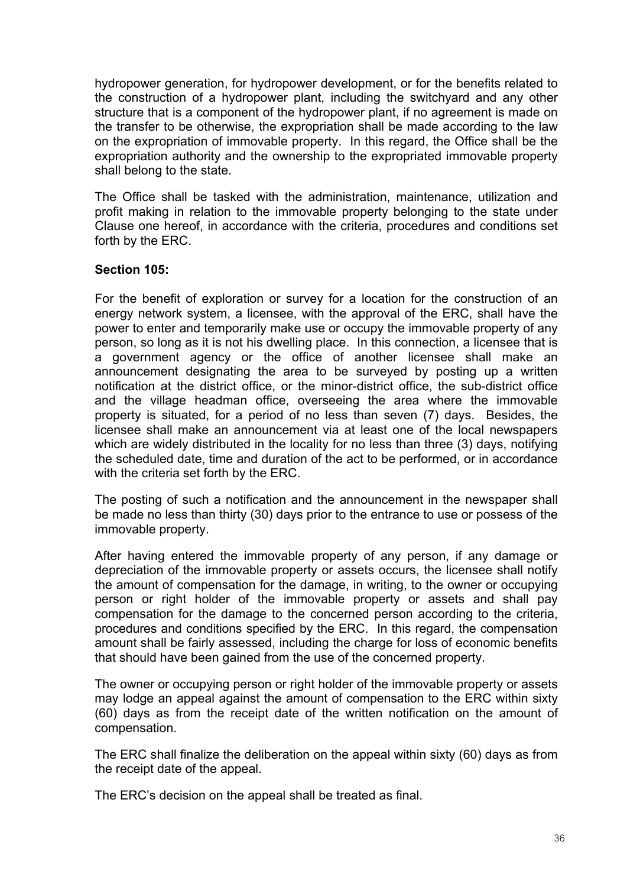hydropower generation, for hydropower development, or for the benefits related to the construction of a hydropower plant, including the switchyard and any other structure that is a component of the hydropower plant, if no agreement is made on the transfer to be otherwise, the expropriation shall be made according to the law on the expropriation of immovable property. In this regard, the Office shall be the expropriation authority and the ownership to the expropriated immovable property shall belong to the state.

The Office shall be tasked with the administration, maintenance, utilization and profit making in relation to the immovable property belonging to the state under Clause one hereof, in accordance with the criteria, procedures and conditions set forth by the ERC.

**Section 105:**

For the benefit of exploration or survey for a location for the construction of an energy network system, a licensee, with the approval of the ERC, shall have the power to enter and temporarily make use or occupy the immovable property of any person, so long as it is not his dwelling place. In this connection, a licensee that is a government agency or the office of another licensee shall make an announcement designating the area to be surveyed by posting up a written notification at the district office, or the minor-district office, the sub-district office and the village headman office, overseeing the area where the immovable property is situated, for a period of no less than seven (7) days. Besides, the licensee shall make an announcement via at least one of the local newspapers which are widely distributed in the locality for no less than three (3) days, notifying the scheduled date, time and duration of the act to be performed, or in accordance with the criteria set forth by the ERC.

The posting of such a notification and the announcement in the newspaper shall be made no less than thirty (30) days prior to the entrance to use or possess of the immovable property.

After having entered the immovable property of any person, if any damage or depreciation of the immovable property or assets occurs, the licensee shall notify the amount of compensation for the damage, in writing, to the owner or occupying person or right holder of the immovable property or assets and shall pay compensation for the damage to the concerned person according to the criteria, procedures and conditions specified by the ERC. In this regard, the compensation amount shall be fairly assessed, including the charge for loss of economic benefits that should have been gained from the use of the concerned property.

The owner or occupying person or right holder of the immovable property or assets may lodge an appeal against the amount of compensation to the ERC within sixty (60) days as from the receipt date of the written notification on the amount of compensation.

The ERC shall finalize the deliberation on the appeal within sixty (60) days as from the receipt date of the appeal.

The ERC's decision on the appeal shall be treated as final.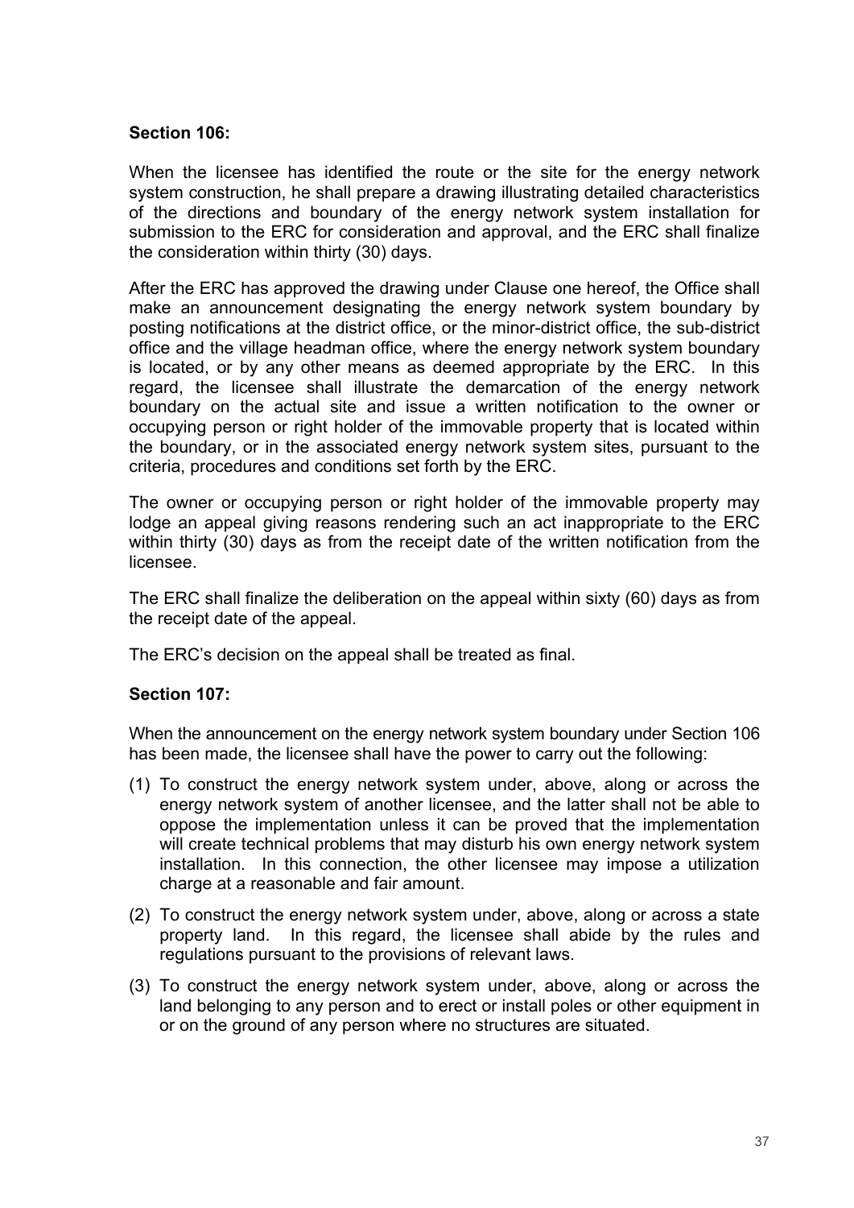**Section 106:**

When the licensee has identified the route or the site for the energy network system construction, he shall prepare a drawing illustrating detailed characteristics of the directions and boundary of the energy network system installation for submission to the ERC for consideration and approval, and the ERC shall finalize the consideration within thirty (30) days.

After the ERC has approved the drawing under Clause one hereof, the Office shall make an announcement designating the energy network system boundary by posting notifications at the district office, or the minor-district office, the sub-district office and the village headman office, where the energy network system boundary is located, or by any other means as deemed appropriate by the ERC. In this regard, the licensee shall illustrate the demarcation of the energy network boundary on the actual site and issue a written notification to the owner or occupying person or right holder of the immovable property that is located within the boundary, or in the associated energy network system sites, pursuant to the criteria, procedures and conditions set forth by the ERC.

The owner or occupying person or right holder of the immovable property may lodge an appeal giving reasons rendering such an act inappropriate to the ERC within thirty (30) days as from the receipt date of the written notification from the licensee.

The ERC shall finalize the deliberation on the appeal within sixty (60) days as from the receipt date of the appeal.

The ERC's decision on the appeal shall be treated as final.

**Section 107:**

When the announcement on the energy network system boundary under Section 106 has been made, the licensee shall have the power to carry out the following:

(1) To construct the energy network system under, above, along or across the energy network system of another licensee, and the latter shall not be able to oppose the implementation unless it can be proved that the implementation will create technical problems that may disturb his own energy network system installation. In this connection, the other licensee may impose a utilization charge at a reasonable and fair amount.

(2) To construct the energy network system under, above, along or across a state property land. In this regard, the licensee shall abide by the rules and regulations pursuant to the provisions of relevant laws.

(3) To construct the energy network system under, above, along or across the land belonging to any person and to erect or install poles or other equipment in or on the ground of any person where no structures are situated.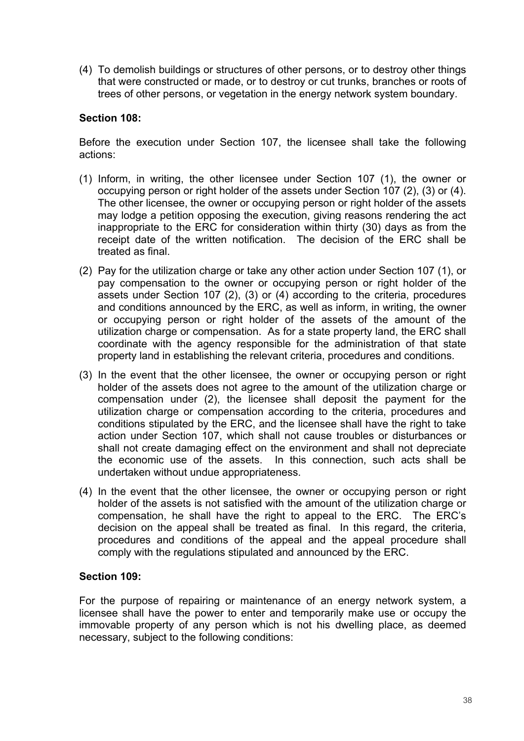(4) To demolish buildings or structures of other persons, or to destroy other things that were constructed or made, or to destroy or cut trunks, branches or roots of trees of other persons, or vegetation in the energy network system boundary.

**Section 108:**

Before the execution under Section 107, the licensee shall take the following actions:

(1) Inform, in writing, the other licensee under Section 107 (1), the owner or occupying person or right holder of the assets under Section 107 (2), (3) or (4). The other licensee, the owner or occupying person or right holder of the assets may lodge a petition opposing the execution, giving reasons rendering the act inappropriate to the ERC for consideration within thirty (30) days as from the receipt date of the written notification. The decision of the ERC shall be treated as final.

(2) Pay for the utilization charge or take any other action under Section 107 (1), or pay compensation to the owner or occupying person or right holder of the assets under Section 107 (2), (3) or (4) according to the criteria, procedures and conditions announced by the ERC, as well as inform, in writing, the owner or occupying person or right holder of the assets of the amount of the utilization charge or compensation. As for a state property land, the ERC shall coordinate with the agency responsible for the administration of that state property land in establishing the relevant criteria, procedures and conditions.

(3) In the event that the other licensee, the owner or occupying person or right holder of the assets does not agree to the amount of the utilization charge or compensation under (2), the licensee shall deposit the payment for the utilization charge or compensation according to the criteria, procedures and conditions stipulated by the ERC, and the licensee shall have the right to take action under Section 107, which shall not cause troubles or disturbances or shall not create damaging effect on the environment and shall not depreciate the economic use of the assets. In this connection, such acts shall be undertaken without undue appropriateness.

(4) In the event that the other licensee, the owner or occupying person or right holder of the assets is not satisfied with the amount of the utilization charge or compensation, he shall have the right to appeal to the ERC. The ERC's decision on the appeal shall be treated as final. In this regard, the criteria, procedures and conditions of the appeal and the appeal procedure shall comply with the regulations stipulated and announced by the ERC.

**Section 109:**

For the purpose of repairing or maintenance of an energy network system, a licensee shall have the power to enter and temporarily make use or occupy the immovable property of any person which is not his dwelling place, as deemed necessary, subject to the following conditions: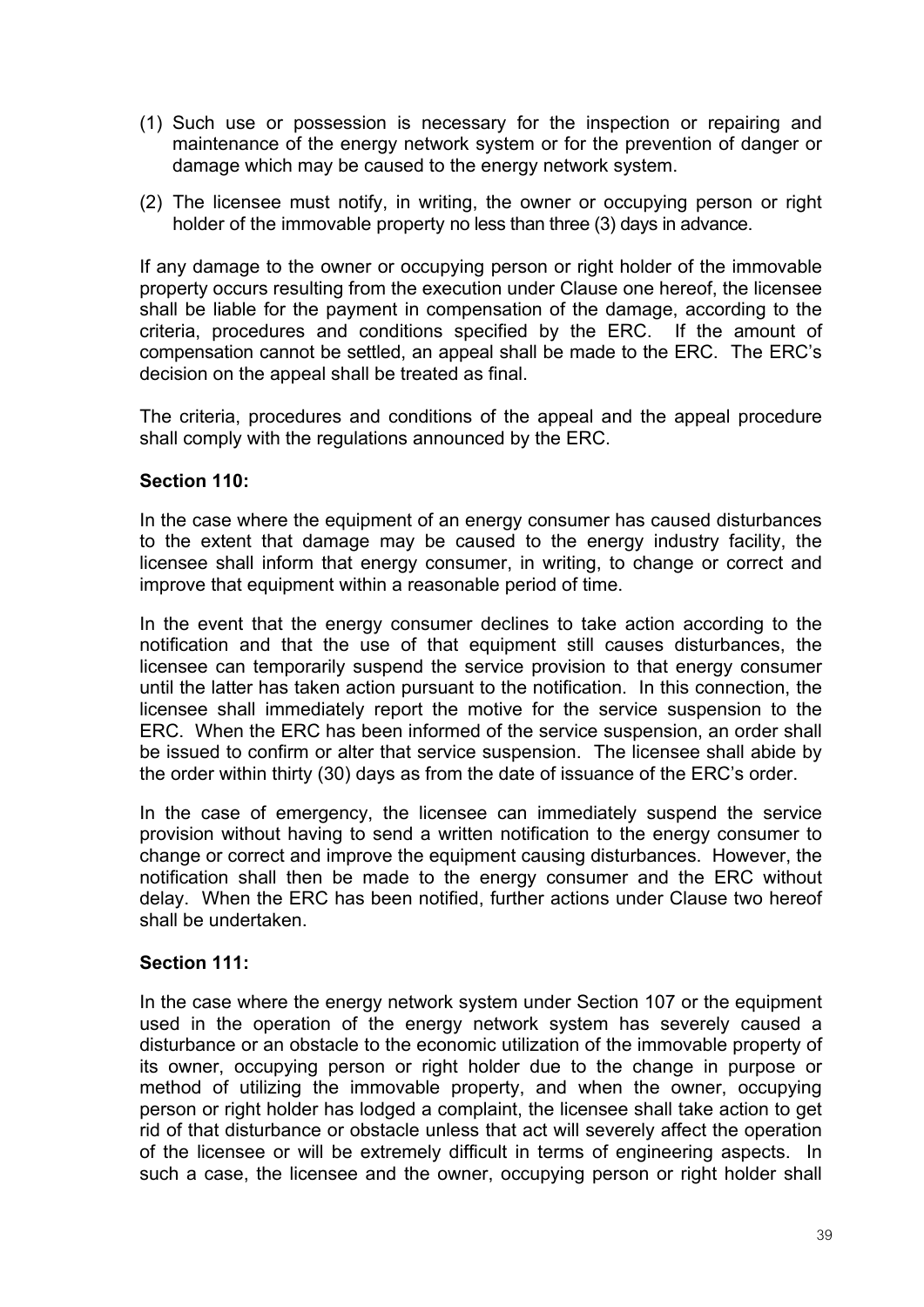(1) Such use or possession is necessary for the inspection or repairing and maintenance of the energy network system or for the prevention of danger or damage which may be caused to the energy network system.

(2) The licensee must notify, in writing, the owner or occupying person or right holder of the immovable property no less than three (3) days in advance.

If any damage to the owner or occupying person or right holder of the immovable property occurs resulting from the execution under Clause one hereof, the licensee shall be liable for the payment in compensation of the damage, according to the criteria, procedures and conditions specified by the ERC. If the amount of compensation cannot be settled, an appeal shall be made to the ERC. The ERC's decision on the appeal shall be treated as final.

The criteria, procedures and conditions of the appeal and the appeal procedure shall comply with the regulations announced by the ERC.

**Section 110:**

In the case where the equipment of an energy consumer has caused disturbances to the extent that damage may be caused to the energy industry facility, the licensee shall inform that energy consumer, in writing, to change or correct and improve that equipment within a reasonable period of time.

In the event that the energy consumer declines to take action according to the notification and that the use of that equipment still causes disturbances, the licensee can temporarily suspend the service provision to that energy consumer until the latter has taken action pursuant to the notification. In this connection, the licensee shall immediately report the motive for the service suspension to the ERC. When the ERC has been informed of the service suspension, an order shall be issued to confirm or alter that service suspension. The licensee shall abide by the order within thirty (30) days as from the date of issuance of the ERC's order.

In the case of emergency, the licensee can immediately suspend the service provision without having to send a written notification to the energy consumer to change or correct and improve the equipment causing disturbances. However, the notification shall then be made to the energy consumer and the ERC without delay. When the ERC has been notified, further actions under Clause two hereof shall be undertaken.

**Section 111:**

In the case where the energy network system under Section 107 or the equipment used in the operation of the energy network system has severely caused a disturbance or an obstacle to the economic utilization of the immovable property of its owner, occupying person or right holder due to the change in purpose or method of utilizing the immovable property, and when the owner, occupying person or right holder has lodged a complaint, the licensee shall take action to get rid of that disturbance or obstacle unless that act will severely affect the operation of the licensee or will be extremely difficult in terms of engineering aspects. In such a case, the licensee and the owner, occupying person or right holder shall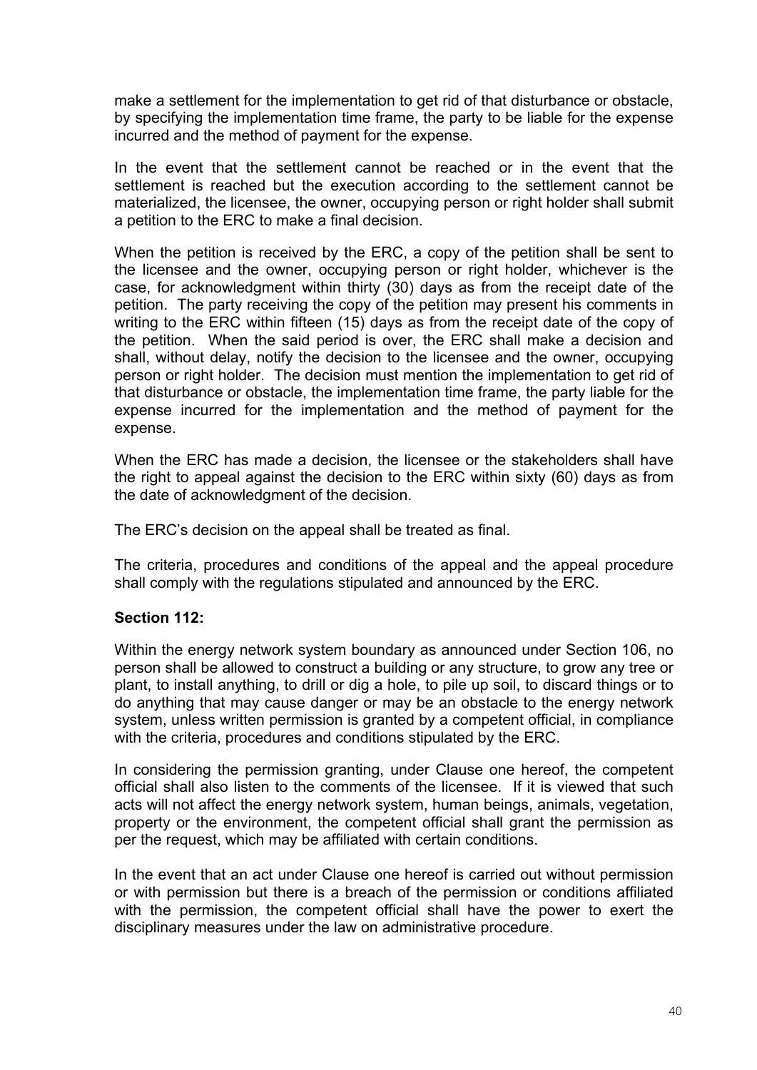make a settlement for the implementation to get rid of that disturbance or obstacle, by specifying the implementation time frame, the party to be liable for the expense incurred and the method of payment for the expense.

In the event that the settlement cannot be reached or in the event that the settlement is reached but the execution according to the settlement cannot be materialized, the licensee, the owner, occupying person or right holder shall submit a petition to the ERC to make a final decision.

When the petition is received by the ERC, a copy of the petition shall be sent to the licensee and the owner, occupying person or right holder, whichever is the case, for acknowledgment within thirty (30) days as from the receipt date of the petition. The party receiving the copy of the petition may present his comments in writing to the ERC within fifteen (15) days as from the receipt date of the copy of the petition. When the said period is over, the ERC shall make a decision and shall, without delay, notify the decision to the licensee and the owner, occupying person or right holder. The decision must mention the implementation to get rid of that disturbance or obstacle, the implementation time frame, the party liable for the expense incurred for the implementation and the method of payment for the expense.

When the ERC has made a decision, the licensee or the stakeholders shall have the right to appeal against the decision to the ERC within sixty (60) days as from the date of acknowledgment of the decision.

The ERC's decision on the appeal shall be treated as final.

The criteria, procedures and conditions of the appeal and the appeal procedure shall comply with the regulations stipulated and announced by the ERC.

**Section 112:**

Within the energy network system boundary as announced under Section 106, no person shall be allowed to construct a building or any structure, to grow any tree or plant, to install anything, to drill or dig a hole, to pile up soil, to discard things or to do anything that may cause danger or may be an obstacle to the energy network system, unless written permission is granted by a competent official, in compliance with the criteria, procedures and conditions stipulated by the ERC.

In considering the permission granting, under Clause one hereof, the competent official shall also listen to the comments of the licensee. If it is viewed that such acts will not affect the energy network system, human beings, animals, vegetation, property or the environment, the competent official shall grant the permission as per the request, which may be affiliated with certain conditions.

In the event that an act under Clause one hereof is carried out without permission or with permission but there is a breach of the permission or conditions affiliated with the permission, the competent official shall have the power to exert the disciplinary measures under the law on administrative procedure.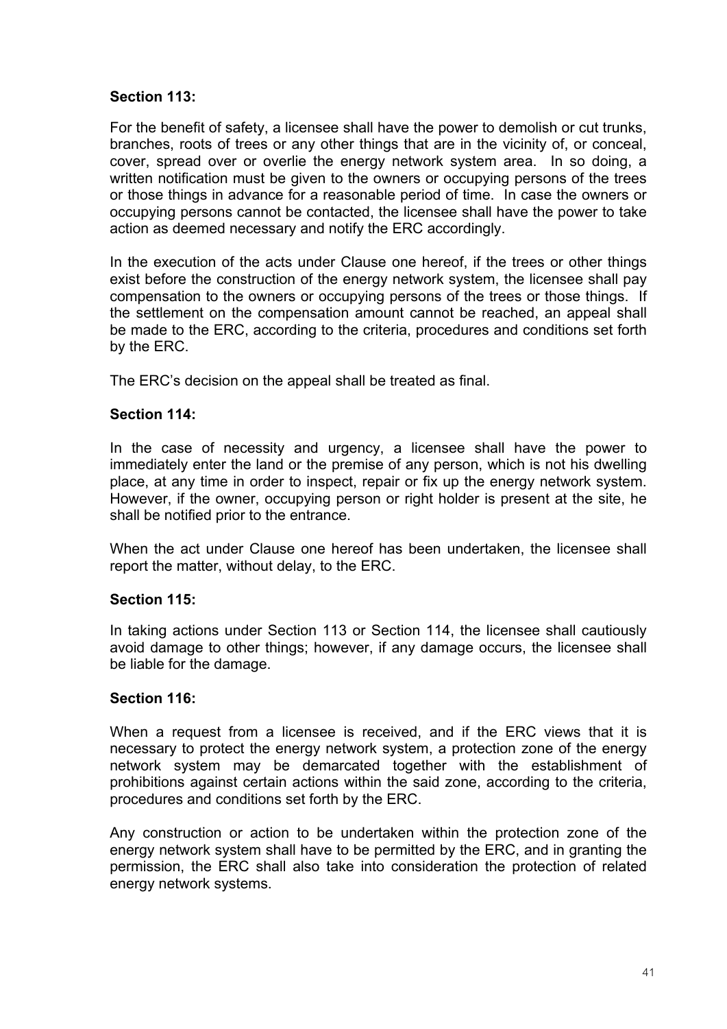**Section 113:**

For the benefit of safety, a licensee shall have the power to demolish or cut trunks, branches, roots of trees or any other things that are in the vicinity of, or conceal, cover, spread over or overlie the energy network system area. In so doing, a written notification must be given to the owners or occupying persons of the trees or those things in advance for a reasonable period of time. In case the owners or occupying persons cannot be contacted, the licensee shall have the power to take action as deemed necessary and notify the ERC accordingly.

In the execution of the acts under Clause one hereof, if the trees or other things exist before the construction of the energy network system, the licensee shall pay compensation to the owners or occupying persons of the trees or those things. If the settlement on the compensation amount cannot be reached, an appeal shall be made to the ERC, according to the criteria, procedures and conditions set forth by the ERC.

The ERC's decision on the appeal shall be treated as final.

**Section 114:**

In the case of necessity and urgency, a licensee shall have the power to immediately enter the land or the premise of any person, which is not his dwelling place, at any time in order to inspect, repair or fix up the energy network system. However, if the owner, occupying person or right holder is present at the site, he shall be notified prior to the entrance.

When the act under Clause one hereof has been undertaken, the licensee shall report the matter, without delay, to the ERC.

**Section 115:**

In taking actions under Section 113 or Section 114, the licensee shall cautiously avoid damage to other things; however, if any damage occurs, the licensee shall be liable for the damage.

**Section 116:**

When a request from a licensee is received, and if the ERC views that it is necessary to protect the energy network system, a protection zone of the energy network system may be demarcated together with the establishment of prohibitions against certain actions within the said zone, according to the criteria, procedures and conditions set forth by the ERC.

Any construction or action to be undertaken within the protection zone of the energy network system shall have to be permitted by the ERC, and in granting the permission, the ERC shall also take into consideration the protection of related energy network systems.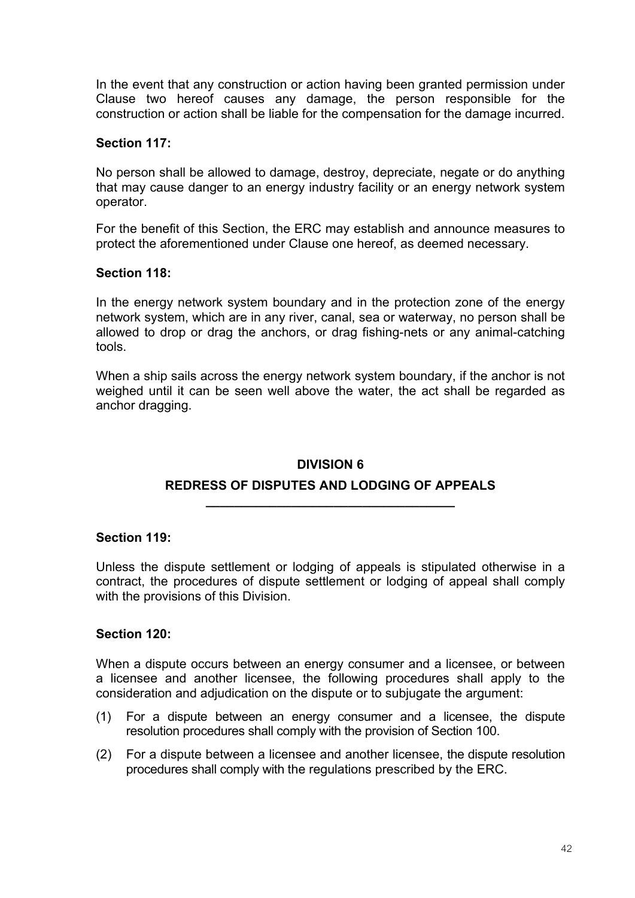In the event that any construction or action having been granted permission under Clause two hereof causes any damage, the person responsible for the construction or action shall be liable for the compensation for the damage incurred.

**Section 117:**

No person shall be allowed to damage, destroy, depreciate, negate or do anything that may cause danger to an energy industry facility or an energy network system operator.

For the benefit of this Section, the ERC may establish and announce measures to protect the aforementioned under Clause one hereof, as deemed necessary.

**Section 118:**

In the energy network system boundary and in the protection zone of the energy network system, which are in any river, canal, sea or waterway, no person shall be allowed to drop or drag the anchors, or drag fishing-nets or any animal-catching tools.

When a ship sails across the energy network system boundary, if the anchor is not weighed until it can be seen well above the water, the act shall be regarded as anchor dragging.

## DIVISION 6

## REDRESS OF DISPUTES AND LODGING OF APPEALS

**Section 119:**

Unless the dispute settlement or lodging of appeals is stipulated otherwise in a contract, the procedures of dispute settlement or lodging of appeal shall comply with the provisions of this Division.

**Section 120:**

When a dispute occurs between an energy consumer and a licensee, or between a licensee and another licensee, the following procedures shall apply to the consideration and adjudication on the dispute or to subjugate the argument:

(1) For a dispute between an energy consumer and a licensee, the dispute resolution procedures shall comply with the provision of Section 100.

(2) For a dispute between a licensee and another licensee, the dispute resolution procedures shall comply with the regulations prescribed by the ERC.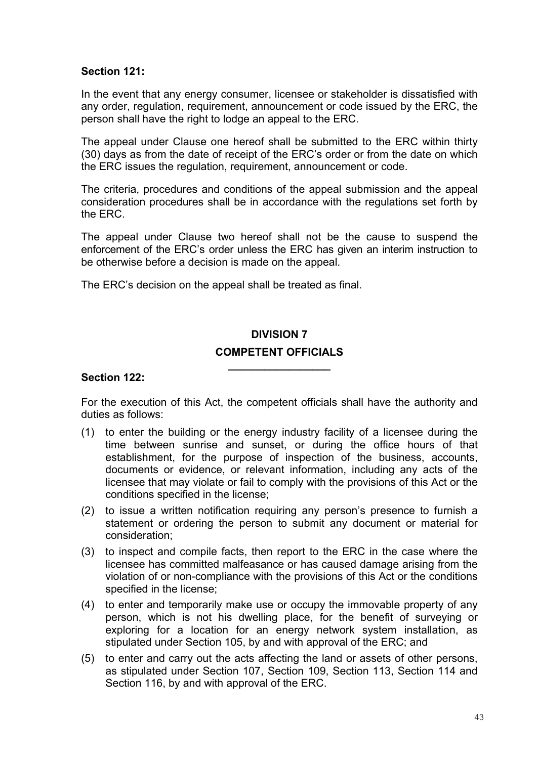**Section 121:**

In the event that any energy consumer, licensee or stakeholder is dissatisfied with any order, regulation, requirement, announcement or code issued by the ERC, the person shall have the right to lodge an appeal to the ERC.

The appeal under Clause one hereof shall be submitted to the ERC within thirty (30) days as from the date of receipt of the ERC's order or from the date on which the ERC issues the regulation, requirement, announcement or code.

The criteria, procedures and conditions of the appeal submission and the appeal consideration procedures shall be in accordance with the regulations set forth by the ERC.

The appeal under Clause two hereof shall not be the cause to suspend the enforcement of the ERC's order unless the ERC has given an interim instruction to be otherwise before a decision is made on the appeal.

The ERC's decision on the appeal shall be treated as final.

## DIVISION 7

## COMPETENT OFFICIALS

**Section 122:**

For the execution of this Act, the competent officials shall have the authority and duties as follows:

(1) to enter the building or the energy industry facility of a licensee during the time between sunrise and sunset, or during the office hours of that establishment, for the purpose of inspection of the business, accounts, documents or evidence, or relevant information, including any acts of the licensee that may violate or fail to comply with the provisions of this Act or the conditions specified in the license;

(2) to issue a written notification requiring any person's presence to furnish a statement or ordering the person to submit any document or material for consideration;

(3) to inspect and compile facts, then report to the ERC in the case where the licensee has committed malfeasance or has caused damage arising from the violation of or non-compliance with the provisions of this Act or the conditions specified in the license;

(4) to enter and temporarily make use or occupy the immovable property of any person, which is not his dwelling place, for the benefit of surveying or exploring for a location for an energy network system installation, as stipulated under Section 105, by and with approval of the ERC; and

(5) to enter and carry out the acts affecting the land or assets of other persons, as stipulated under Section 107, Section 109, Section 113, Section 114 and Section 116, by and with approval of the ERC.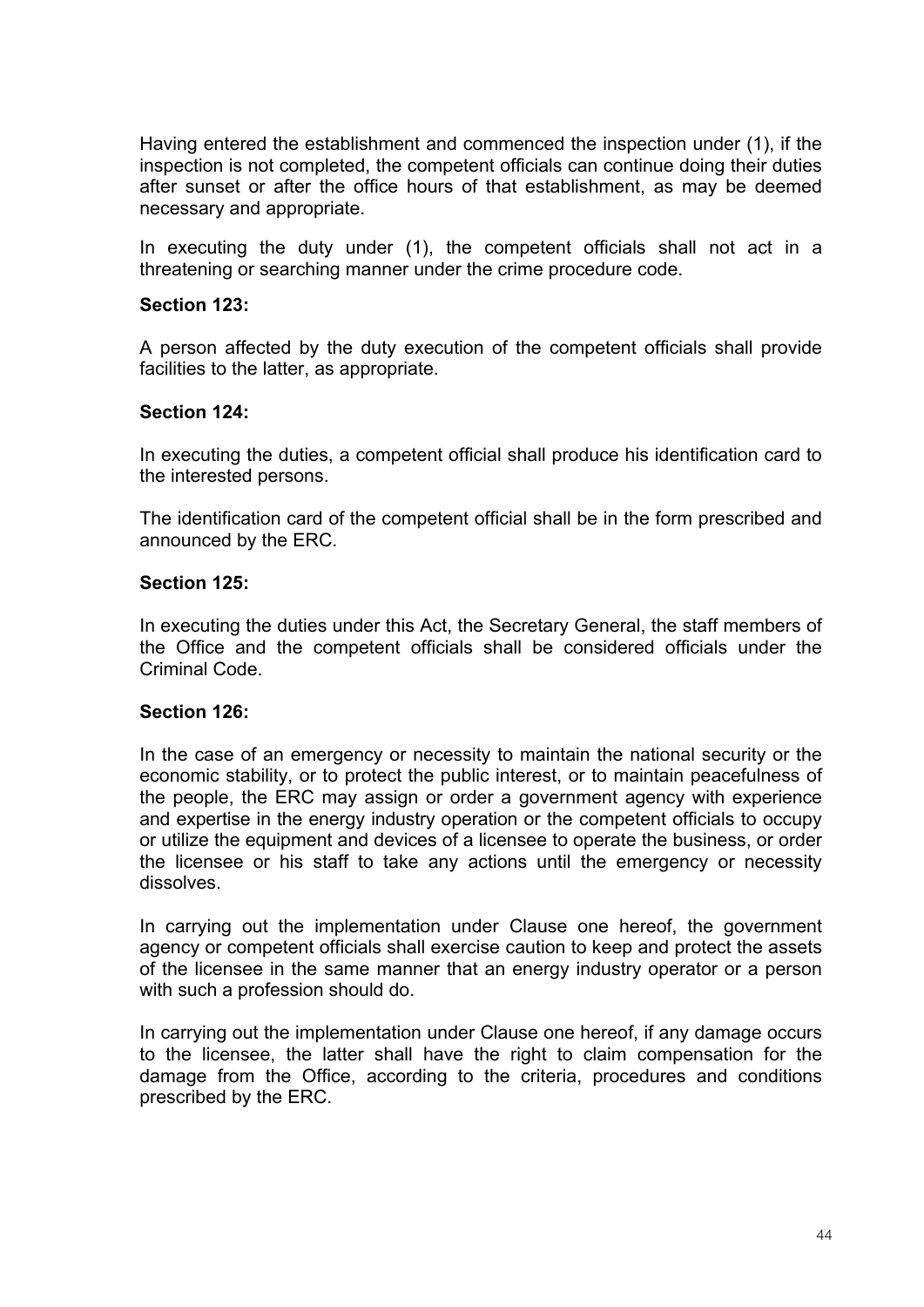Having entered the establishment and commenced the inspection under (1), if the inspection is not completed, the competent officials can continue doing their duties after sunset or after the office hours of that establishment, as may be deemed necessary and appropriate.

In executing the duty under (1), the competent officials shall not act in a threatening or searching manner under the crime procedure code.

**Section 123:**

A person affected by the duty execution of the competent officials shall provide facilities to the latter, as appropriate.

**Section 124:**

In executing the duties, a competent official shall produce his identification card to the interested persons.

The identification card of the competent official shall be in the form prescribed and announced by the ERC.

**Section 125:**

In executing the duties under this Act, the Secretary General, the staff members of the Office and the competent officials shall be considered officials under the Criminal Code.

**Section 126:**

In the case of an emergency or necessity to maintain the national security or the economic stability, or to protect the public interest, or to maintain peacefulness of the people, the ERC may assign or order a government agency with experience and expertise in the energy industry operation or the competent officials to occupy or utilize the equipment and devices of a licensee to operate the business, or order the licensee or his staff to take any actions until the emergency or necessity dissolves.

In carrying out the implementation under Clause one hereof, the government agency or competent officials shall exercise caution to keep and protect the assets of the licensee in the same manner that an energy industry operator or a person with such a profession should do.

In carrying out the implementation under Clause one hereof, if any damage occurs to the licensee, the latter shall have the right to claim compensation for the damage from the Office, according to the criteria, procedures and conditions prescribed by the ERC.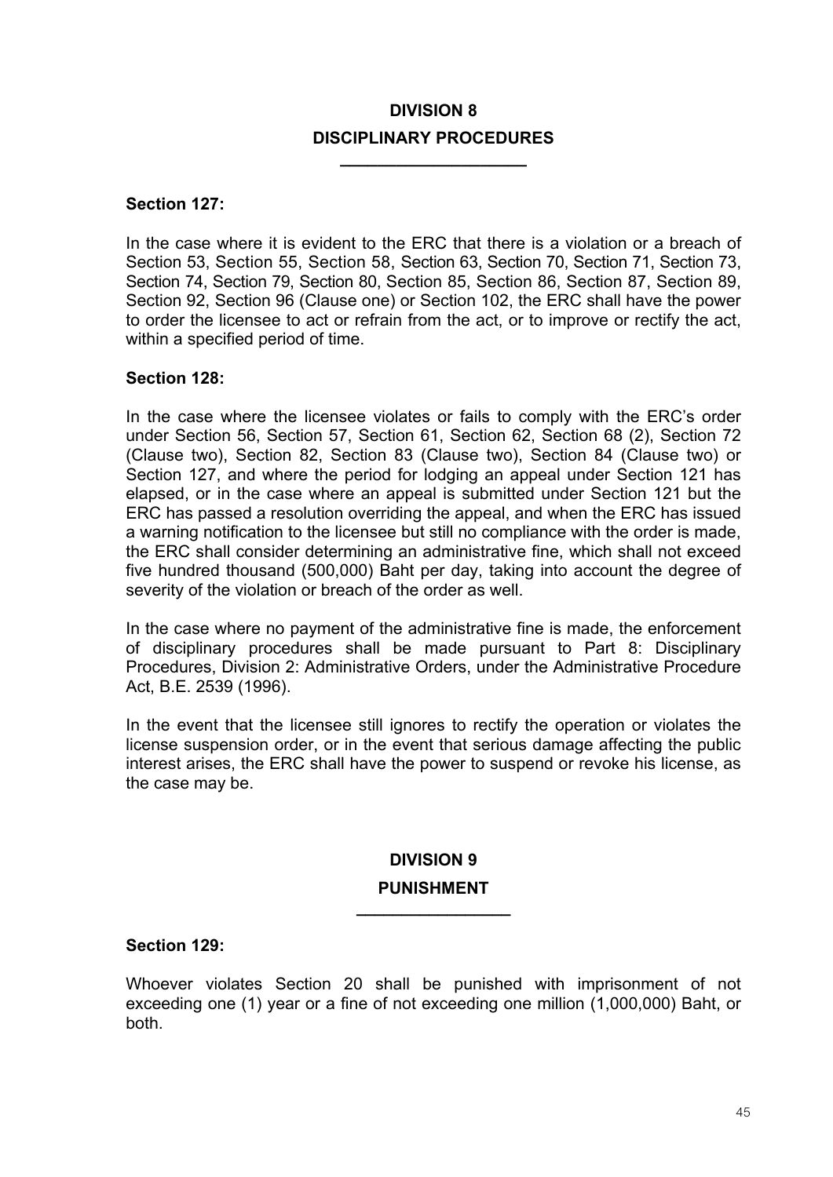## DIVISION 8
## DISCIPLINARY PROCEDURES

**Section 127:**

In the case where it is evident to the ERC that there is a violation or a breach of Section 53, Section 55, Section 58, Section 63, Section 70, Section 71, Section 73, Section 74, Section 79, Section 80, Section 85, Section 86, Section 87, Section 89, Section 92, Section 96 (Clause one) or Section 102, the ERC shall have the power to order the licensee to act or refrain from the act, or to improve or rectify the act, within a specified period of time.

**Section 128:**

In the case where the licensee violates or fails to comply with the ERC's order under Section 56, Section 57, Section 61, Section 62, Section 68 (2), Section 72 (Clause two), Section 82, Section 83 (Clause two), Section 84 (Clause two) or Section 127, and where the period for lodging an appeal under Section 121 has elapsed, or in the case where an appeal is submitted under Section 121 but the ERC has passed a resolution overriding the appeal, and when the ERC has issued a warning notification to the licensee but still no compliance with the order is made, the ERC shall consider determining an administrative fine, which shall not exceed five hundred thousand (500,000) Baht per day, taking into account the degree of severity of the violation or breach of the order as well.

In the case where no payment of the administrative fine is made, the enforcement of disciplinary procedures shall be made pursuant to Part 8: Disciplinary Procedures, Division 2: Administrative Orders, under the Administrative Procedure Act, B.E. 2539 (1996).

In the event that the licensee still ignores to rectify the operation or violates the license suspension order, or in the event that serious damage affecting the public interest arises, the ERC shall have the power to suspend or revoke his license, as the case may be.

## DIVISION 9
## PUNISHMENT

**Section 129:**

Whoever violates Section 20 shall be punished with imprisonment of not exceeding one (1) year or a fine of not exceeding one million (1,000,000) Baht, or both.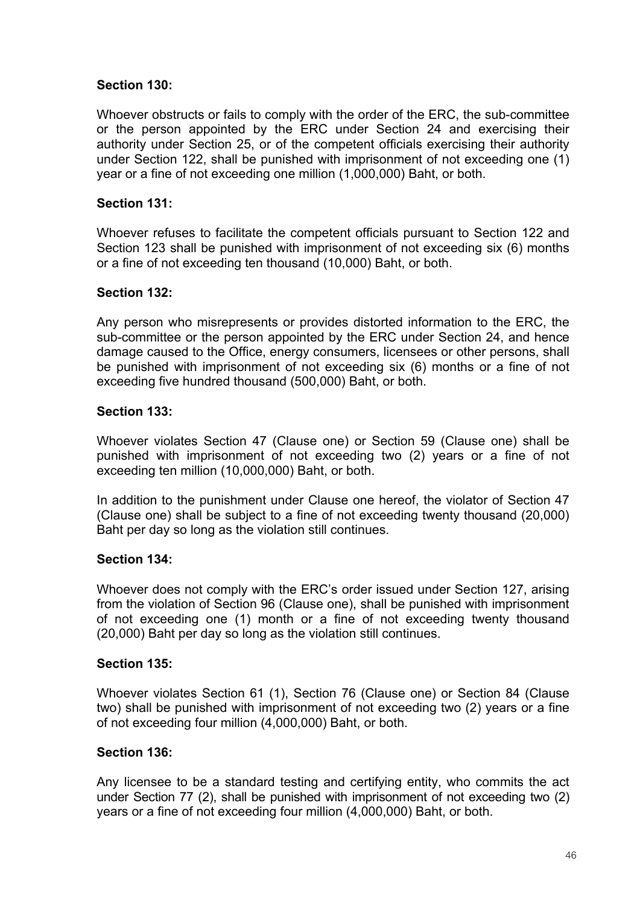**Section 130:**

Whoever obstructs or fails to comply with the order of the ERC, the sub-committee or the person appointed by the ERC under Section 24 and exercising their authority under Section 25, or of the competent officials exercising their authority under Section 122, shall be punished with imprisonment of not exceeding one (1) year or a fine of not exceeding one million (1,000,000) Baht, or both.

**Section 131:**

Whoever refuses to facilitate the competent officials pursuant to Section 122 and Section 123 shall be punished with imprisonment of not exceeding six (6) months or a fine of not exceeding ten thousand (10,000) Baht, or both.

**Section 132:**

Any person who misrepresents or provides distorted information to the ERC, the sub-committee or the person appointed by the ERC under Section 24, and hence damage caused to the Office, energy consumers, licensees or other persons, shall be punished with imprisonment of not exceeding six (6) months or a fine of not exceeding five hundred thousand (500,000) Baht, or both.

**Section 133:**

Whoever violates Section 47 (Clause one) or Section 59 (Clause one) shall be punished with imprisonment of not exceeding two (2) years or a fine of not exceeding ten million (10,000,000) Baht, or both.

In addition to the punishment under Clause one hereof, the violator of Section 47 (Clause one) shall be subject to a fine of not exceeding twenty thousand (20,000) Baht per day so long as the violation still continues.

**Section 134:**

Whoever does not comply with the ERC's order issued under Section 127, arising from the violation of Section 96 (Clause one), shall be punished with imprisonment of not exceeding one (1) month or a fine of not exceeding twenty thousand (20,000) Baht per day so long as the violation still continues.

**Section 135:**

Whoever violates Section 61 (1), Section 76 (Clause one) or Section 84 (Clause two) shall be punished with imprisonment of not exceeding two (2) years or a fine of not exceeding four million (4,000,000) Baht, or both.

**Section 136:**

Any licensee to be a standard testing and certifying entity, who commits the act under Section 77 (2), shall be punished with imprisonment of not exceeding two (2) years or a fine of not exceeding four million (4,000,000) Baht, or both.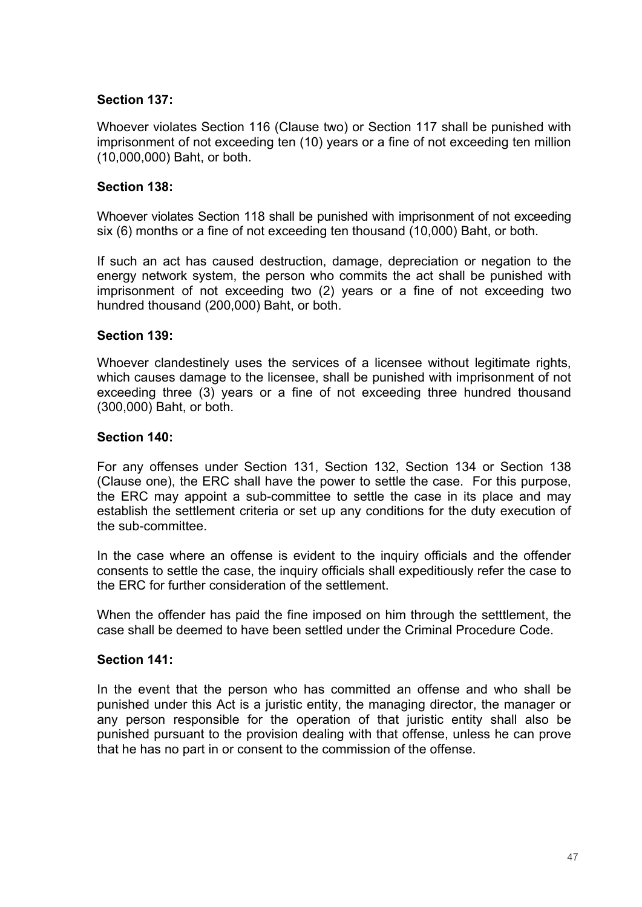**Section 137:**

Whoever violates Section 116 (Clause two) or Section 117 shall be punished with imprisonment of not exceeding ten (10) years or a fine of not exceeding ten million (10,000,000) Baht, or both.

**Section 138:**

Whoever violates Section 118 shall be punished with imprisonment of not exceeding six (6) months or a fine of not exceeding ten thousand (10,000) Baht, or both.

If such an act has caused destruction, damage, depreciation or negation to the energy network system, the person who commits the act shall be punished with imprisonment of not exceeding two (2) years or a fine of not exceeding two hundred thousand (200,000) Baht, or both.

**Section 139:**

Whoever clandestinely uses the services of a licensee without legitimate rights, which causes damage to the licensee, shall be punished with imprisonment of not exceeding three (3) years or a fine of not exceeding three hundred thousand (300,000) Baht, or both.

**Section 140:**

For any offenses under Section 131, Section 132, Section 134 or Section 138 (Clause one), the ERC shall have the power to settle the case. For this purpose, the ERC may appoint a sub-committee to settle the case in its place and may establish the settlement criteria or set up any conditions for the duty execution of the sub-committee.

In the case where an offense is evident to the inquiry officials and the offender consents to settle the case, the inquiry officials shall expeditiously refer the case to the ERC for further consideration of the settlement.

When the offender has paid the fine imposed on him through the setttlement, the case shall be deemed to have been settled under the Criminal Procedure Code.

**Section 141:**

In the event that the person who has committed an offense and who shall be punished under this Act is a juristic entity, the managing director, the manager or any person responsible for the operation of that juristic entity shall also be punished pursuant to the provision dealing with that offense, unless he can prove that he has no part in or consent to the commission of the offense.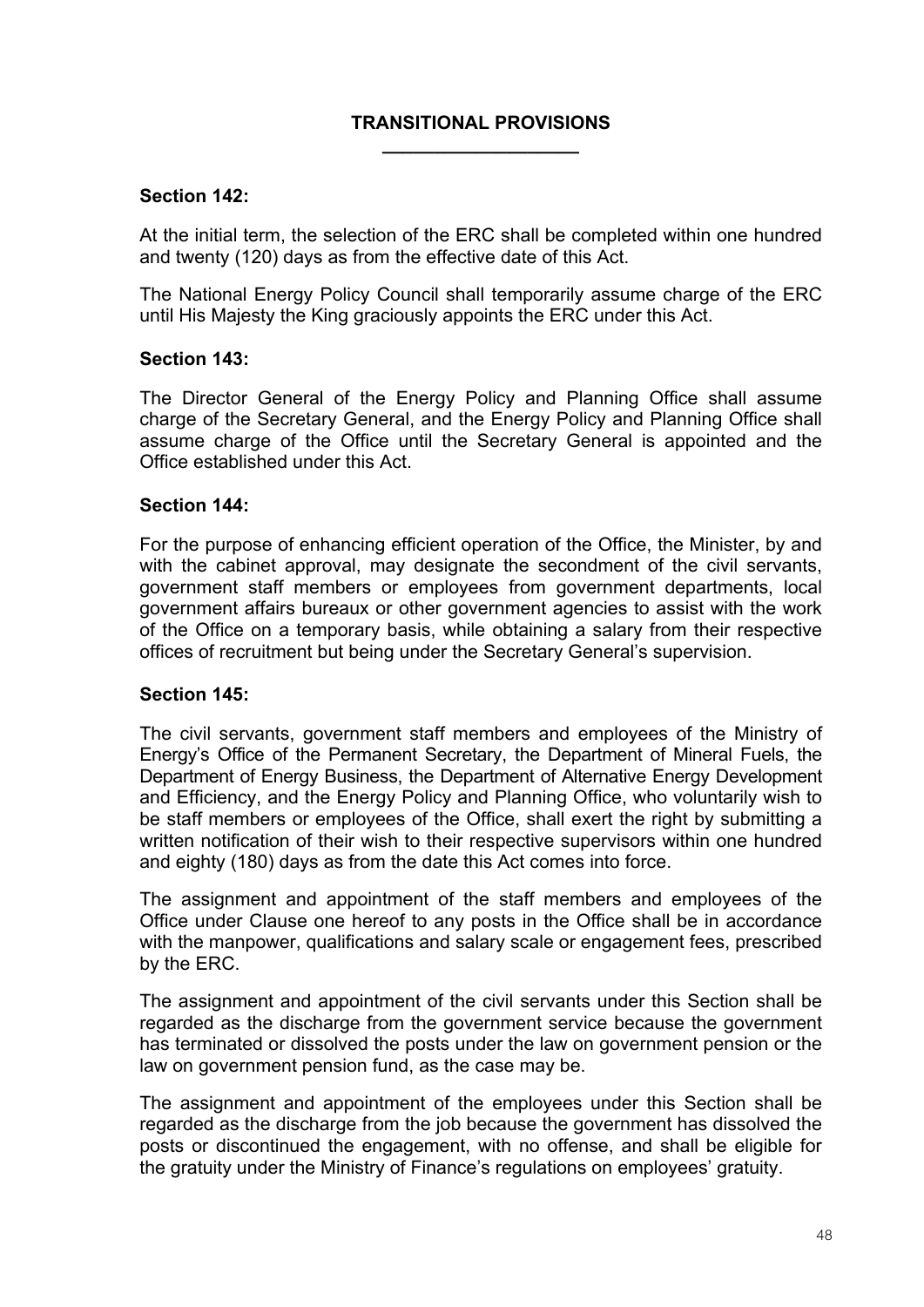## TRANSITIONAL PROVISIONS

### Section 142:

At the initial term, the selection of the ERC shall be completed within one hundred and twenty (120) days as from the effective date of this Act.

The National Energy Policy Council shall temporarily assume charge of the ERC until His Majesty the King graciously appoints the ERC under this Act.

### Section 143:

The Director General of the Energy Policy and Planning Office shall assume charge of the Secretary General, and the Energy Policy and Planning Office shall assume charge of the Office until the Secretary General is appointed and the Office established under this Act.

### Section 144:

For the purpose of enhancing efficient operation of the Office, the Minister, by and with the cabinet approval, may designate the secondment of the civil servants, government staff members or employees from government departments, local government affairs bureaux or other government agencies to assist with the work of the Office on a temporary basis, while obtaining a salary from their respective offices of recruitment but being under the Secretary General's supervision.

### Section 145:

The civil servants, government staff members and employees of the Ministry of Energy's Office of the Permanent Secretary, the Department of Mineral Fuels, the Department of Energy Business, the Department of Alternative Energy Development and Efficiency, and the Energy Policy and Planning Office, who voluntarily wish to be staff members or employees of the Office, shall exert the right by submitting a written notification of their wish to their respective supervisors within one hundred and eighty (180) days as from the date this Act comes into force.

The assignment and appointment of the staff members and employees of the Office under Clause one hereof to any posts in the Office shall be in accordance with the manpower, qualifications and salary scale or engagement fees, prescribed by the ERC.

The assignment and appointment of the civil servants under this Section shall be regarded as the discharge from the government service because the government has terminated or dissolved the posts under the law on government pension or the law on government pension fund, as the case may be.

The assignment and appointment of the employees under this Section shall be regarded as the discharge from the job because the government has dissolved the posts or discontinued the engagement, with no offense, and shall be eligible for the gratuity under the Ministry of Finance's regulations on employees' gratuity.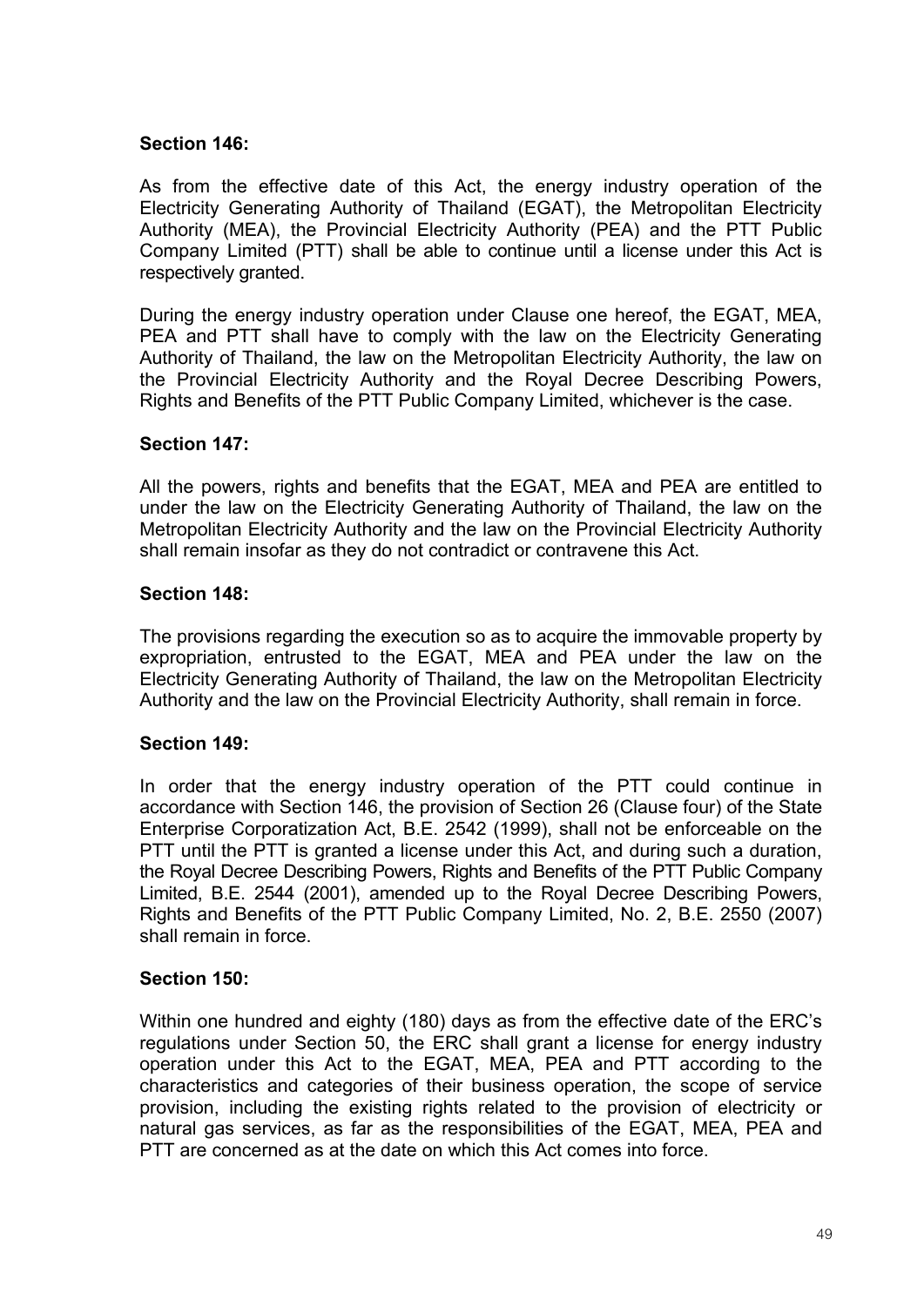**Section 146:**

As from the effective date of this Act, the energy industry operation of the Electricity Generating Authority of Thailand (EGAT), the Metropolitan Electricity Authority (MEA), the Provincial Electricity Authority (PEA) and the PTT Public Company Limited (PTT) shall be able to continue until a license under this Act is respectively granted.

During the energy industry operation under Clause one hereof, the EGAT, MEA, PEA and PTT shall have to comply with the law on the Electricity Generating Authority of Thailand, the law on the Metropolitan Electricity Authority, the law on the Provincial Electricity Authority and the Royal Decree Describing Powers, Rights and Benefits of the PTT Public Company Limited, whichever is the case.

**Section 147:**

All the powers, rights and benefits that the EGAT, MEA and PEA are entitled to under the law on the Electricity Generating Authority of Thailand, the law on the Metropolitan Electricity Authority and the law on the Provincial Electricity Authority shall remain insofar as they do not contradict or contravene this Act.

**Section 148:**

The provisions regarding the execution so as to acquire the immovable property by expropriation, entrusted to the EGAT, MEA and PEA under the law on the Electricity Generating Authority of Thailand, the law on the Metropolitan Electricity Authority and the law on the Provincial Electricity Authority, shall remain in force.

**Section 149:**

In order that the energy industry operation of the PTT could continue in accordance with Section 146, the provision of Section 26 (Clause four) of the State Enterprise Corporatization Act, B.E. 2542 (1999), shall not be enforceable on the PTT until the PTT is granted a license under this Act, and during such a duration, the Royal Decree Describing Powers, Rights and Benefits of the PTT Public Company Limited, B.E. 2544 (2001), amended up to the Royal Decree Describing Powers, Rights and Benefits of the PTT Public Company Limited, No. 2, B.E. 2550 (2007) shall remain in force.

**Section 150:**

Within one hundred and eighty (180) days as from the effective date of the ERC's regulations under Section 50, the ERC shall grant a license for energy industry operation under this Act to the EGAT, MEA, PEA and PTT according to the characteristics and categories of their business operation, the scope of service provision, including the existing rights related to the provision of electricity or natural gas services, as far as the responsibilities of the EGAT, MEA, PEA and PTT are concerned as at the date on which this Act comes into force.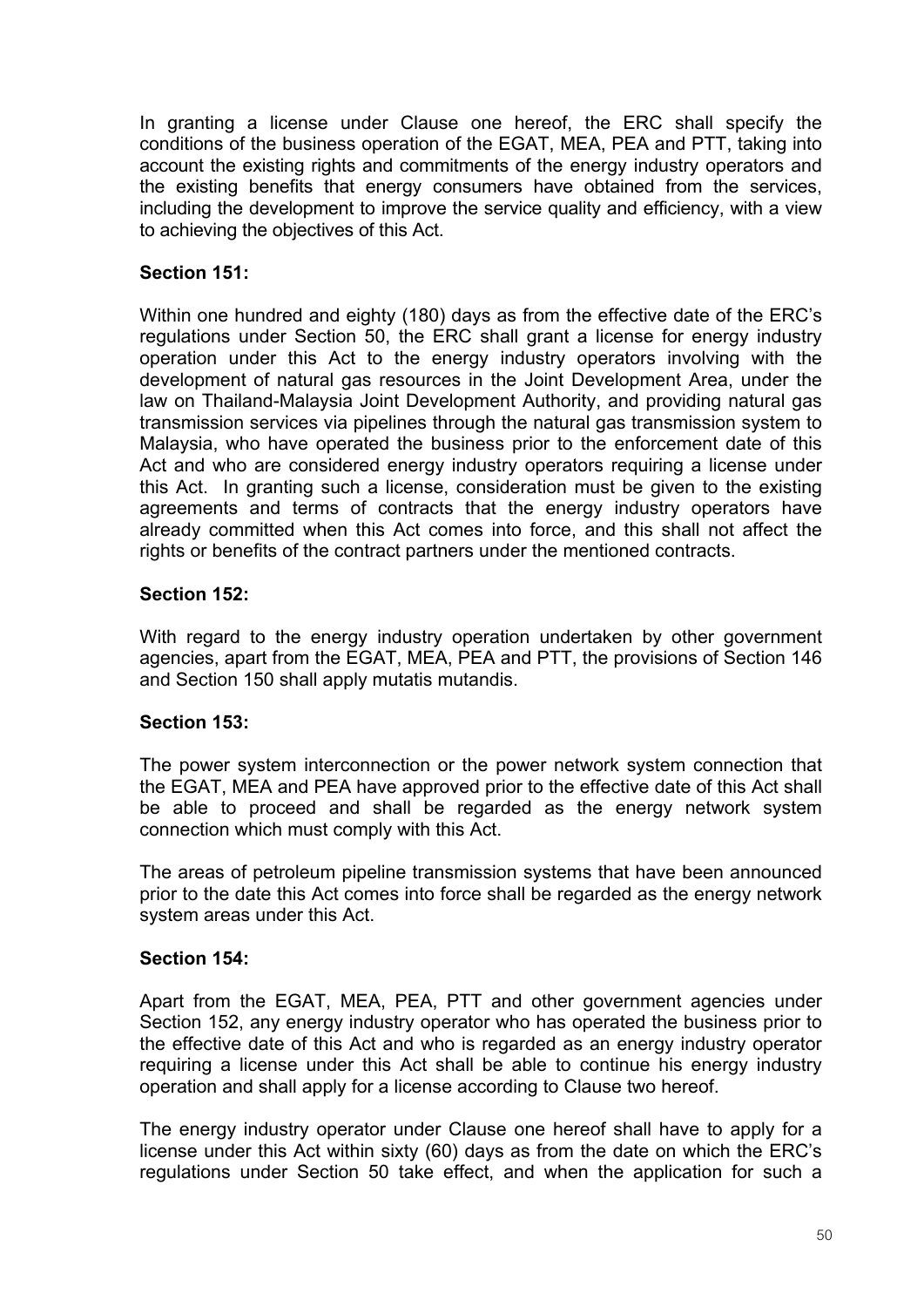In granting a license under Clause one hereof, the ERC shall specify the conditions of the business operation of the EGAT, MEA, PEA and PTT, taking into account the existing rights and commitments of the energy industry operators and the existing benefits that energy consumers have obtained from the services, including the development to improve the service quality and efficiency, with a view to achieving the objectives of this Act.

**Section 151:**

Within one hundred and eighty (180) days as from the effective date of the ERC's regulations under Section 50, the ERC shall grant a license for energy industry operation under this Act to the energy industry operators involving with the development of natural gas resources in the Joint Development Area, under the law on Thailand-Malaysia Joint Development Authority, and providing natural gas transmission services via pipelines through the natural gas transmission system to Malaysia, who have operated the business prior to the enforcement date of this Act and who are considered energy industry operators requiring a license under this Act. In granting such a license, consideration must be given to the existing agreements and terms of contracts that the energy industry operators have already committed when this Act comes into force, and this shall not affect the rights or benefits of the contract partners under the mentioned contracts.

**Section 152:**

With regard to the energy industry operation undertaken by other government agencies, apart from the EGAT, MEA, PEA and PTT, the provisions of Section 146 and Section 150 shall apply mutatis mutandis.

**Section 153:**

The power system interconnection or the power network system connection that the EGAT, MEA and PEA have approved prior to the effective date of this Act shall be able to proceed and shall be regarded as the energy network system connection which must comply with this Act.

The areas of petroleum pipeline transmission systems that have been announced prior to the date this Act comes into force shall be regarded as the energy network system areas under this Act.

**Section 154:**

Apart from the EGAT, MEA, PEA, PTT and other government agencies under Section 152, any energy industry operator who has operated the business prior to the effective date of this Act and who is regarded as an energy industry operator requiring a license under this Act shall be able to continue his energy industry operation and shall apply for a license according to Clause two hereof.

The energy industry operator under Clause one hereof shall have to apply for a license under this Act within sixty (60) days as from the date on which the ERC's regulations under Section 50 take effect, and when the application for such a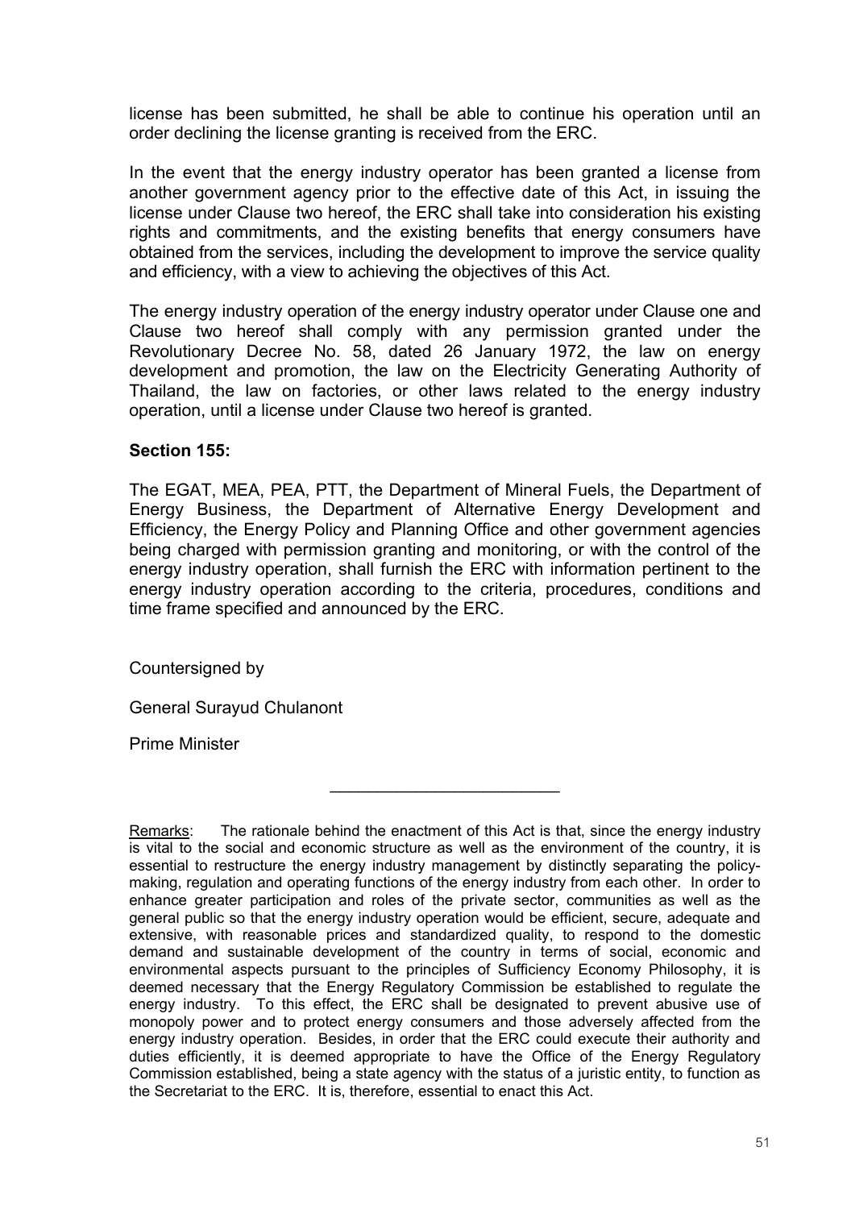license has been submitted, he shall be able to continue his operation until an order declining the license granting is received from the ERC.

In the event that the energy industry operator has been granted a license from another government agency prior to the effective date of this Act, in issuing the license under Clause two hereof, the ERC shall take into consideration his existing rights and commitments, and the existing benefits that energy consumers have obtained from the services, including the development to improve the service quality and efficiency, with a view to achieving the objectives of this Act.

The energy industry operation of the energy industry operator under Clause one and Clause two hereof shall comply with any permission granted under the Revolutionary Decree No. 58, dated 26 January 1972, the law on energy development and promotion, the law on the Electricity Generating Authority of Thailand, the law on factories, or other laws related to the energy industry operation, until a license under Clause two hereof is granted.

**Section 155:**

The EGAT, MEA, PEA, PTT, the Department of Mineral Fuels, the Department of Energy Business, the Department of Alternative Energy Development and Efficiency, the Energy Policy and Planning Office and other government agencies being charged with permission granting and monitoring, or with the control of the energy industry operation, shall furnish the ERC with information pertinent to the energy industry operation according to the criteria, procedures, conditions and time frame specified and announced by the ERC.

Countersigned by

General Surayud Chulanont

Prime Minister

---

Remarks: The rationale behind the enactment of this Act is that, since the energy industry is vital to the social and economic structure as well as the environment of the country, it is essential to restructure the energy industry management by distinctly separating the policy-making, regulation and operating functions of the energy industry from each other. In order to enhance greater participation and roles of the private sector, communities as well as the general public so that the energy industry operation would be efficient, secure, adequate and extensive, with reasonable prices and standardized quality, to respond to the domestic demand and sustainable development of the country in terms of social, economic and environmental aspects pursuant to the principles of Sufficiency Economy Philosophy, it is deemed necessary that the Energy Regulatory Commission be established to regulate the energy industry. To this effect, the ERC shall be designated to prevent abusive use of monopoly power and to protect energy consumers and those adversely affected from the energy industry operation. Besides, in order that the ERC could execute their authority and duties efficiently, it is deemed appropriate to have the Office of the Energy Regulatory Commission established, being a state agency with the status of a juristic entity, to function as the Secretariat to the ERC. It is, therefore, essential to enact this Act.